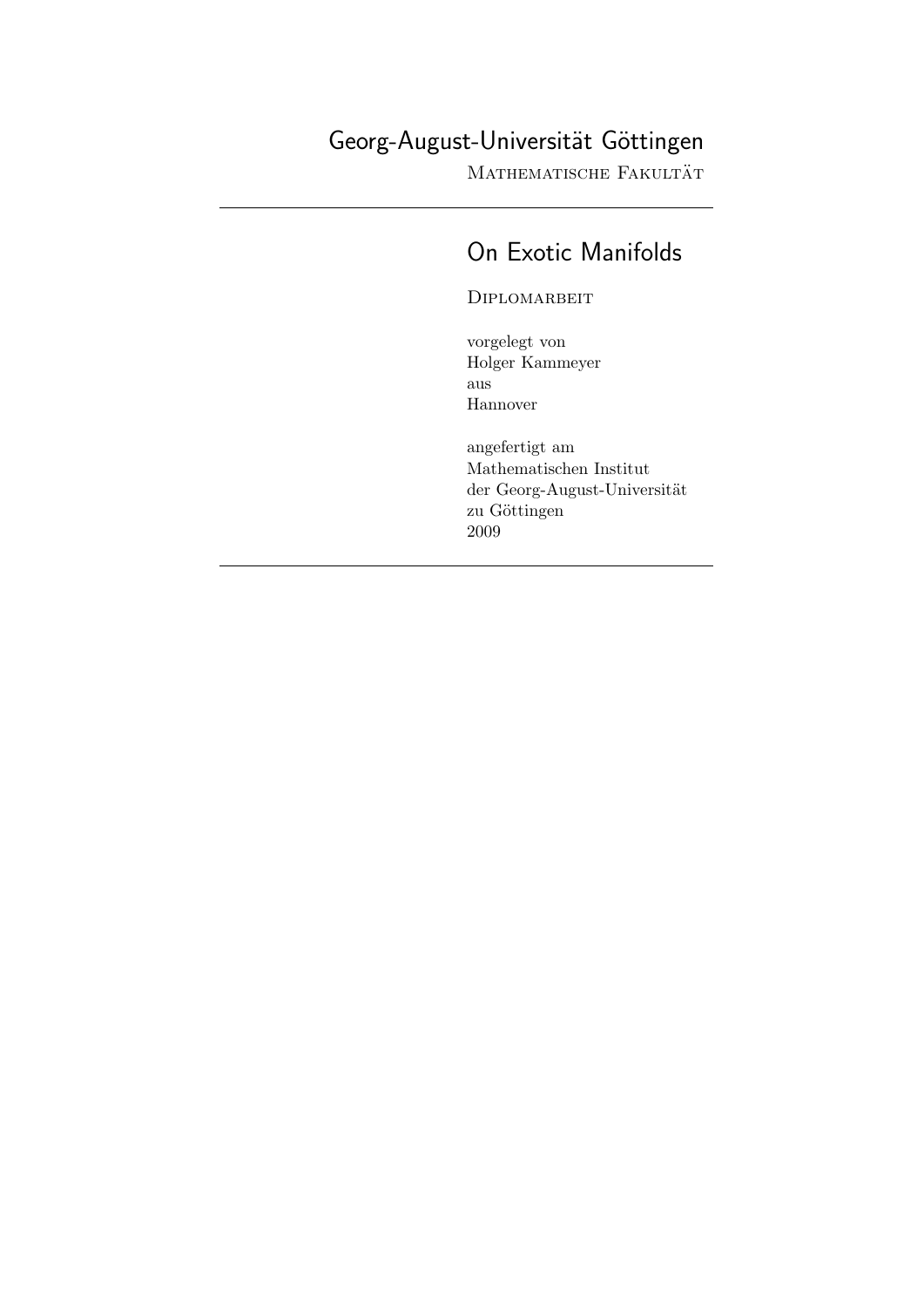Georg-August-Universität Göttingen

Mathematische Fakultät

---

# On Exotic Manifolds

Diplomarbeit

vorgelegt von
Holger Kammeyer
aus
Hannover

angefertigt am
Mathematischen Institut
der Georg-August-Universität
zu Göttingen
2009

---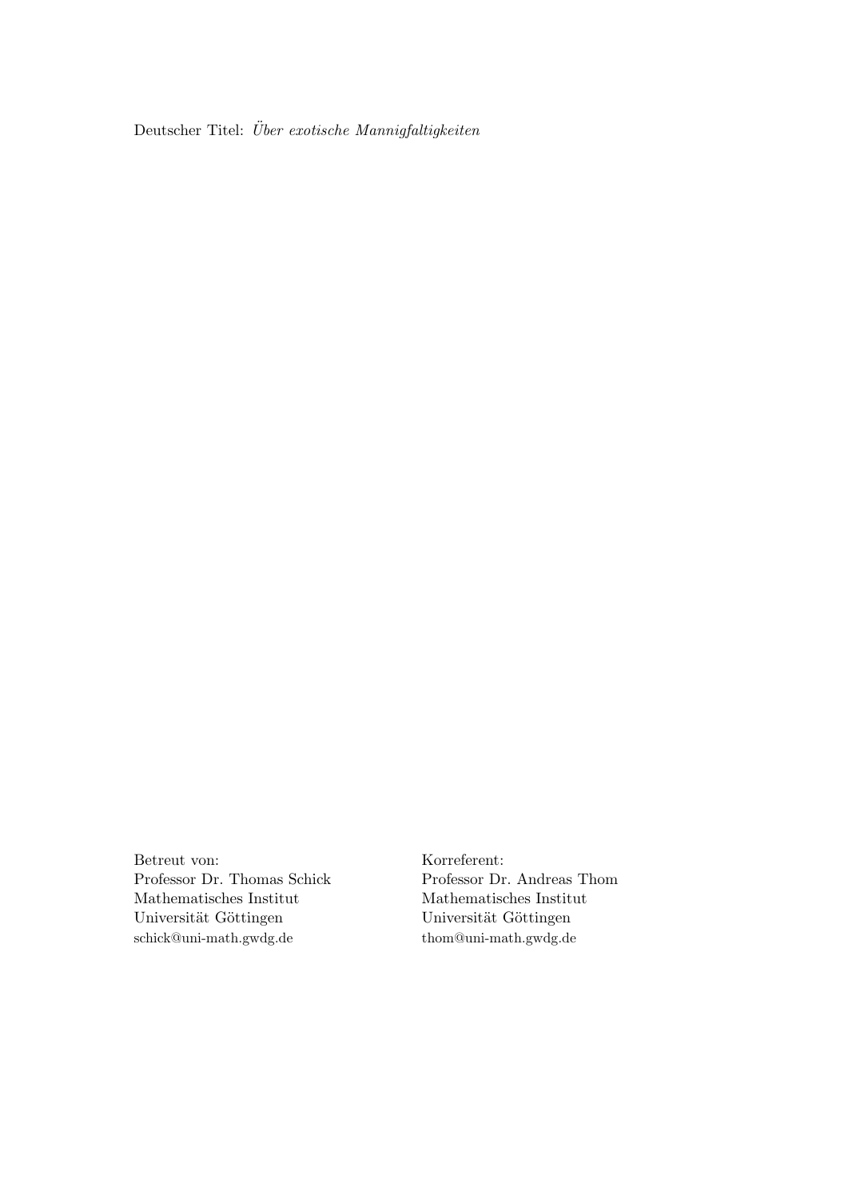Deutscher Titel: *Über exotische Mannigfaltigkeiten*

Betreut von:
Professor Dr. Thomas Schick
Mathematisches Institut
Universität Göttingen
schick@uni-math.gwdg.de

Korreferent:
Professor Dr. Andreas Thom
Mathematisches Institut
Universität Göttingen
thom@uni-math.gwdg.de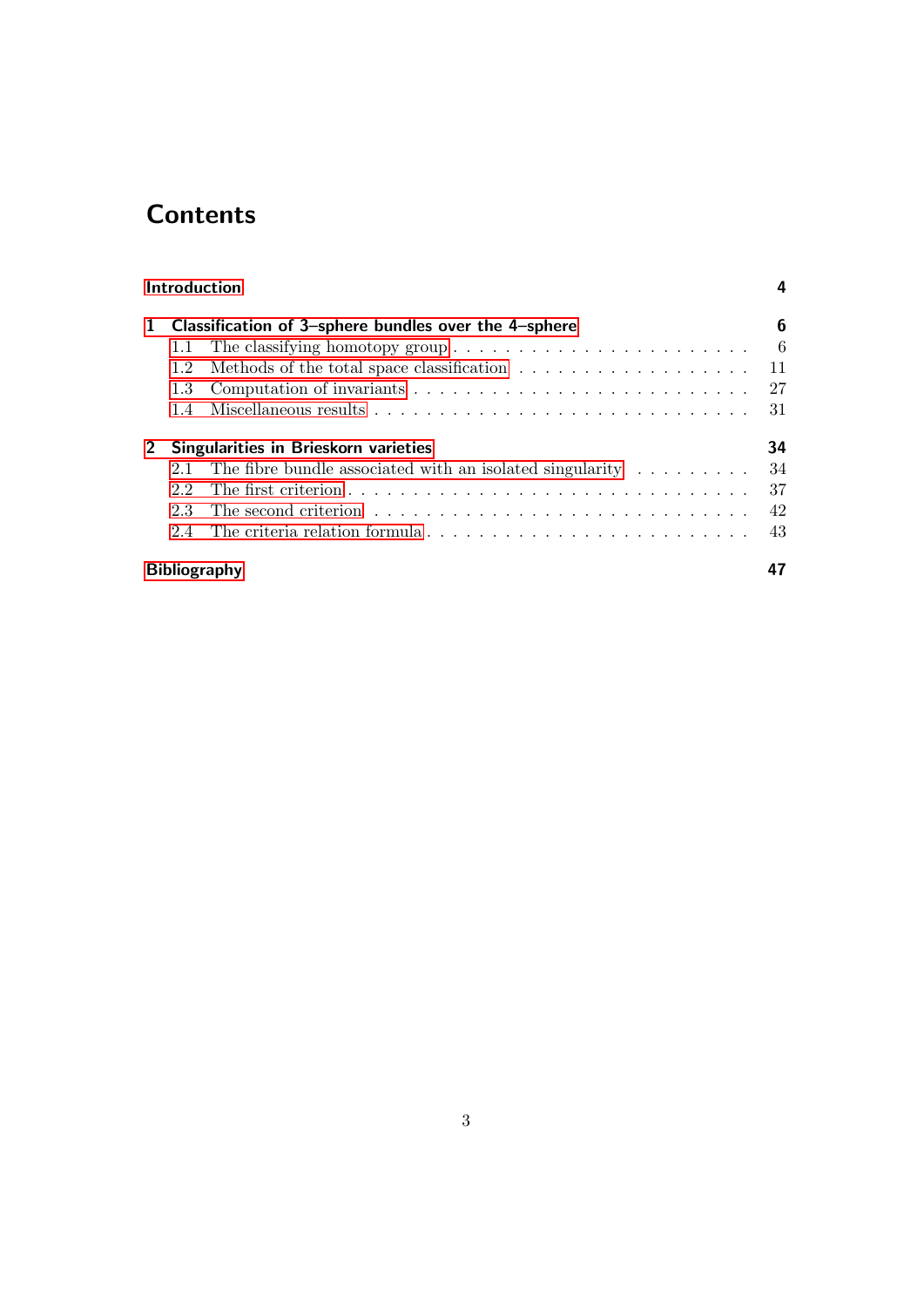# Contents

**Introduction** **4**

**1 Classification of 3–sphere bundles over the 4–sphere** **6**

- 1.1 The classifying homotopy group . . . . . . . . . . . . . . . . . . . . . . . 6
- 1.2 Methods of the total space classification . . . . . . . . . . . . . . . . . . 11
- 1.3 Computation of invariants . . . . . . . . . . . . . . . . . . . . . . . . . . 27
- 1.4 Miscellaneous results . . . . . . . . . . . . . . . . . . . . . . . . . . . . 31

**2 Singularities in Brieskorn varieties** **34**

- 2.1 The fibre bundle associated with an isolated singularity . . . . . . . . . 34
- 2.2 The first criterion . . . . . . . . . . . . . . . . . . . . . . . . . . . . . . 37
- 2.3 The second criterion . . . . . . . . . . . . . . . . . . . . . . . . . . . . 42
- 2.4 The criteria relation formula . . . . . . . . . . . . . . . . . . . . . . . . 43

**Bibliography** **47**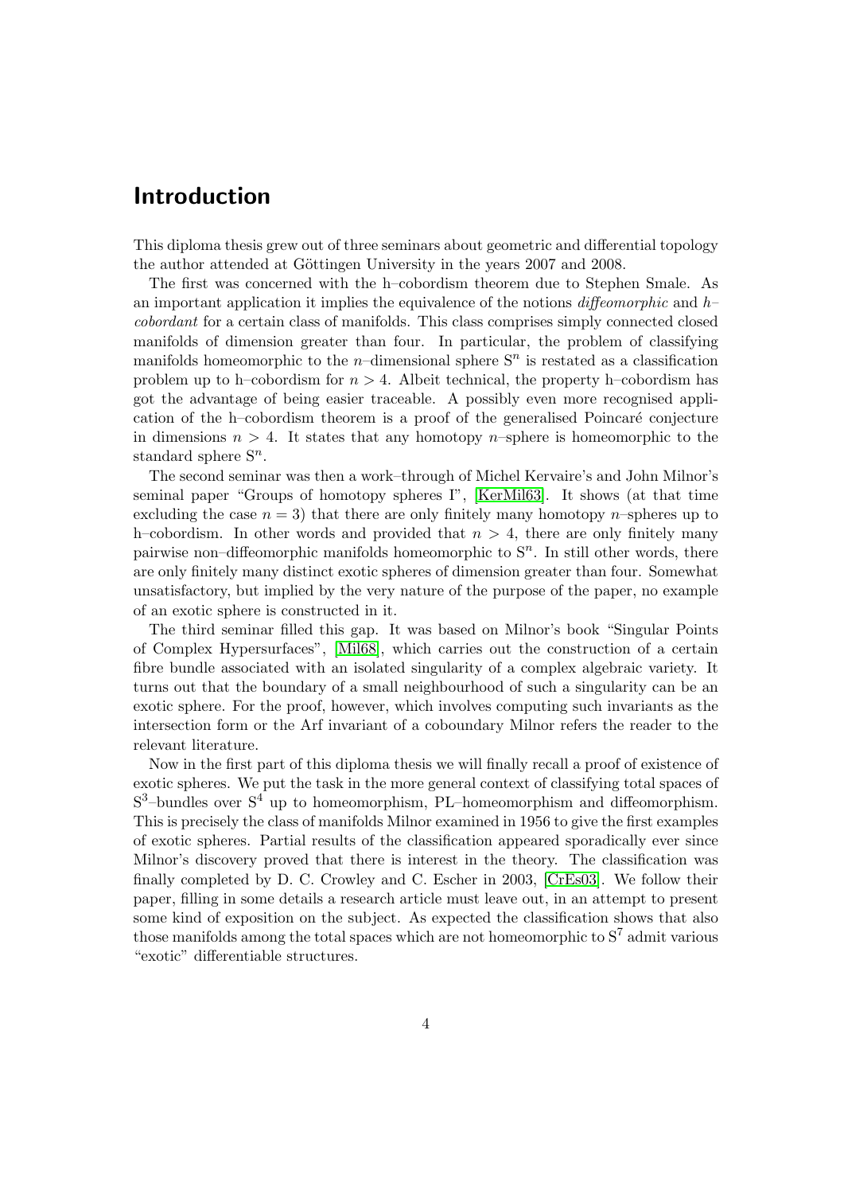# Introduction

This diploma thesis grew out of three seminars about geometric and differential topology the author attended at Göttingen University in the years 2007 and 2008.

The first was concerned with the h–cobordism theorem due to Stephen Smale. As an important application it implies the equivalence of the notions *diffeomorphic* and *h–cobordant* for a certain class of manifolds. This class comprises simply connected closed manifolds of dimension greater than four. In particular, the problem of classifying manifolds homeomorphic to the $n$–dimensional sphere $S^n$ is restated as a classification problem up to h–cobordism for $n > 4$. Albeit technical, the property h–cobordism has got the advantage of being easier traceable. A possibly even more recognised application of the h–cobordism theorem is a proof of the generalised Poincaré conjecture in dimensions $n > 4$. It states that any homotopy $n$–sphere is homeomorphic to the standard sphere $S^n$.

The second seminar was then a work–through of Michel Kervaire's and John Milnor's seminal paper "Groups of homotopy spheres I", [KerMil63]. It shows (at that time excluding the case $n = 3$) that there are only finitely many homotopy $n$–spheres up to h–cobordism. In other words and provided that $n > 4$, there are only finitely many pairwise non–diffeomorphic manifolds homeomorphic to $S^n$. In still other words, there are only finitely many distinct exotic spheres of dimension greater than four. Somewhat unsatisfactory, but implied by the very nature of the purpose of the paper, no example of an exotic sphere is constructed in it.

The third seminar filled this gap. It was based on Milnor's book "Singular Points of Complex Hypersurfaces", [Mil68], which carries out the construction of a certain fibre bundle associated with an isolated singularity of a complex algebraic variety. It turns out that the boundary of a small neighbourhood of such a singularity can be an exotic sphere. For the proof, however, which involves computing such invariants as the intersection form or the Arf invariant of a coboundary Milnor refers the reader to the relevant literature.

Now in the first part of this diploma thesis we will finally recall a proof of existence of exotic spheres. We put the task in the more general context of classifying total spaces of $S^3$–bundles over $S^4$ up to homeomorphism, PL–homeomorphism and diffeomorphism. This is precisely the class of manifolds Milnor examined in 1956 to give the first examples of exotic spheres. Partial results of the classification appeared sporadically ever since Milnor's discovery proved that there is interest in the theory. The classification was finally completed by D. C. Crowley and C. Escher in 2003, [CrEs03]. We follow their paper, filling in some details a research article must leave out, in an attempt to present some kind of exposition on the subject. As expected the classification shows that also those manifolds among the total spaces which are not homeomorphic to $S^7$ admit various "exotic" differentiable structures.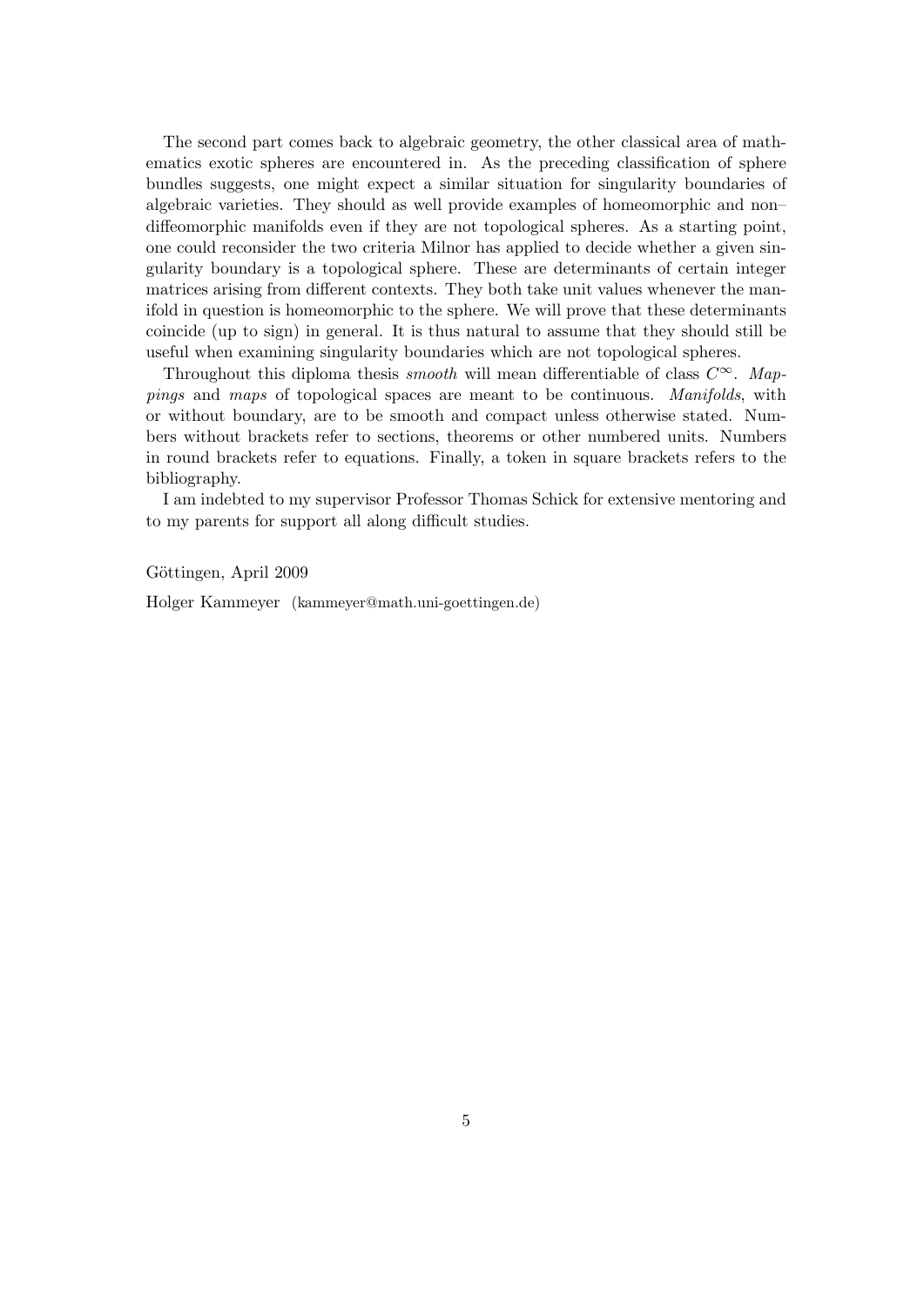The second part comes back to algebraic geometry, the other classical area of mathematics exotic spheres are encountered in. As the preceding classification of sphere bundles suggests, one might expect a similar situation for singularity boundaries of algebraic varieties. They should as well provide examples of homeomorphic and non–diffeomorphic manifolds even if they are not topological spheres. As a starting point, one could reconsider the two criteria Milnor has applied to decide whether a given singularity boundary is a topological sphere. These are determinants of certain integer matrices arising from different contexts. They both take unit values whenever the manifold in question is homeomorphic to the sphere. We will prove that these determinants coincide (up to sign) in general. It is thus natural to assume that they should still be useful when examining singularity boundaries which are not topological spheres.

Throughout this diploma thesis *smooth* will mean differentiable of class $C^\infty$. *Mappings* and *maps* of topological spaces are meant to be continuous. *Manifolds*, with or without boundary, are to be smooth and compact unless otherwise stated. Numbers without brackets refer to sections, theorems or other numbered units. Numbers in round brackets refer to equations. Finally, a token in square brackets refers to the bibliography.

I am indebted to my supervisor Professor Thomas Schick for extensive mentoring and to my parents for support all along difficult studies.

Göttingen, April 2009

Holger Kammeyer (kammeyer@math.uni-goettingen.de)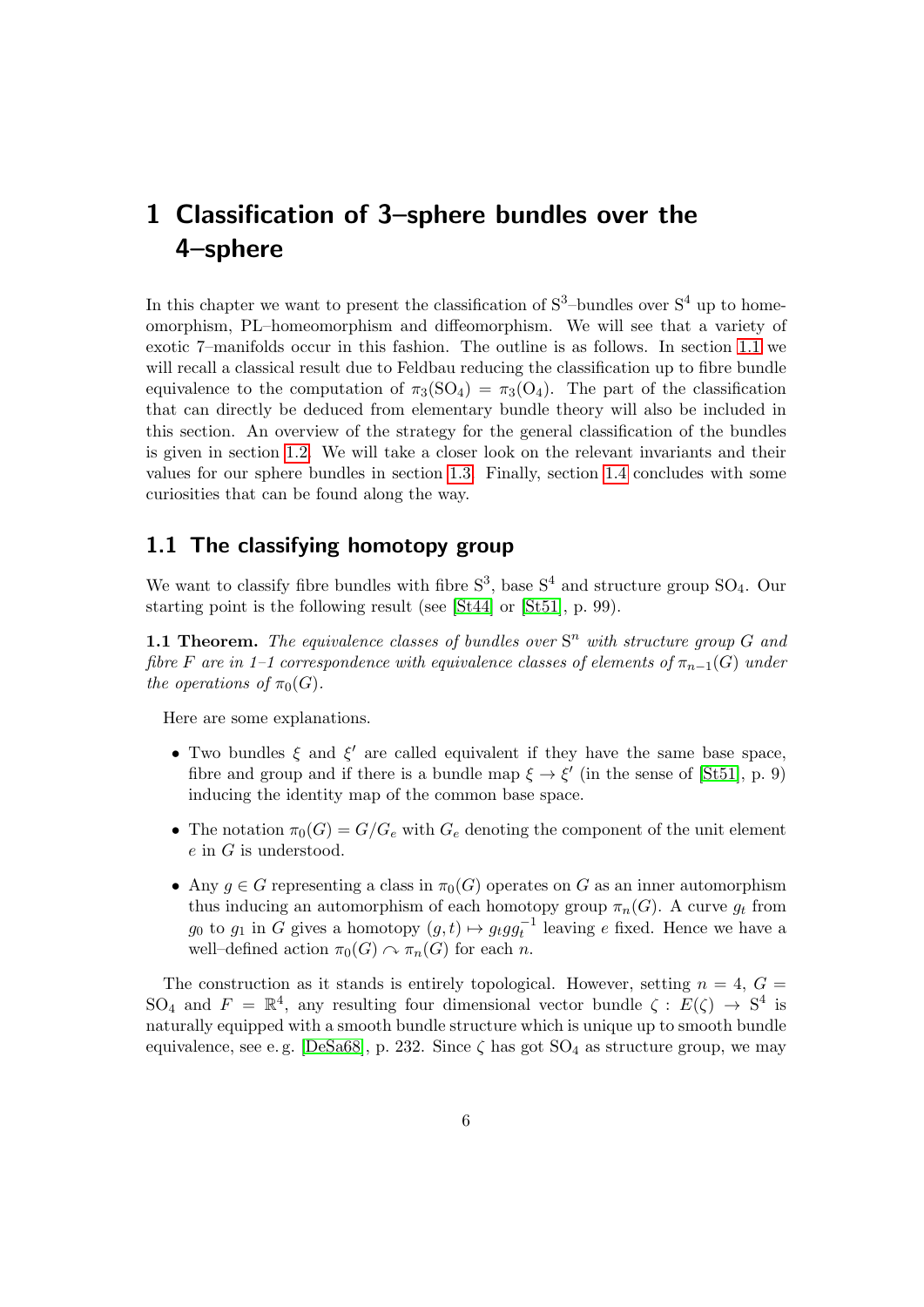# 1 Classification of 3–sphere bundles over the 4–sphere

In this chapter we want to present the classification of $S^3$–bundles over $S^4$ up to homeomorphism, PL–homeomorphism and diffeomorphism. We will see that a variety of exotic 7–manifolds occur in this fashion. The outline is as follows. In section 1.1 we will recall a classical result due to Feldbau reducing the classification up to fibre bundle equivalence to the computation of $\pi_3(SO_4) = \pi_3(O_4)$. The part of the classification that can directly be deduced from elementary bundle theory will also be included in this section. An overview of the strategy for the general classification of the bundles is given in section 1.2. We will take a closer look on the relevant invariants and their values for our sphere bundles in section 1.3. Finally, section 1.4 concludes with some curiosities that can be found along the way.

## 1.1 The classifying homotopy group

We want to classify fibre bundles with fibre $S^3$, base $S^4$ and structure group $SO_4$. Our starting point is the following result (see [St44] or [St51], p. 99).

**1.1 Theorem.** *The equivalence classes of bundles over $S^n$ with structure group $G$ and fibre $F$ are in 1–1 correspondence with equivalence classes of elements of $\pi_{n-1}(G)$ under the operations of $\pi_0(G)$.*

Here are some explanations.

- Two bundles $\xi$ and $\xi'$ are called equivalent if they have the same base space, fibre and group and if there is a bundle map $\xi \to \xi'$ (in the sense of [St51], p. 9) inducing the identity map of the common base space.
- The notation $\pi_0(G) = G/G_e$ with $G_e$ denoting the component of the unit element $e$ in $G$ is understood.
- Any $g \in G$ representing a class in $\pi_0(G)$ operates on $G$ as an inner automorphism thus inducing an automorphism of each homotopy group $\pi_n(G)$. A curve $g_t$ from $g_0$ to $g_1$ in $G$ gives a homotopy $(g, t) \mapsto g_t g g_t^{-1}$ leaving $e$ fixed. Hence we have a well–defined action $\pi_0(G) \curvearrowright \pi_n(G)$ for each $n$.

The construction as it stands is entirely topological. However, setting $n = 4$, $G = SO_4$ and $F = \mathbb{R}^4$, any resulting four dimensional vector bundle $\zeta : E(\zeta) \to S^4$ is naturally equipped with a smooth bundle structure which is unique up to smooth bundle equivalence, see e. g. [DeSa68], p. 232. Since $\zeta$ has got $SO_4$ as structure group, we may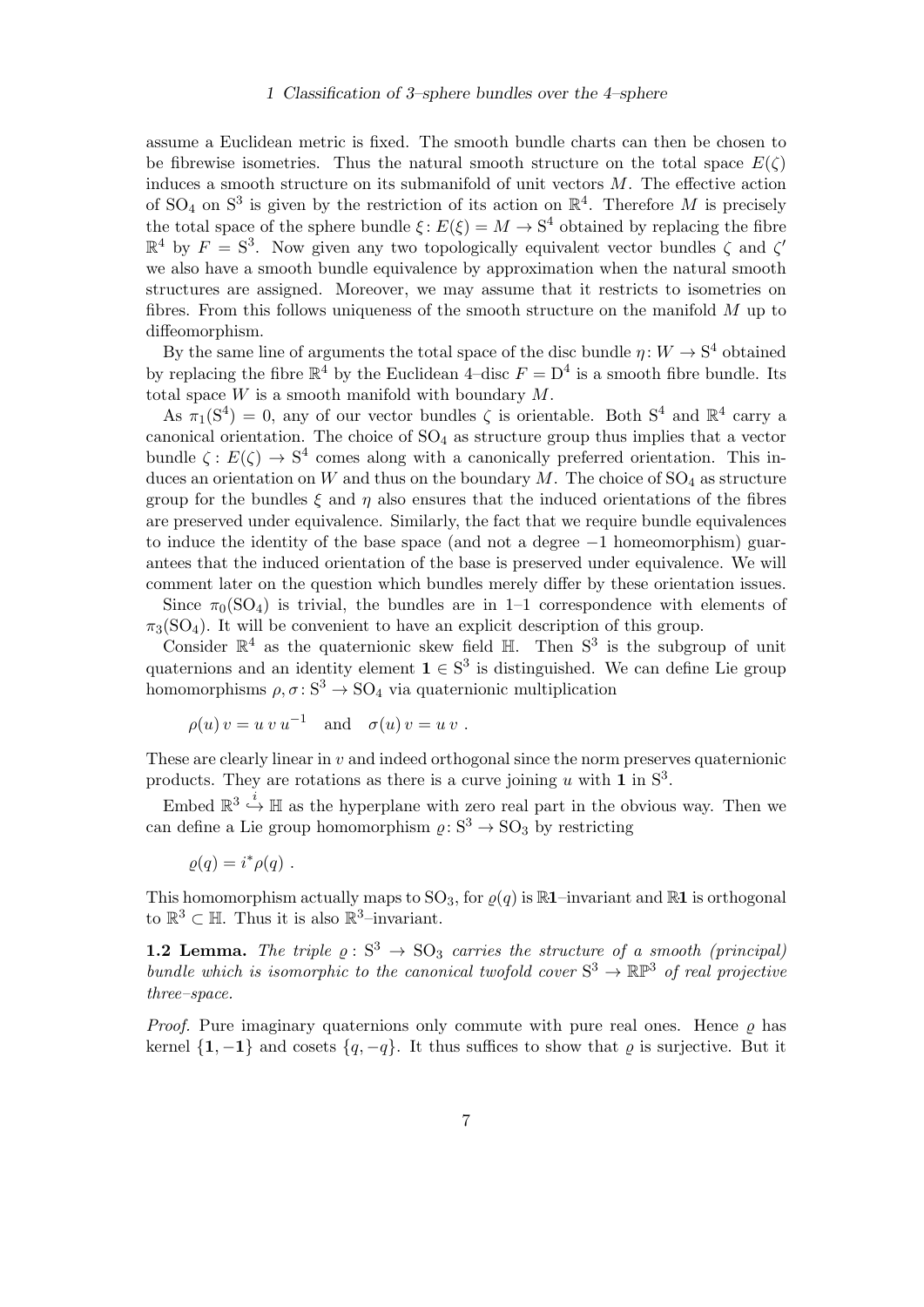assume a Euclidean metric is fixed. The smooth bundle charts can then be chosen to be fibrewise isometries. Thus the natural smooth structure on the total space $E(\zeta)$ induces a smooth structure on its submanifold of unit vectors $M$. The effective action of $\mathrm{SO}_4$ on $\mathrm{S}^3$ is given by the restriction of its action on $\mathbb{R}^4$. Therefore $M$ is precisely the total space of the sphere bundle $\xi\colon E(\xi) = M \to \mathrm{S}^4$ obtained by replacing the fibre $\mathbb{R}^4$ by $F = \mathrm{S}^3$. Now given any two topologically equivalent vector bundles $\zeta$ and $\zeta'$ we also have a smooth bundle equivalence by approximation when the natural smooth structures are assigned. Moreover, we may assume that it restricts to isometries on fibres. From this follows uniqueness of the smooth structure on the manifold $M$ up to diffeomorphism.

By the same line of arguments the total space of the disc bundle $\eta\colon W \to \mathrm{S}^4$ obtained by replacing the fibre $\mathbb{R}^4$ by the Euclidean 4–disc $F = \mathrm{D}^4$ is a smooth fibre bundle. Its total space $W$ is a smooth manifold with boundary $M$.

As $\pi_1(\mathrm{S}^4) = 0$, any of our vector bundles $\zeta$ is orientable. Both $\mathrm{S}^4$ and $\mathbb{R}^4$ carry a canonical orientation. The choice of $\mathrm{SO}_4$ as structure group thus implies that a vector bundle $\zeta : E(\zeta) \to \mathrm{S}^4$ comes along with a canonically preferred orientation. This induces an orientation on $W$ and thus on the boundary $M$. The choice of $\mathrm{SO}_4$ as structure group for the bundles $\xi$ and $\eta$ also ensures that the induced orientations of the fibres are preserved under equivalence. Similarly, the fact that we require bundle equivalences to induce the identity of the base space (and not a degree $-1$ homeomorphism) guarantees that the induced orientation of the base is preserved under equivalence. We will comment later on the question which bundles merely differ by these orientation issues.

Since $\pi_0(\mathrm{SO}_4)$ is trivial, the bundles are in 1–1 correspondence with elements of $\pi_3(\mathrm{SO}_4)$. It will be convenient to have an explicit description of this group.

Consider $\mathbb{R}^4$ as the quaternionic skew field $\mathbb{H}$. Then $\mathrm{S}^3$ is the subgroup of unit quaternions and an identity element $\mathbf{1} \in \mathrm{S}^3$ is distinguished. We can define Lie group homomorphisms $\rho, \sigma\colon \mathrm{S}^3 \to \mathrm{SO}_4$ via quaternionic multiplication

$$\rho(u)\, v = u\, v\, u^{-1} \quad \text{and} \quad \sigma(u)\, v = u\, v \ .$$

These are clearly linear in $v$ and indeed orthogonal since the norm preserves quaternionic products. They are rotations as there is a curve joining $u$ with $\mathbf{1}$ in $\mathrm{S}^3$.

Embed $\mathbb{R}^3 \overset{i}{\hookrightarrow} \mathbb{H}$ as the hyperplane with zero real part in the obvious way. Then we can define a Lie group homomorphism $\varrho\colon \mathrm{S}^3 \to \mathrm{SO}_3$ by restricting

$$\varrho(q) = i^* \rho(q) \ .$$

This homomorphism actually maps to $\mathrm{SO}_3$, for $\varrho(q)$ is $\mathbb{R}\mathbf{1}$–invariant and $\mathbb{R}\mathbf{1}$ is orthogonal to $\mathbb{R}^3 \subset \mathbb{H}$. Thus it is also $\mathbb{R}^3$–invariant.

**1.2 Lemma.** *The triple $\varrho : \mathrm{S}^3 \to \mathrm{SO}_3$ carries the structure of a smooth (principal) bundle which is isomorphic to the canonical twofold cover $\mathrm{S}^3 \to \mathbb{RP}^3$ of real projective three–space.*

*Proof.* Pure imaginary quaternions only commute with pure real ones. Hence $\varrho$ has kernel $\{\mathbf{1}, -\mathbf{1}\}$ and cosets $\{q, -q\}$. It thus suffices to show that $\varrho$ is surjective. But it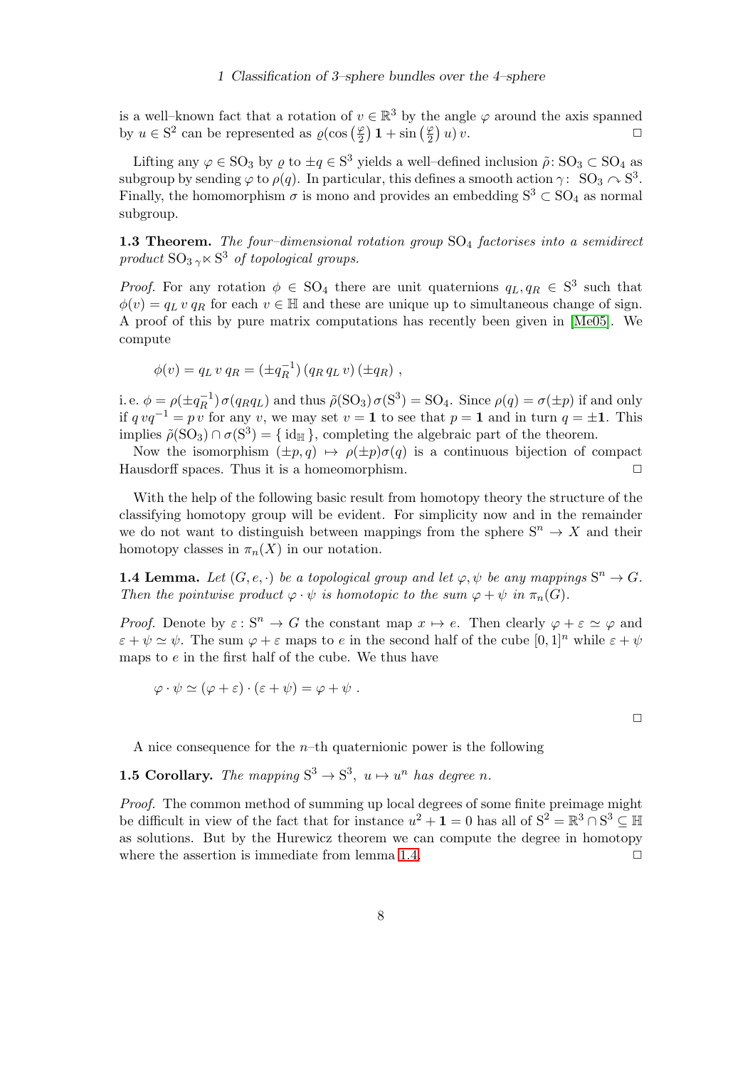is a well–known fact that a rotation of $v \in \mathbb{R}^3$ by the angle $\varphi$ around the axis spanned by $u \in \mathrm{S}^2$ can be represented as $\varrho(\cos\left(\frac{\varphi}{2}\right)\mathbf{1} + \sin\left(\frac{\varphi}{2}\right)u)\,v$. □

Lifting any $\varphi \in \mathrm{SO}_3$ by $\varrho$ to $\pm q \in \mathrm{S}^3$ yields a well–defined inclusion $\tilde{\rho}\colon \mathrm{SO}_3 \subset \mathrm{SO}_4$ as subgroup by sending $\varphi$ to $\rho(q)$. In particular, this defines a smooth action $\gamma\colon\ \mathrm{SO}_3 \curvearrowright \mathrm{S}^3$. Finally, the homomorphism $\sigma$ is mono and provides an embedding $\mathrm{S}^3 \subset \mathrm{SO}_4$ as normal subgroup.

**1.3 Theorem.** *The four–dimensional rotation group $\mathrm{SO}_4$ factorises into a semidirect product $\mathrm{SO}_3\,{}_\gamma\!\ltimes \mathrm{S}^3$ of topological groups.*

*Proof.* For any rotation $\phi \in \mathrm{SO}_4$ there are unit quaternions $q_L, q_R \in \mathrm{S}^3$ such that $\phi(v) = q_L\, v\, q_R$ for each $v \in \mathbb{H}$ and these are unique up to simultaneous change of sign. A proof of this by pure matrix computations has recently been given in [Me05]. We compute

$$\phi(v) = q_L\, v\, q_R = (\pm q_R^{-1})\,(q_R\, q_L\, v)\,(\pm q_R)\ ,$$

i. e. $\phi = \rho(\pm q_R^{-1})\,\sigma(q_R q_L)$ and thus $\tilde{\rho}(\mathrm{SO}_3)\,\sigma(\mathrm{S}^3) = \mathrm{SO}_4$. Since $\rho(q) = \sigma(\pm p)$ if and only if $q\,vq^{-1} = p\,v$ for any $v$, we may set $v = \mathbf{1}$ to see that $p = \mathbf{1}$ and in turn $q = \pm\mathbf{1}$. This implies $\tilde{\rho}(\mathrm{SO}_3) \cap \sigma(\mathrm{S}^3) = \{\,\mathrm{id}_{\mathbb{H}}\,\}$, completing the algebraic part of the theorem.

Now the isomorphism $(\pm p, q) \mapsto \rho(\pm p)\sigma(q)$ is a continuous bijection of compact Hausdorff spaces. Thus it is a homeomorphism. □

With the help of the following basic result from homotopy theory the structure of the classifying homotopy group will be evident. For simplicity now and in the remainder we do not want to distinguish between mappings from the sphere $\mathrm{S}^n \to X$ and their homotopy classes in $\pi_n(X)$ in our notation.

**1.4 Lemma.** *Let $(G, e, \cdot)$ be a topological group and let $\varphi, \psi$ be any mappings $\mathrm{S}^n \to G$. Then the pointwise product $\varphi \cdot \psi$ is homotopic to the sum $\varphi + \psi$ in $\pi_n(G)$.*

*Proof.* Denote by $\varepsilon\colon \mathrm{S}^n \to G$ the constant map $x \mapsto e$. Then clearly $\varphi + \varepsilon \simeq \varphi$ and $\varepsilon + \psi \simeq \psi$. The sum $\varphi + \varepsilon$ maps to $e$ in the second half of the cube $[0,1]^n$ while $\varepsilon + \psi$ maps to $e$ in the first half of the cube. We thus have

$$\varphi \cdot \psi \simeq (\varphi + \varepsilon) \cdot (\varepsilon + \psi) = \varphi + \psi\ .$$

□

A nice consequence for the $n$–th quaternionic power is the following

**1.5 Corollary.** *The mapping $\mathrm{S}^3 \to \mathrm{S}^3,\ u \mapsto u^n$ has degree $n$.*

*Proof.* The common method of summing up local degrees of some finite preimage might be difficult in view of the fact that for instance $u^2 + \mathbf{1} = 0$ has all of $\mathrm{S}^2 = \mathbb{R}^3 \cap \mathrm{S}^3 \subseteq \mathbb{H}$ as solutions. But by the Hurewicz theorem we can compute the degree in homotopy where the assertion is immediate from lemma 1.4. □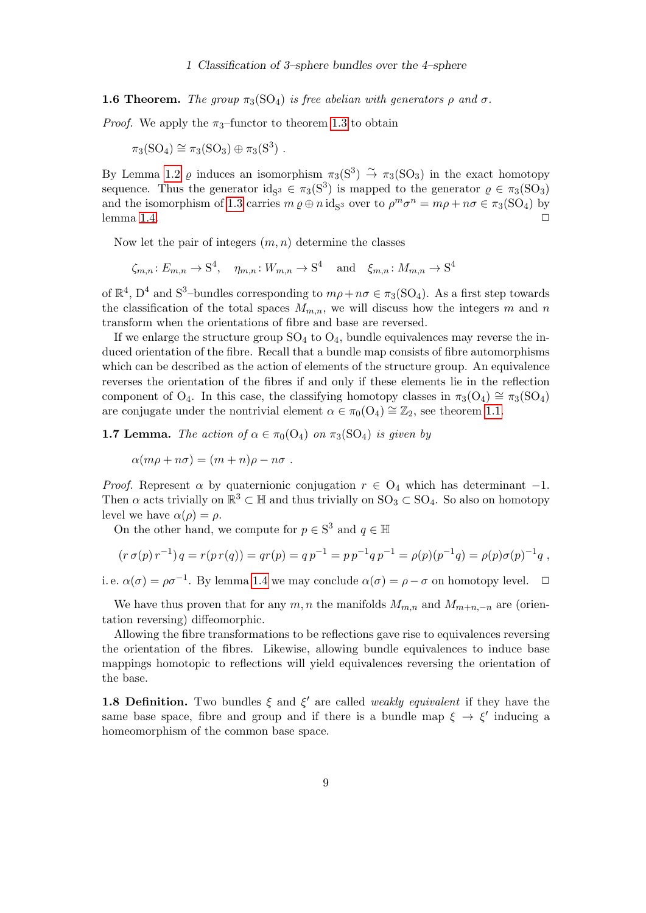**1.6 Theorem.** *The group $\pi_3(\mathrm{SO}_4)$ is free abelian with generators $\rho$ and $\sigma$.*

*Proof.* We apply the $\pi_3$–functor to theorem 1.3 to obtain

$$\pi_3(\mathrm{SO}_4) \cong \pi_3(\mathrm{SO}_3) \oplus \pi_3(\mathrm{S}^3) \ .$$

By Lemma 1.2 $\varrho$ induces an isomorphism $\pi_3(\mathrm{S}^3) \xrightarrow{\sim} \pi_3(\mathrm{SO}_3)$ in the exact homotopy sequence. Thus the generator $\mathrm{id}_{\mathrm{S}^3} \in \pi_3(\mathrm{S}^3)$ is mapped to the generator $\varrho \in \pi_3(\mathrm{SO}_3)$ and the isomorphism of 1.3 carries $m\,\varrho \oplus n\,\mathrm{id}_{\mathrm{S}^3}$ over to $\rho^m\sigma^n = m\rho + n\sigma \in \pi_3(\mathrm{SO}_4)$ by lemma 1.4. □

Now let the pair of integers $(m, n)$ determine the classes

$$\zeta_{m,n} \colon E_{m,n} \to \mathrm{S}^4, \quad \eta_{m,n} \colon W_{m,n} \to \mathrm{S}^4 \quad \text{and} \quad \xi_{m,n} \colon M_{m,n} \to \mathrm{S}^4$$

of $\mathbb{R}^4$, $\mathrm{D}^4$ and $\mathrm{S}^3$–bundles corresponding to $m\rho + n\sigma \in \pi_3(\mathrm{SO}_4)$. As a first step towards the classification of the total spaces $M_{m,n}$, we will discuss how the integers $m$ and $n$ transform when the orientations of fibre and base are reversed.

If we enlarge the structure group $\mathrm{SO}_4$ to $\mathrm{O}_4$, bundle equivalences may reverse the induced orientation of the fibre. Recall that a bundle map consists of fibre automorphisms which can be described as the action of elements of the structure group. An equivalence reverses the orientation of the fibres if and only if these elements lie in the reflection component of $\mathrm{O}_4$. In this case, the classifying homotopy classes in $\pi_3(\mathrm{O}_4) \cong \pi_3(\mathrm{SO}_4)$ are conjugate under the nontrivial element $\alpha \in \pi_0(\mathrm{O}_4) \cong \mathbb{Z}_2$, see theorem 1.1.

**1.7 Lemma.** *The action of $\alpha \in \pi_0(\mathrm{O}_4)$ on $\pi_3(\mathrm{SO}_4)$ is given by*

$$\alpha(m\rho + n\sigma) = (m+n)\rho - n\sigma \ .$$

*Proof.* Represent $\alpha$ by quaternionic conjugation $r \in \mathrm{O}_4$ which has determinant $-1$. Then $\alpha$ acts trivially on $\mathbb{R}^3 \subset \mathbb{H}$ and thus trivially on $\mathrm{SO}_3 \subset \mathrm{SO}_4$. So also on homotopy level we have $\alpha(\rho) = \rho$.

On the other hand, we compute for $p \in \mathrm{S}^3$ and $q \in \mathbb{H}$

$$(r\,\sigma(p)\,r^{-1})\,q = r(p\,r(q)) = qr(p) = q\,p^{-1} = p\,p^{-1}q\,p^{-1} = \rho(p)(p^{-1}q) = \rho(p)\sigma(p)^{-1}q \ ,$$

i. e. $\alpha(\sigma) = \rho\sigma^{-1}$. By lemma 1.4 we may conclude $\alpha(\sigma) = \rho - \sigma$ on homotopy level. □

We have thus proven that for any $m, n$ the manifolds $M_{m,n}$ and $M_{m+n,-n}$ are (orientation reversing) diffeomorphic.

Allowing the fibre transformations to be reflections gave rise to equivalences reversing the orientation of the fibres. Likewise, allowing bundle equivalences to induce base mappings homotopic to reflections will yield equivalences reversing the orientation of the base.

**1.8 Definition.** Two bundles $\xi$ and $\xi'$ are called *weakly equivalent* if they have the same base space, fibre and group and if there is a bundle map $\xi \to \xi'$ inducing a homeomorphism of the common base space.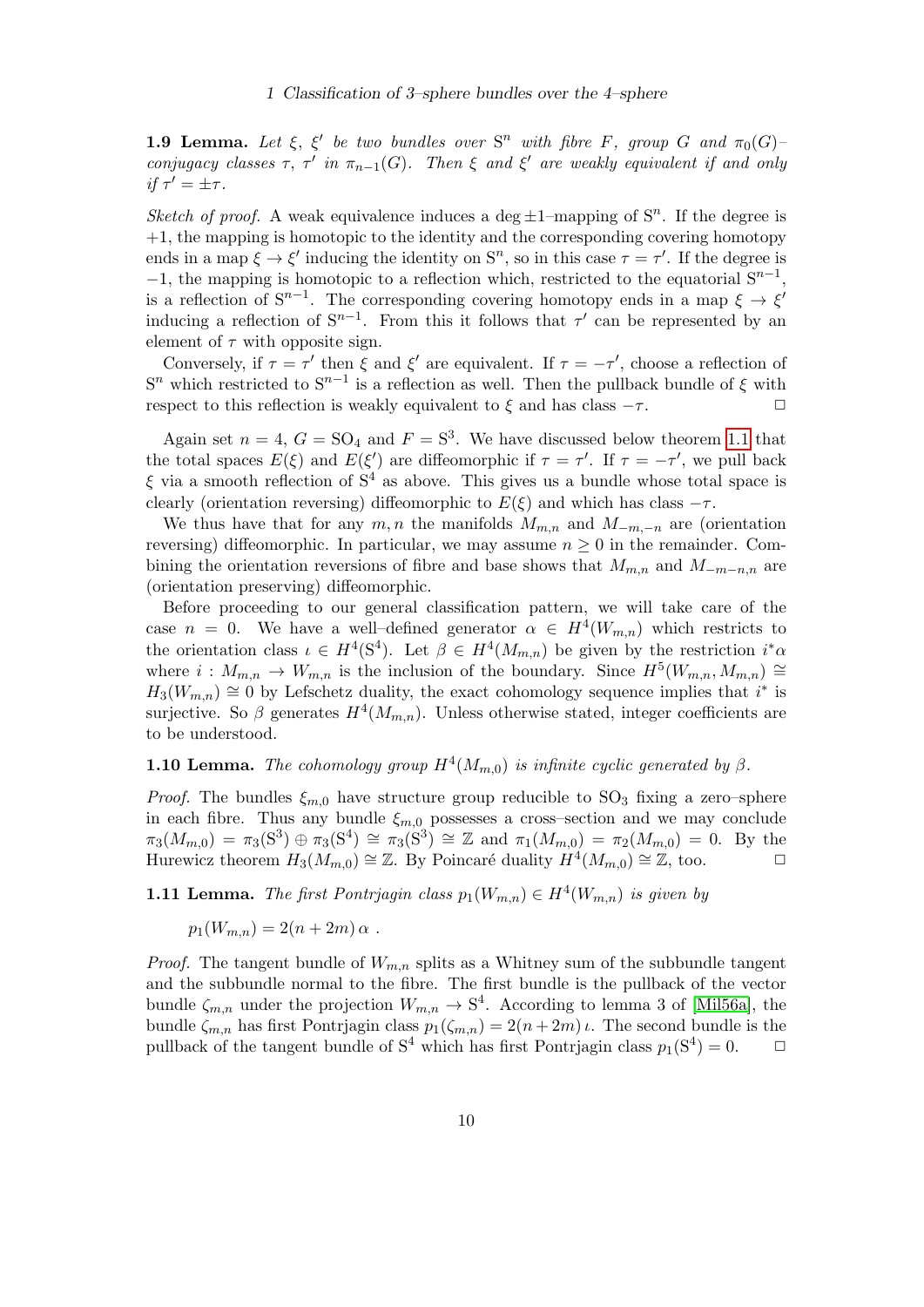**1.9 Lemma.** *Let $\xi$, $\xi'$ be two bundles over $\mathrm{S}^n$ with fibre $F$, group $G$ and $\pi_0(G)$–conjugacy classes $\tau$, $\tau'$ in $\pi_{n-1}(G)$. Then $\xi$ and $\xi'$ are weakly equivalent if and only if $\tau' = \pm\tau$.*

*Sketch of proof.* A weak equivalence induces a deg $\pm 1$–mapping of $\mathrm{S}^n$. If the degree is $+1$, the mapping is homotopic to the identity and the corresponding covering homotopy ends in a map $\xi \to \xi'$ inducing the identity on $\mathrm{S}^n$, so in this case $\tau = \tau'$. If the degree is $-1$, the mapping is homotopic to a reflection which, restricted to the equatorial $\mathrm{S}^{n-1}$, is a reflection of $\mathrm{S}^{n-1}$. The corresponding covering homotopy ends in a map $\xi \to \xi'$ inducing a reflection of $\mathrm{S}^{n-1}$. From this it follows that $\tau'$ can be represented by an element of $\tau$ with opposite sign.

Conversely, if $\tau = \tau'$ then $\xi$ and $\xi'$ are equivalent. If $\tau = -\tau'$, choose a reflection of $\mathrm{S}^n$ which restricted to $\mathrm{S}^{n-1}$ is a reflection as well. Then the pullback bundle of $\xi$ with respect to this reflection is weakly equivalent to $\xi$ and has class $-\tau$. □

Again set $n = 4$, $G = \mathrm{SO}_4$ and $F = \mathrm{S}^3$. We have discussed below theorem 1.1 that the total spaces $E(\xi)$ and $E(\xi')$ are diffeomorphic if $\tau = \tau'$. If $\tau = -\tau'$, we pull back $\xi$ via a smooth reflection of $\mathrm{S}^4$ as above. This gives us a bundle whose total space is clearly (orientation reversing) diffeomorphic to $E(\xi)$ and which has class $-\tau$.

We thus have that for any $m, n$ the manifolds $M_{m,n}$ and $M_{-m,-n}$ are (orientation reversing) diffeomorphic. In particular, we may assume $n \geq 0$ in the remainder. Combining the orientation reversions of fibre and base shows that $M_{m,n}$ and $M_{-m-n,n}$ are (orientation preserving) diffeomorphic.

Before proceeding to our general classification pattern, we will take care of the case $n = 0$. We have a well–defined generator $\alpha \in H^4(W_{m,n})$ which restricts to the orientation class $\iota \in H^4(\mathrm{S}^4)$. Let $\beta \in H^4(M_{m,n})$ be given by the restriction $i^*\alpha$ where $i : M_{m,n} \to W_{m,n}$ is the inclusion of the boundary. Since $H^5(W_{m,n}, M_{m,n}) \cong H_3(W_{m,n}) \cong 0$ by Lefschetz duality, the exact cohomology sequence implies that $i^*$ is surjective. So $\beta$ generates $H^4(M_{m,n})$. Unless otherwise stated, integer coefficients are to be understood.

**1.10 Lemma.** *The cohomology group $H^4(M_{m,0})$ is infinite cyclic generated by $\beta$.*

*Proof.* The bundles $\xi_{m,0}$ have structure group reducible to $\mathrm{SO}_3$ fixing a zero–sphere in each fibre. Thus any bundle $\xi_{m,0}$ possesses a cross–section and we may conclude $\pi_3(M_{m,0}) = \pi_3(\mathrm{S}^3) \oplus \pi_3(\mathrm{S}^4) \cong \pi_3(\mathrm{S}^3) \cong \mathbb{Z}$ and $\pi_1(M_{m,0}) = \pi_2(M_{m,0}) = 0$. By the Hurewicz theorem $H_3(M_{m,0}) \cong \mathbb{Z}$. By Poincaré duality $H^4(M_{m,0}) \cong \mathbb{Z}$, too. □

**1.11 Lemma.** *The first Pontrjagin class $p_1(W_{m,n}) \in H^4(W_{m,n})$ is given by*

$$p_1(W_{m,n}) = 2(n + 2m)\,\alpha\ .$$

*Proof.* The tangent bundle of $W_{m,n}$ splits as a Whitney sum of the subbundle tangent and the subbundle normal to the fibre. The first bundle is the pullback of the vector bundle $\zeta_{m,n}$ under the projection $W_{m,n} \to \mathrm{S}^4$. According to lemma 3 of [Mil56a], the bundle $\zeta_{m,n}$ has first Pontrjagin class $p_1(\zeta_{m,n}) = 2(n + 2m)\,\iota$. The second bundle is the pullback of the tangent bundle of $\mathrm{S}^4$ which has first Pontrjagin class $p_1(\mathrm{S}^4) = 0$. □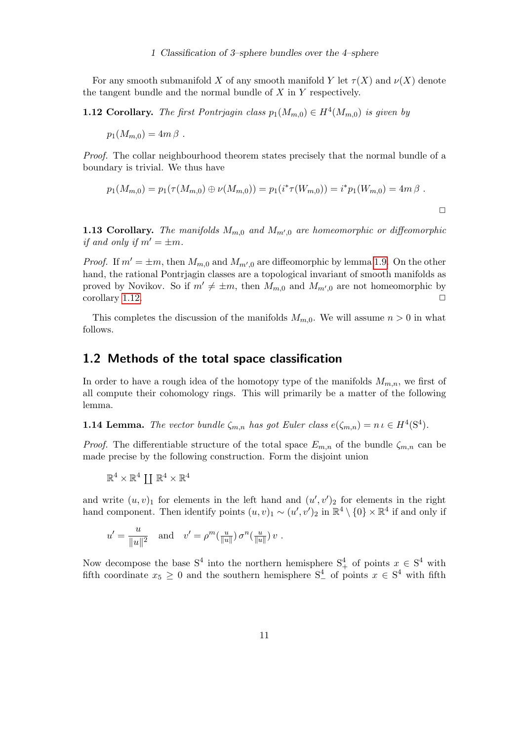For any smooth submanifold $X$ of any smooth manifold $Y$ let $\tau(X)$ and $\nu(X)$ denote the tangent bundle and the normal bundle of $X$ in $Y$ respectively.

**1.12 Corollary.** *The first Pontrjagin class $p_1(M_{m,0}) \in H^4(M_{m,0})$ is given by*

$$p_1(M_{m,0}) = 4m\,\beta\ .$$

*Proof.* The collar neighbourhood theorem states precisely that the normal bundle of a boundary is trivial. We thus have

$$p_1(M_{m,0}) = p_1(\tau(M_{m,0}) \oplus \nu(M_{m,0})) = p_1(i^*\tau(W_{m,0})) = i^*p_1(W_{m,0}) = 4m\,\beta\ .$$

□

**1.13 Corollary.** *The manifolds $M_{m,0}$ and $M_{m',0}$ are homeomorphic or diffeomorphic if and only if $m' = \pm m$.*

*Proof.* If $m' = \pm m$, then $M_{m,0}$ and $M_{m',0}$ are diffeomorphic by lemma 1.9. On the other hand, the rational Pontrjagin classes are a topological invariant of smooth manifolds as proved by Novikov. So if $m' \neq \pm m$, then $M_{m,0}$ and $M_{m',0}$ are not homeomorphic by corollary 1.12. □

This completes the discussion of the manifolds $M_{m,0}$. We will assume $n > 0$ in what follows.

## 1.2 Methods of the total space classification

In order to have a rough idea of the homotopy type of the manifolds $M_{m,n}$, we first of all compute their cohomology rings. This will primarily be a matter of the following lemma.

**1.14 Lemma.** *The vector bundle $\zeta_{m,n}$ has got Euler class $e(\zeta_{m,n}) = n\,\iota \in H^4(\mathrm{S}^4)$.*

*Proof.* The differentiable structure of the total space $E_{m,n}$ of the bundle $\zeta_{m,n}$ can be made precise by the following construction. Form the disjoint union

$$\mathbb{R}^4 \times \mathbb{R}^4 \coprod \mathbb{R}^4 \times \mathbb{R}^4$$

and write $(u,v)_1$ for elements in the left hand and $(u',v')_2$ for elements in the right hand component. Then identify points $(u,v)_1 \sim (u',v')_2$ in $\mathbb{R}^4 \setminus \{0\} \times \mathbb{R}^4$ if and only if

$$u' = \frac{u}{\|u\|^2} \quad \text{and} \quad v' = \rho^m(\tfrac{u}{\|u\|})\,\sigma^n(\tfrac{u}{\|u\|})\,v\ .$$

Now decompose the base $\mathrm{S}^4$ into the northern hemisphere $\mathrm{S}^4_+$ of points $x \in \mathrm{S}^4$ with fifth coordinate $x_5 \geq 0$ and the southern hemisphere $\mathrm{S}^4_-$ of points $x \in \mathrm{S}^4$ with fifth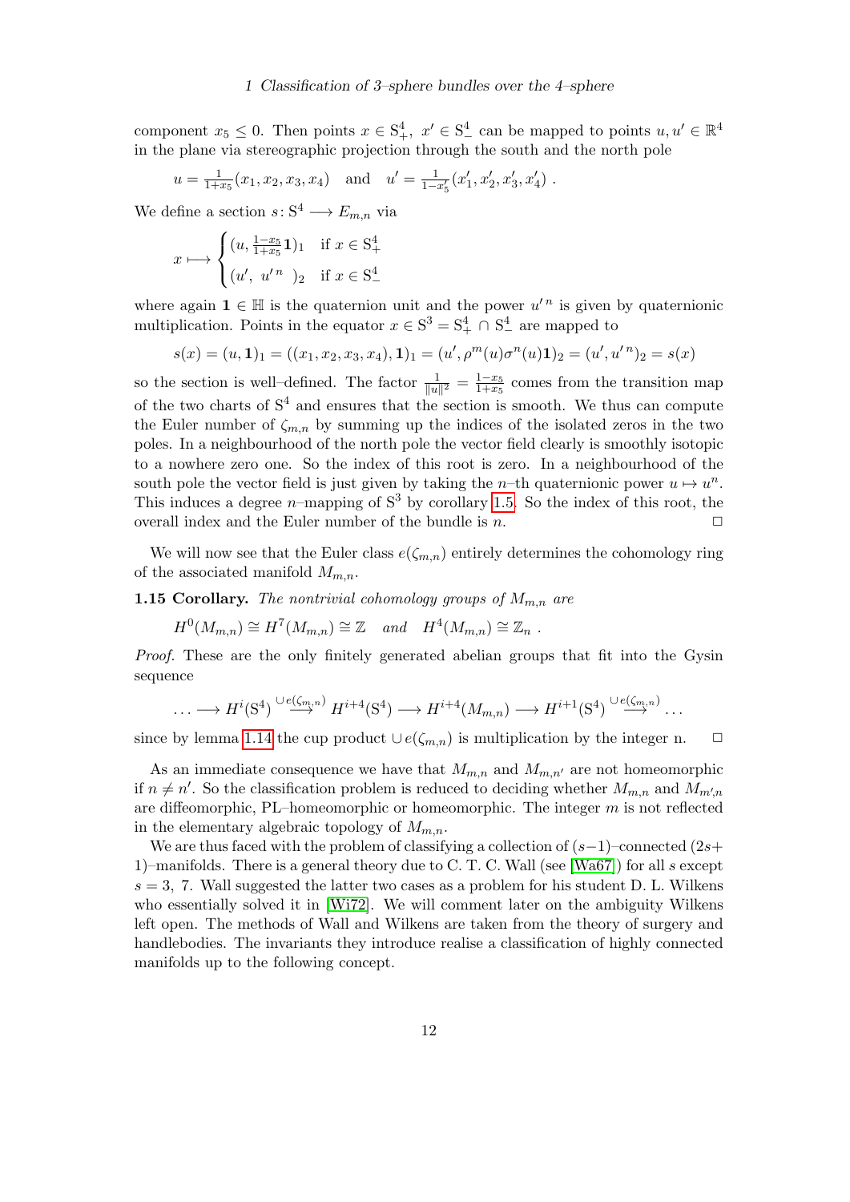component $x_5 \leq 0$. Then points $x \in \mathrm{S}^4_+,\ x' \in \mathrm{S}^4_-$ can be mapped to points $u, u' \in \mathbb{R}^4$ in the plane via stereographic projection through the south and the north pole

$$u = \tfrac{1}{1+x_5}(x_1, x_2, x_3, x_4) \quad \text{and} \quad u' = \tfrac{1}{1-x_5'}(x_1', x_2', x_3', x_4') \ .$$

We define a section $s\colon \mathrm{S}^4 \longrightarrow E_{m,n}$ via

$$x \longmapsto \begin{cases} (u, \frac{1-x_5}{1+x_5}\mathbf{1})_1 & \text{if } x \in \mathrm{S}^4_+ \\ (u',\ u'^{\,n}\ )_2 & \text{if } x \in \mathrm{S}^4_- \end{cases}$$

where again $\mathbf{1} \in \mathbb{H}$ is the quaternion unit and the power $u'^{\,n}$ is given by quaternionic multiplication. Points in the equator $x \in \mathrm{S}^3 = \mathrm{S}^4_+ \cap \mathrm{S}^4_-$ are mapped to

$$s(x) = (u, \mathbf{1})_1 = ((x_1, x_2, x_3, x_4), \mathbf{1})_1 = (u', \rho^m(u)\sigma^n(u)\mathbf{1})_2 = (u', u'^{\,n})_2 = s(x)$$

so the section is well–defined. The factor $\frac{1}{\|u\|^2} = \frac{1-x_5}{1+x_5}$ comes from the transition map of the two charts of $\mathrm{S}^4$ and ensures that the section is smooth. We thus can compute the Euler number of $\zeta_{m,n}$ by summing up the indices of the isolated zeros in the two poles. In a neighbourhood of the north pole the vector field clearly is smoothly isotopic to a nowhere zero one. So the index of this root is zero. In a neighbourhood of the south pole the vector field is just given by taking the $n$–th quaternionic power $u \mapsto u^n$. This induces a degree $n$–mapping of $\mathrm{S}^3$ by corollary 1.5. So the index of this root, the overall index and the Euler number of the bundle is $n$. $\square$

We will now see that the Euler class $e(\zeta_{m,n})$ entirely determines the cohomology ring of the associated manifold $M_{m,n}$.

**1.15 Corollary.** *The nontrivial cohomology groups of $M_{m,n}$ are*

$$H^0(M_{m,n}) \cong H^7(M_{m,n}) \cong \mathbb{Z} \quad \textit{and} \quad H^4(M_{m,n}) \cong \mathbb{Z}_n \ .$$

*Proof.* These are the only finitely generated abelian groups that fit into the Gysin sequence

$$\ldots \longrightarrow H^i(\mathrm{S}^4) \overset{\cup e(\zeta_{m,n})}{\longrightarrow} H^{i+4}(\mathrm{S}^4) \longrightarrow H^{i+4}(M_{m,n}) \longrightarrow H^{i+1}(\mathrm{S}^4) \overset{\cup e(\zeta_{m,n})}{\longrightarrow} \ldots$$

since by lemma 1.14 the cup product $\cup e(\zeta_{m,n})$ is multiplication by the integer n. $\square$

As an immediate consequence we have that $M_{m,n}$ and $M_{m,n'}$ are not homeomorphic if $n \neq n'$. So the classification problem is reduced to deciding whether $M_{m,n}$ and $M_{m',n}$ are diffeomorphic, PL–homeomorphic or homeomorphic. The integer $m$ is not reflected in the elementary algebraic topology of $M_{m,n}$.

We are thus faced with the problem of classifying a collection of $(s-1)$–connected $(2s+1)$–manifolds. There is a general theory due to C. T. C. Wall (see [Wa67]) for all $s$ except $s = 3,\ 7$. Wall suggested the latter two cases as a problem for his student D. L. Wilkens who essentially solved it in [Wi72]. We will comment later on the ambiguity Wilkens left open. The methods of Wall and Wilkens are taken from the theory of surgery and handlebodies. The invariants they introduce realise a classification of highly connected manifolds up to the following concept.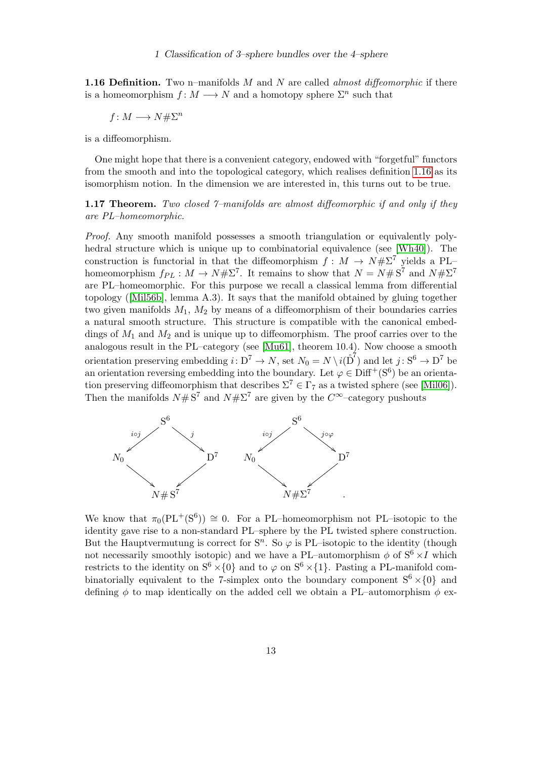**1.16 Definition.** Two n–manifolds $M$ and $N$ are called *almost diffeomorphic* if there is a homeomorphism $f: M \longrightarrow N$ and a homotopy sphere $\Sigma^n$ such that

$$f: M \longrightarrow N \# \Sigma^n$$

is a diffeomorphism.

One might hope that there is a convenient category, endowed with "forgetful" functors from the smooth and into the topological category, which realises definition 1.16 as its isomorphism notion. In the dimension we are interested in, this turns out to be true.

**1.17 Theorem.** *Two closed 7–manifolds are almost diffeomorphic if and only if they are PL–homeomorphic.*

*Proof.* Any smooth manifold possesses a smooth triangulation or equivalently polyhedral structure which is unique up to combinatorial equivalence (see [Wh40]). The construction is functorial in that the diffeomorphism $f: M \to N\#\Sigma^7$ yields a PL–homeomorphism $f_{PL}: M \to N\#\Sigma^7$. It remains to show that $N = N\#\,\mathrm{S}^7$ and $N\#\Sigma^7$ are PL–homeomorphic. For this purpose we recall a classical lemma from differential topology ([Mil56b], lemma A.3). It says that the manifold obtained by gluing together two given manifolds $M_1$, $M_2$ by means of a diffeomorphism of their boundaries carries a natural smooth structure. This structure is compatible with the canonical embeddings of $M_1$ and $M_2$ and is unique up to diffeomorphism. The proof carries over to the analogous result in the PL–category (see [Mu61], theorem 10.4). Now choose a smooth orientation preserving embedding $i: \mathrm{D}^7 \to N$, set $N_0 = N \setminus i(\mathring{\mathrm{D}}^7)$ and let $j: \mathrm{S}^6 \to \mathrm{D}^7$ be an orientation reversing embedding into the boundary. Let $\varphi \in \mathrm{Diff}^+(\mathrm{S}^6)$ be an orientation preserving diffeomorphism that describes $\Sigma^7 \in \Gamma_7$ as a twisted sphere (see [Mil06]). Then the manifolds $N\#\,\mathrm{S}^7$ and $N\#\Sigma^7$ are given by the $C^\infty$–category pushouts

$$\begin{array}{ccccc} & & \mathrm{S}^6 & & \\ & \overset{i\circ j}{\swarrow} & & \overset{j}{\searrow} & \\ N_0 & & & & \mathrm{D}^7 \\ & \searrow & & \swarrow & \\ & & N\#\,\mathrm{S}^7 & & \end{array} \qquad \begin{array}{ccccc} & & \mathrm{S}^6 & & \\ & \overset{i\circ j}{\swarrow} & & \overset{j\circ\varphi}{\searrow} & \\ N_0 & & & & \mathrm{D}^7 \\ & \searrow & & \swarrow & \\ & & N\#\Sigma^7 & & \end{array} .$$

We know that $\pi_0(\mathrm{PL}^+(\mathrm{S}^6)) \cong 0$. For a PL–homeomorphism not PL–isotopic to the identity gave rise to a non-standard PL–sphere by the PL twisted sphere construction. But the Hauptvermutung is correct for $\mathrm{S}^n$. So $\varphi$ is PL–isotopic to the identity (though not necessarily smoothly isotopic) and we have a PL–automorphism $\phi$ of $\mathrm{S}^6 \times I$ which restricts to the identity on $\mathrm{S}^6 \times \{0\}$ and to $\varphi$ on $\mathrm{S}^6 \times \{1\}$. Pasting a PL-manifold combinatorially equivalent to the 7-simplex onto the boundary component $\mathrm{S}^6 \times \{0\}$ and defining $\phi$ to map identically on the added cell we obtain a PL–automorphism $\phi$ ex-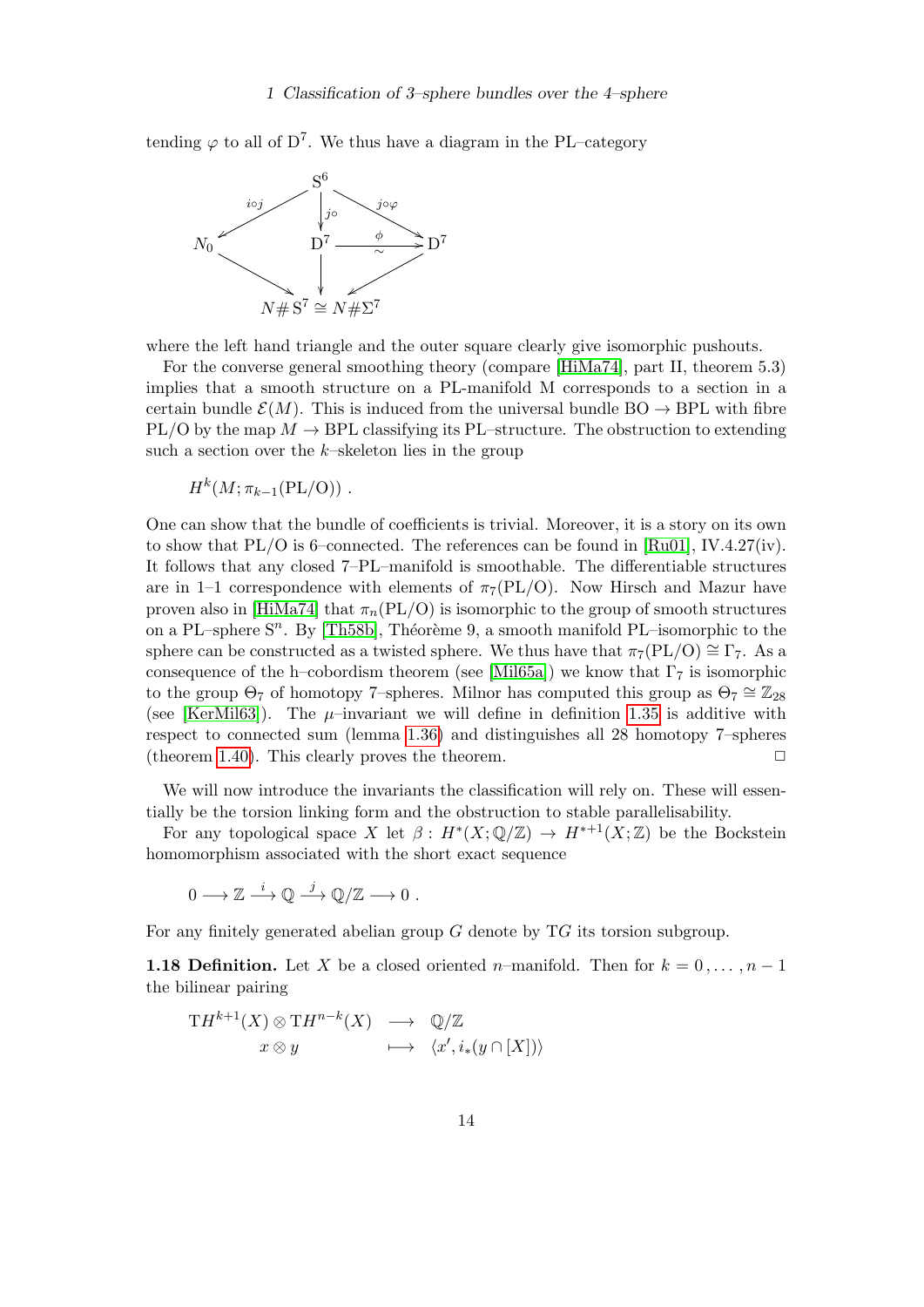tending $\varphi$ to all of $\mathrm{D}^7$. We thus have a diagram in the PL–category

$$
\begin{array}{ccccc}
 & & \mathrm{S}^6 & & \\
 & \swarrow^{i\circ j} & \downarrow^{j\circ} & \searrow^{j\circ\varphi} & \\
N_0 & & \mathrm{D}^7 & \xrightarrow[\sim]{\phi} & \mathrm{D}^7 \\
 & \searrow & \downarrow & \swarrow & \\
 & & N\#\mathrm{S}^7 \cong N\#\Sigma^7 & &
\end{array}
$$

where the left hand triangle and the outer square clearly give isomorphic pushouts.

For the converse general smoothing theory (compare [HiMa74], part II, theorem 5.3) implies that a smooth structure on a PL-manifold M corresponds to a section in a certain bundle $\mathcal{E}(M)$. This is induced from the universal bundle $\mathrm{BO} \to \mathrm{BPL}$ with fibre $\mathrm{PL/O}$ by the map $M \to \mathrm{BPL}$ classifying its PL–structure. The obstruction to extending such a section over the $k$–skeleton lies in the group

$$H^k(M; \pi_{k-1}(\mathrm{PL/O}))\ .$$

One can show that the bundle of coefficients is trivial. Moreover, it is a story on its own to show that PL/O is 6–connected. The references can be found in [Ru01], IV.4.27(iv). It follows that any closed 7–PL–manifold is smoothable. The differentiable structures are in 1–1 correspondence with elements of $\pi_7(\mathrm{PL/O})$. Now Hirsch and Mazur have proven also in [HiMa74] that $\pi_n(\mathrm{PL/O})$ is isomorphic to the group of smooth structures on a PL–sphere $\mathrm{S}^n$. By [Th58b], Théorème 9, a smooth manifold PL–isomorphic to the sphere can be constructed as a twisted sphere. We thus have that $\pi_7(\mathrm{PL/O}) \cong \Gamma_7$. As a consequence of the h–cobordism theorem (see [Mil65a]) we know that $\Gamma_7$ is isomorphic to the group $\Theta_7$ of homotopy 7–spheres. Milnor has computed this group as $\Theta_7 \cong \mathbb{Z}_{28}$ (see [KerMil63]). The $\mu$–invariant we will define in definition 1.35 is additive with respect to connected sum (lemma 1.36) and distinguishes all 28 homotopy 7–spheres (theorem 1.40). This clearly proves the theorem. □

We will now introduce the invariants the classification will rely on. These will essentially be the torsion linking form and the obstruction to stable parallelisability.

For any topological space $X$ let $\beta\colon H^*(X;\mathbb{Q}/\mathbb{Z}) \to H^{*+1}(X;\mathbb{Z})$ be the Bockstein homomorphism associated with the short exact sequence

$$0 \longrightarrow \mathbb{Z} \xrightarrow{\ i\ } \mathbb{Q} \xrightarrow{\ j\ } \mathbb{Q}/\mathbb{Z} \longrightarrow 0\ .$$

For any finitely generated abelian group $G$ denote by $\mathrm{T}G$ its torsion subgroup.

**1.18 Definition.** Let $X$ be a closed oriented $n$–manifold. Then for $k = 0, \dots, n-1$ the bilinear pairing

$$
\begin{array}{ccc}
\mathrm{T}H^{k+1}(X) \otimes \mathrm{T}H^{n-k}(X) & \longrightarrow & \mathbb{Q}/\mathbb{Z} \\
x \otimes y & \longmapsto & \langle x', i_*(y \cap [X])\rangle
\end{array}
$$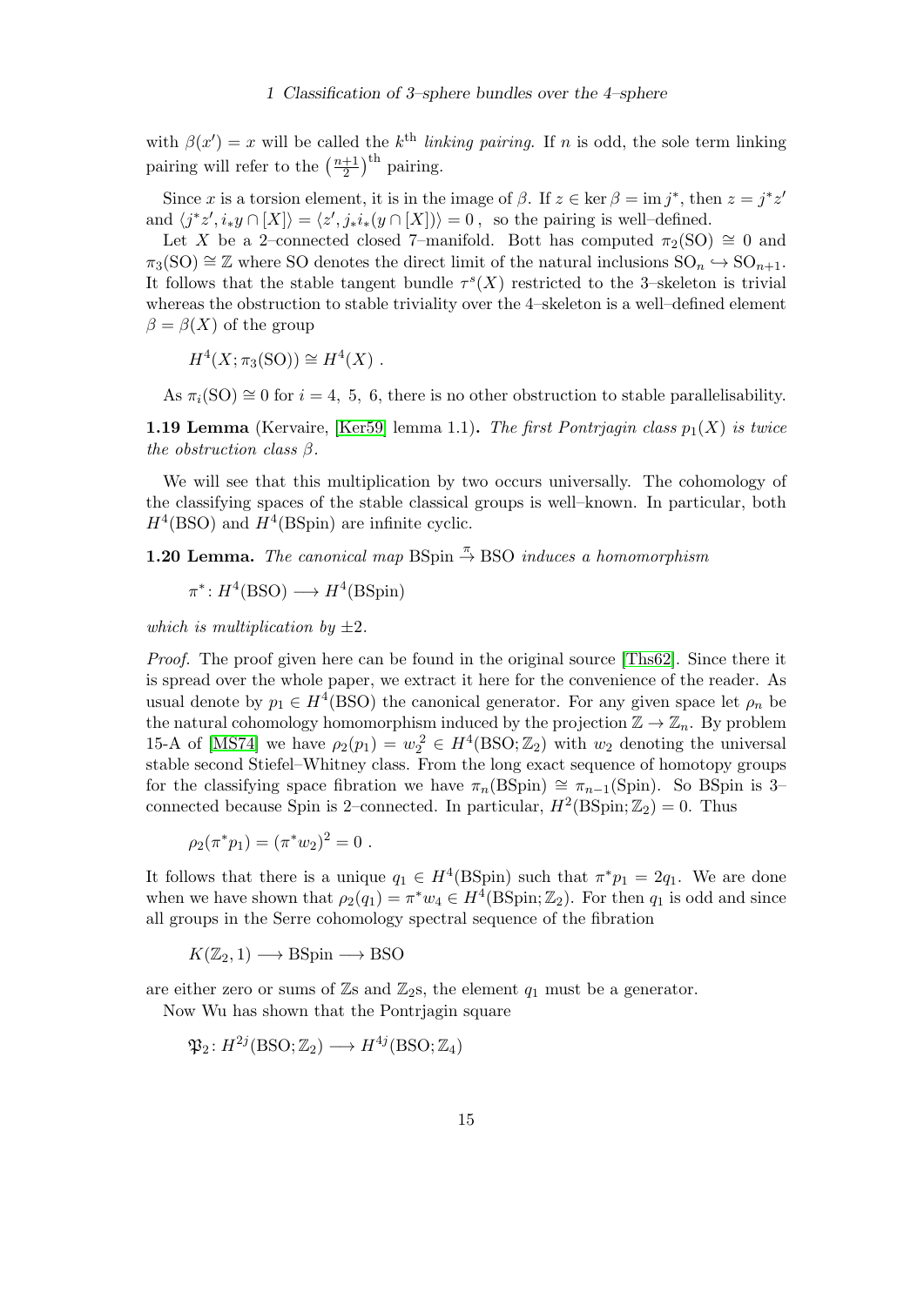with $\beta(x') = x$ will be called the $k^{\text{th}}$ *linking pairing*. If $n$ is odd, the sole term linking pairing will refer to the $\left(\frac{n+1}{2}\right)^{\text{th}}$ pairing.

Since $x$ is a torsion element, it is in the image of $\beta$. If $z \in \ker \beta = \operatorname{im} j^*$, then $z = j^* z'$ and $\langle j^* z', i_* y \cap [X] \rangle = \langle z', j_* i_* (y \cap [X]) \rangle = 0$ , so the pairing is well–defined.

Let $X$ be a 2–connected closed 7–manifold. Bott has computed $\pi_2(\mathrm{SO}) \cong 0$ and $\pi_3(\mathrm{SO}) \cong \mathbb{Z}$ where SO denotes the direct limit of the natural inclusions $\mathrm{SO}_n \hookrightarrow \mathrm{SO}_{n+1}$. It follows that the stable tangent bundle $\tau^s(X)$ restricted to the 3–skeleton is trivial whereas the obstruction to stable triviality over the 4–skeleton is a well–defined element $\beta = \beta(X)$ of the group

$$H^4(X; \pi_3(\mathrm{SO})) \cong H^4(X) \ .$$

As $\pi_i(\mathrm{SO}) \cong 0$ for $i = 4,\ 5,\ 6$, there is no other obstruction to stable parallelisability.

**1.19 Lemma** (Kervaire, [Ker59] lemma 1.1)**.** *The first Pontrjagin class $p_1(X)$ is twice the obstruction class $\beta$.*

We will see that this multiplication by two occurs universally. The cohomology of the classifying spaces of the stable classical groups is well–known. In particular, both $H^4(\mathrm{BSO})$ and $H^4(\mathrm{BSpin})$ are infinite cyclic.

**1.20 Lemma.** *The canonical map $\mathrm{BSpin} \xrightarrow{\pi} \mathrm{BSO}$ induces a homomorphism*

$$\pi^* \colon H^4(\mathrm{BSO}) \longrightarrow H^4(\mathrm{BSpin})$$

*which is multiplication by $\pm 2$.*

*Proof.* The proof given here can be found in the original source [Ths62]. Since there it is spread over the whole paper, we extract it here for the convenience of the reader. As usual denote by $p_1 \in H^4(\mathrm{BSO})$ the canonical generator. For any given space let $\rho_n$ be the natural cohomology homomorphism induced by the projection $\mathbb{Z} \to \mathbb{Z}_n$. By problem 15-A of [MS74] we have $\rho_2(p_1) = w_2^2 \in H^4(\mathrm{BSO}; \mathbb{Z}_2)$ with $w_2$ denoting the universal stable second Stiefel–Whitney class. From the long exact sequence of homotopy groups for the classifying space fibration we have $\pi_n(\mathrm{BSpin}) \cong \pi_{n-1}(\mathrm{Spin})$. So BSpin is 3–connected because Spin is 2–connected. In particular, $H^2(\mathrm{BSpin}; \mathbb{Z}_2) = 0$. Thus

$$\rho_2(\pi^* p_1) = (\pi^* w_2)^2 = 0 \ .$$

It follows that there is a unique $q_1 \in H^4(\mathrm{BSpin})$ such that $\pi^* p_1 = 2q_1$. We are done when we have shown that $\rho_2(q_1) = \pi^* w_4 \in H^4(\mathrm{BSpin}; \mathbb{Z}_2)$. For then $q_1$ is odd and since all groups in the Serre cohomology spectral sequence of the fibration

$$K(\mathbb{Z}_2, 1) \longrightarrow \mathrm{BSpin} \longrightarrow \mathrm{BSO}$$

are either zero or sums of $\mathbb{Z}$s and $\mathbb{Z}_2$s, the element $q_1$ must be a generator.

Now Wu has shown that the Pontrjagin square

$$\mathfrak{P}_2 \colon H^{2j}(\mathrm{BSO}; \mathbb{Z}_2) \longrightarrow H^{4j}(\mathrm{BSO}; \mathbb{Z}_4)$$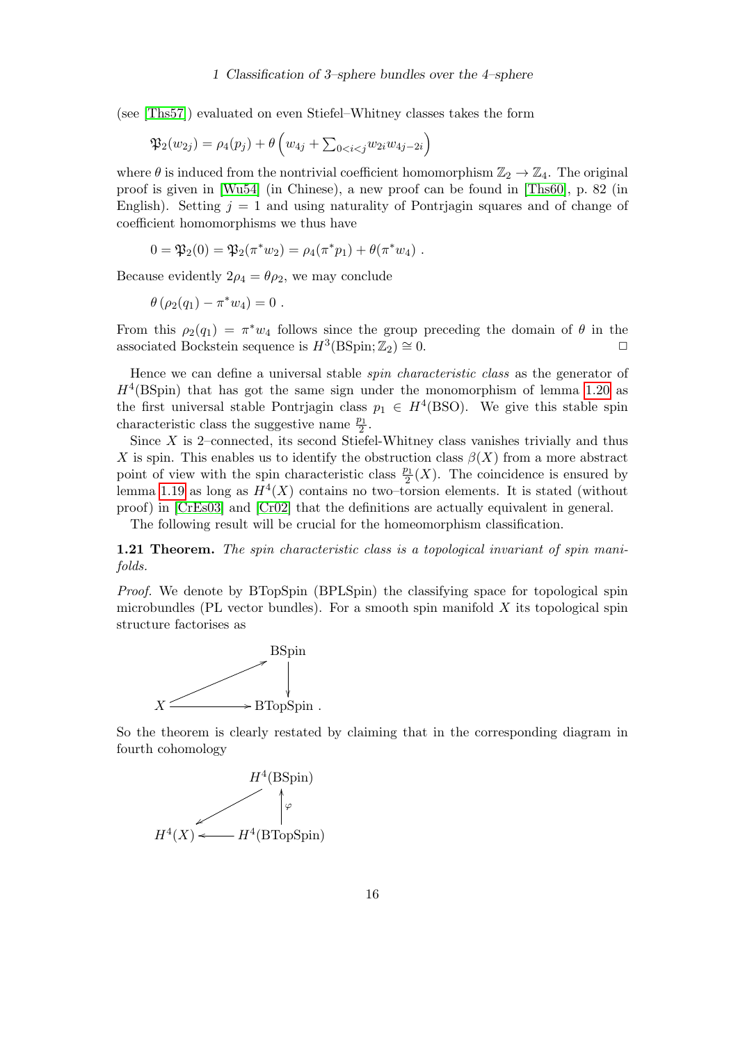(see [Ths57]) evaluated on even Stiefel–Whitney classes takes the form

$$\mathfrak{P}_2(w_{2j}) = \rho_4(p_j) + \theta\left(w_{4j} + \textstyle\sum_{0<i<j} w_{2i}w_{4j-2i}\right)$$

where $\theta$ is induced from the nontrivial coefficient homomorphism $\mathbb{Z}_2 \to \mathbb{Z}_4$. The original proof is given in [Wu54] (in Chinese), a new proof can be found in [Ths60], p. 82 (in English). Setting $j = 1$ and using naturality of Pontrjagin squares and of change of coefficient homomorphisms we thus have

$$0 = \mathfrak{P}_2(0) = \mathfrak{P}_2(\pi^* w_2) = \rho_4(\pi^* p_1) + \theta(\pi^* w_4) \ .$$

Because evidently $2\rho_4 = \theta\rho_2$, we may conclude

$$\theta\left(\rho_2(q_1) - \pi^* w_4\right) = 0 \ .$$

From this $\rho_2(q_1) = \pi^* w_4$ follows since the group preceding the domain of $\theta$ in the associated Bockstein sequence is $H^3(\mathrm{BSpin}; \mathbb{Z}_2) \cong 0$. □

Hence we can define a universal stable *spin characteristic class* as the generator of $H^4(\mathrm{BSpin})$ that has got the same sign under the monomorphism of lemma 1.20 as the first universal stable Pontrjagin class $p_1 \in H^4(\mathrm{BSO})$. We give this stable spin characteristic class the suggestive name $\frac{p_1}{2}$.

Since $X$ is 2–connected, its second Stiefel-Whitney class vanishes trivially and thus $X$ is spin. This enables us to identify the obstruction class $\beta(X)$ from a more abstract point of view with the spin characteristic class $\frac{p_1}{2}(X)$. The coincidence is ensured by lemma 1.19 as long as $H^4(X)$ contains no two–torsion elements. It is stated (without proof) in [CrEs03] and [Cr02] that the definitions are actually equivalent in general.

The following result will be crucial for the homeomorphism classification.

**1.21 Theorem.** *The spin characteristic class is a topological invariant of spin manifolds.*

*Proof.* We denote by BTopSpin (BPLSpin) the classifying space for topological spin microbundles (PL vector bundles). For a smooth spin manifold $X$ its topological spin structure factorises as

$$\begin{array}{ccc} & & \mathrm{BSpin} \\ & \nearrow & \downarrow \\ X & \longrightarrow & \mathrm{BTopSpin}\ . \end{array}$$

So the theorem is clearly restated by claiming that in the corresponding diagram in fourth cohomology

$$\begin{array}{ccc} & & H^4(\mathrm{BSpin}) \\ & \swarrow & \uparrow \varphi \\ H^4(X) & \longleftarrow & H^4(\mathrm{BTopSpin}) \end{array}$$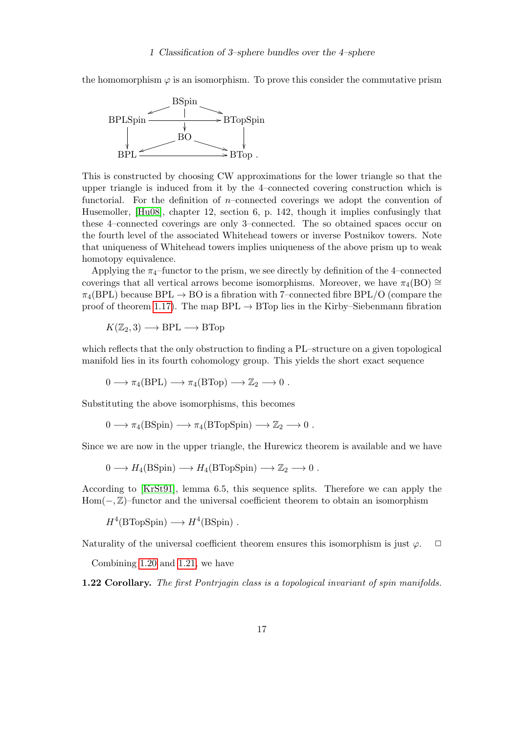the homomorphism $\varphi$ is an isomorphism. To prove this consider the commutative prism

$$\begin{array}{ccccc} & & \mathrm{BSpin} & & \\ & \swarrow & \downarrow & \searrow & \\ \mathrm{BPLSpin} & & \longrightarrow & & \mathrm{BTopSpin} \\ \downarrow & & \mathrm{BO} & & \downarrow \\ & \swarrow & & \searrow & \\ \mathrm{BPL} & & \longrightarrow & & \mathrm{BTop}\,. \end{array}$$

This is constructed by choosing CW approximations for the lower triangle so that the upper triangle is induced from it by the 4–connected covering construction which is functorial. For the definition of $n$–connected coverings we adopt the convention of Husemoller, [Hu08], chapter 12, section 6, p. 142, though it implies confusingly that these 4–connected coverings are only 3–connected. The so obtained spaces occur on the fourth level of the associated Whitehead towers or inverse Postnikov towers. Note that uniqueness of Whitehead towers implies uniqueness of the above prism up to weak homotopy equivalence.

Applying the $\pi_4$–functor to the prism, we see directly by definition of the 4–connected coverings that all vertical arrows become isomorphisms. Moreover, we have $\pi_4(\mathrm{BO}) \cong \pi_4(\mathrm{BPL})$ because $\mathrm{BPL} \to \mathrm{BO}$ is a fibration with 7–connected fibre BPL/O (compare the proof of theorem 1.17). The map $\mathrm{BPL} \to \mathrm{BTop}$ lies in the Kirby–Siebenmann fibration

$$K(\mathbb{Z}_2, 3) \longrightarrow \mathrm{BPL} \longrightarrow \mathrm{BTop}$$

which reflects that the only obstruction to finding a PL–structure on a given topological manifold lies in its fourth cohomology group. This yields the short exact sequence

$$0 \longrightarrow \pi_4(\mathrm{BPL}) \longrightarrow \pi_4(\mathrm{BTop}) \longrightarrow \mathbb{Z}_2 \longrightarrow 0\,.$$

Substituting the above isomorphisms, this becomes

$$0 \longrightarrow \pi_4(\mathrm{BSpin}) \longrightarrow \pi_4(\mathrm{BTopSpin}) \longrightarrow \mathbb{Z}_2 \longrightarrow 0\,.$$

Since we are now in the upper triangle, the Hurewicz theorem is available and we have

$$0 \longrightarrow H_4(\mathrm{BSpin}) \longrightarrow H_4(\mathrm{BTopSpin}) \longrightarrow \mathbb{Z}_2 \longrightarrow 0\,.$$

According to [KrSt91], lemma 6.5, this sequence splits. Therefore we can apply the $\mathrm{Hom}(-,\mathbb{Z})$–functor and the universal coefficient theorem to obtain an isomorphism

$$H^4(\mathrm{BTopSpin}) \longrightarrow H^4(\mathrm{BSpin})\,.$$

Naturality of the universal coefficient theorem ensures this isomorphism is just $\varphi$. □

Combining 1.20 and 1.21, we have

**1.22 Corollary.** *The first Pontrjagin class is a topological invariant of spin manifolds.*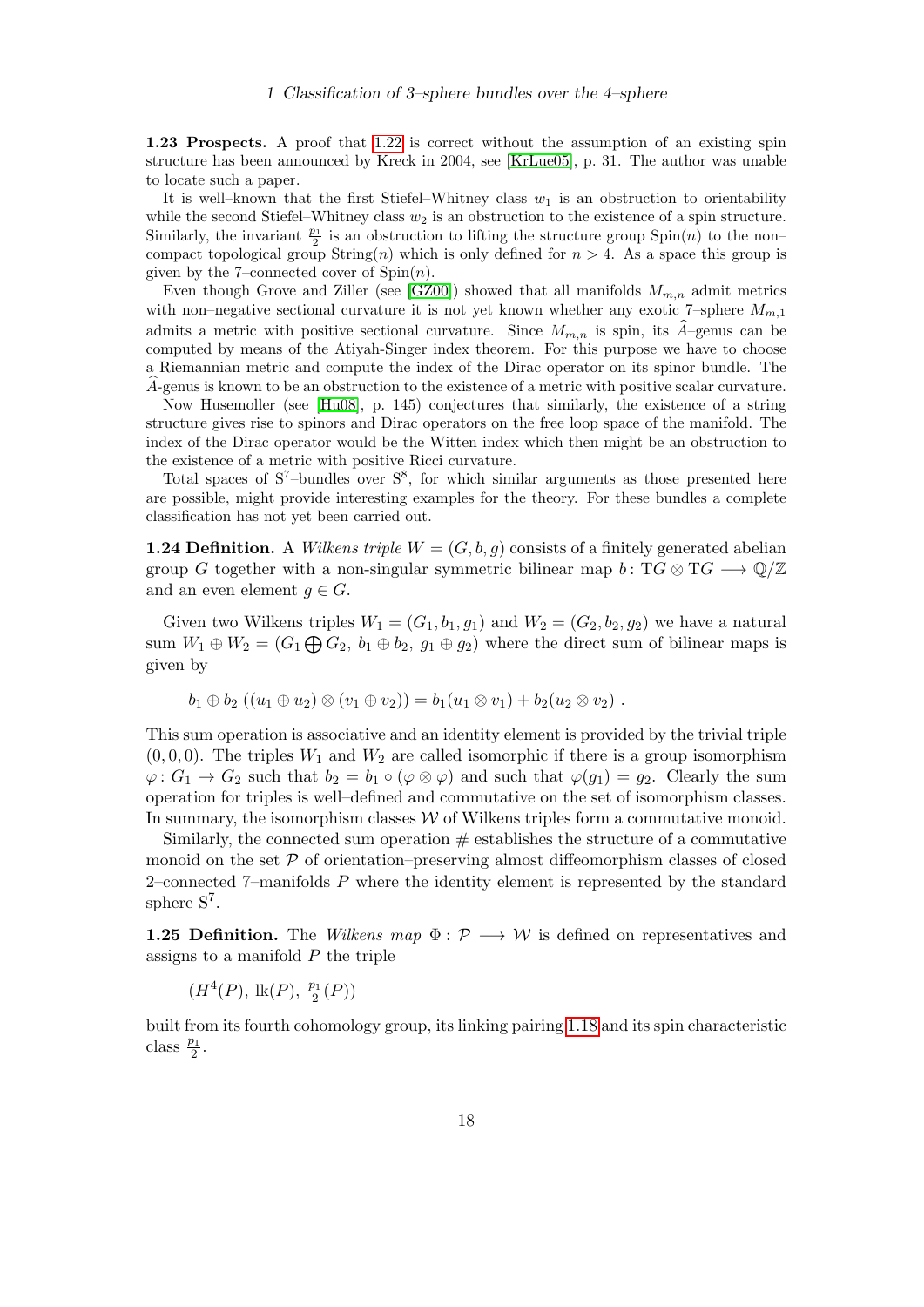**1.23 Prospects.** A proof that 1.22 is correct without the assumption of an existing spin structure has been announced by Kreck in 2004, see [KrLue05], p. 31. The author was unable to locate such a paper.

It is well–known that the first Stiefel–Whitney class $w_1$ is an obstruction to orientability while the second Stiefel–Whitney class $w_2$ is an obstruction to the existence of a spin structure. Similarly, the invariant $\frac{p_1}{2}$ is an obstruction to lifting the structure group $\mathrm{Spin}(n)$ to the non–compact topological group $\mathrm{String}(n)$ which is only defined for $n > 4$. As a space this group is given by the 7–connected cover of $\mathrm{Spin}(n)$.

Even though Grove and Ziller (see [GZ00]) showed that all manifolds $M_{m,n}$ admit metrics with non–negative sectional curvature it is not yet known whether any exotic 7–sphere $M_{m,1}$ admits a metric with positive sectional curvature. Since $M_{m,n}$ is spin, its $\widehat{A}$–genus can be computed by means of the Atiyah-Singer index theorem. For this purpose we have to choose a Riemannian metric and compute the index of the Dirac operator on its spinor bundle. The $\widehat{A}$-genus is known to be an obstruction to the existence of a metric with positive scalar curvature.

Now Husemoller (see [Hu08], p. 145) conjectures that similarly, the existence of a string structure gives rise to spinors and Dirac operators on the free loop space of the manifold. The index of the Dirac operator would be the Witten index which then might be an obstruction to the existence of a metric with positive Ricci curvature.

Total spaces of $\mathrm{S}^7$–bundles over $\mathrm{S}^8$, for which similar arguments as those presented here are possible, might provide interesting examples for the theory. For these bundles a complete classification has not yet been carried out.

**1.24 Definition.** A *Wilkens triple* $W = (G, b, g)$ consists of a finitely generated abelian group $G$ together with a non-singular symmetric bilinear map $b\colon \mathrm{T}G \otimes \mathrm{T}G \longrightarrow \mathbb{Q}/\mathbb{Z}$ and an even element $g \in G$.

Given two Wilkens triples $W_1 = (G_1, b_1, g_1)$ and $W_2 = (G_2, b_2, g_2)$ we have a natural sum $W_1 \oplus W_2 = (G_1 \bigoplus G_2,\ b_1 \oplus b_2,\ g_1 \oplus g_2)$ where the direct sum of bilinear maps is given by

$$b_1 \oplus b_2\left((u_1 \oplus u_2) \otimes (v_1 \oplus v_2)\right) = b_1(u_1 \otimes v_1) + b_2(u_2 \otimes v_2)\ .$$

This sum operation is associative and an identity element is provided by the trivial triple $(0, 0, 0)$. The triples $W_1$ and $W_2$ are called isomorphic if there is a group isomorphism $\varphi\colon G_1 \to G_2$ such that $b_2 = b_1 \circ (\varphi \otimes \varphi)$ and such that $\varphi(g_1) = g_2$. Clearly the sum operation for triples is well–defined and commutative on the set of isomorphism classes. In summary, the isomorphism classes $\mathcal{W}$ of Wilkens triples form a commutative monoid.

Similarly, the connected sum operation # establishes the structure of a commutative monoid on the set $\mathcal{P}$ of orientation–preserving almost diffeomorphism classes of closed 2–connected 7–manifolds $P$ where the identity element is represented by the standard sphere $\mathrm{S}^7$.

**1.25 Definition.** The *Wilkens map* $\Phi : \mathcal{P} \longrightarrow \mathcal{W}$ is defined on representatives and assigns to a manifold $P$ the triple

$$(H^4(P),\ \mathrm{lk}(P),\ \tfrac{p_1}{2}(P))$$

built from its fourth cohomology group, its linking pairing 1.18 and its spin characteristic class $\frac{p_1}{2}$.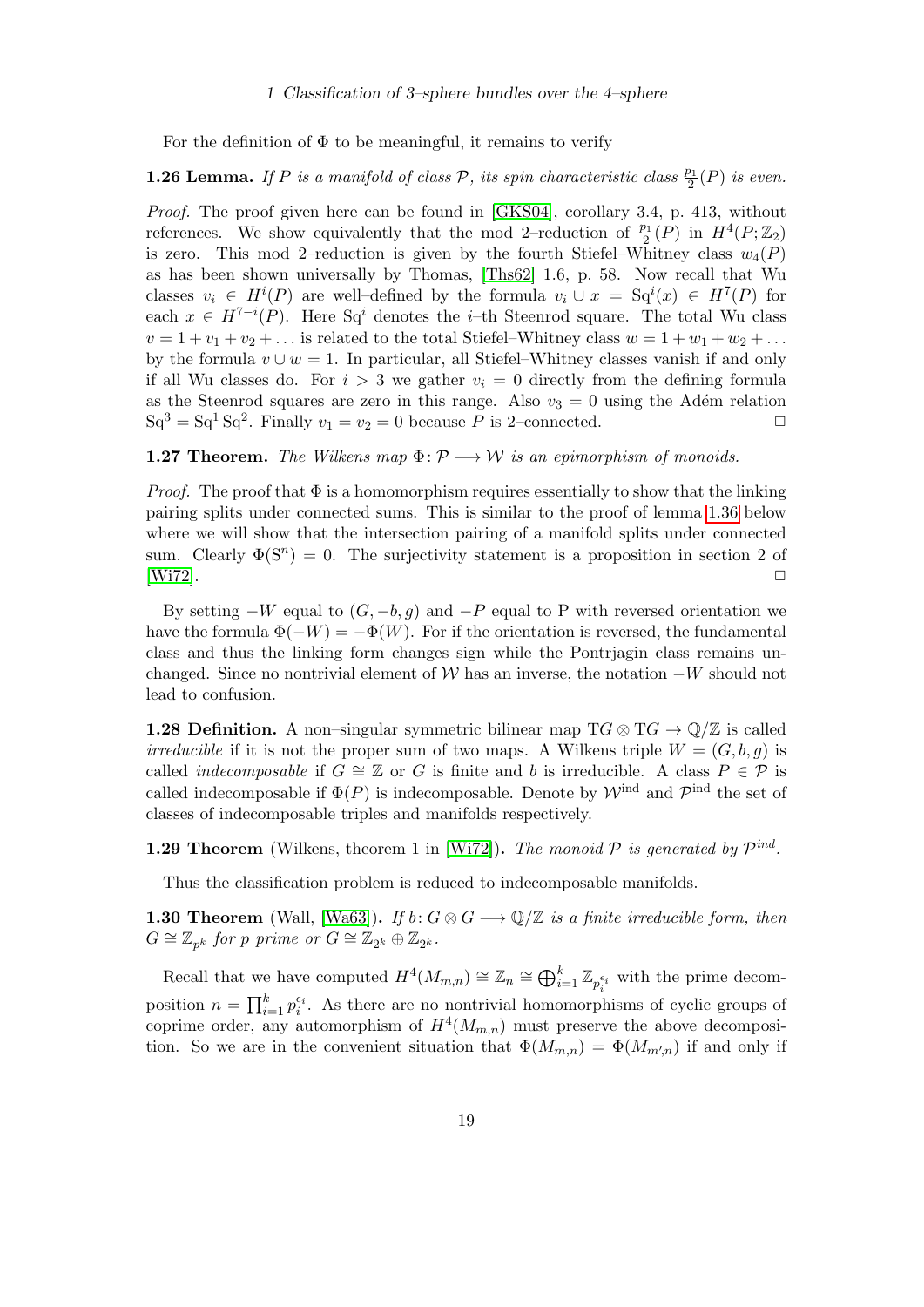For the definition of $\Phi$ to be meaningful, it remains to verify

**1.26 Lemma.** *If $P$ is a manifold of class $\mathcal{P}$, its spin characteristic class $\frac{p_1}{2}(P)$ is even.*

*Proof.* The proof given here can be found in [GKS04], corollary 3.4, p. 413, without references. We show equivalently that the mod 2–reduction of $\frac{p_1}{2}(P)$ in $H^4(P;\mathbb{Z}_2)$ is zero. This mod 2–reduction is given by the fourth Stiefel–Whitney class $w_4(P)$ as has been shown universally by Thomas, [Ths62] 1.6, p. 58. Now recall that Wu classes $v_i \in H^i(P)$ are well–defined by the formula $v_i \cup x = \mathrm{Sq}^i(x) \in H^7(P)$ for each $x \in H^{7-i}(P)$. Here $\mathrm{Sq}^i$ denotes the $i$–th Steenrod square. The total Wu class $v = 1 + v_1 + v_2 + \dots$ is related to the total Stiefel–Whitney class $w = 1 + w_1 + w_2 + \dots$ by the formula $v \cup w = 1$. In particular, all Stiefel–Whitney classes vanish if and only if all Wu classes do. For $i > 3$ we gather $v_i = 0$ directly from the defining formula as the Steenrod squares are zero in this range. Also $v_3 = 0$ using the Adém relation $\mathrm{Sq}^3 = \mathrm{Sq}^1 \mathrm{Sq}^2$. Finally $v_1 = v_2 = 0$ because $P$ is 2–connected. $\square$

**1.27 Theorem.** *The Wilkens map $\Phi\colon \mathcal{P} \longrightarrow \mathcal{W}$ is an epimorphism of monoids.*

*Proof.* The proof that $\Phi$ is a homomorphism requires essentially to show that the linking pairing splits under connected sums. This is similar to the proof of lemma 1.36 below where we will show that the intersection pairing of a manifold splits under connected sum. Clearly $\Phi(\mathrm{S}^n) = 0$. The surjectivity statement is a proposition in section 2 of [Wi72]. $\square$

By setting $-W$ equal to $(G, -b, g)$ and $-P$ equal to P with reversed orientation we have the formula $\Phi(-W) = -\Phi(W)$. For if the orientation is reversed, the fundamental class and thus the linking form changes sign while the Pontrjagin class remains unchanged. Since no nontrivial element of $\mathcal{W}$ has an inverse, the notation $-W$ should not lead to confusion.

**1.28 Definition.** A non–singular symmetric bilinear map $\mathrm{T}G \otimes \mathrm{T}G \to \mathbb{Q}/\mathbb{Z}$ is called *irreducible* if it is not the proper sum of two maps. A Wilkens triple $W = (G, b, g)$ is called *indecomposable* if $G \cong \mathbb{Z}$ or $G$ is finite and $b$ is irreducible. A class $P \in \mathcal{P}$ is called indecomposable if $\Phi(P)$ is indecomposable. Denote by $\mathcal{W}^{\mathrm{ind}}$ and $\mathcal{P}^{\mathrm{ind}}$ the set of classes of indecomposable triples and manifolds respectively.

**1.29 Theorem** (Wilkens, theorem 1 in [Wi72])**.** *The monoid $\mathcal{P}$ is generated by $\mathcal{P}^{ind}$.*

Thus the classification problem is reduced to indecomposable manifolds.

**1.30 Theorem** (Wall, [Wa63])**.** *If $b\colon G \otimes G \longrightarrow \mathbb{Q}/\mathbb{Z}$ is a finite irreducible form, then $G \cong \mathbb{Z}_{p^k}$ for $p$ prime or $G \cong \mathbb{Z}_{2^k} \oplus \mathbb{Z}_{2^k}$.*

Recall that we have computed $H^4(M_{m,n}) \cong \mathbb{Z}_n \cong \bigoplus_{i=1}^k \mathbb{Z}_{p_i^{\epsilon_i}}$ with the prime decomposition $n = \prod_{i=1}^k p_i^{\epsilon_i}$. As there are no nontrivial homomorphisms of cyclic groups of coprime order, any automorphism of $H^4(M_{m,n})$ must preserve the above decomposition. So we are in the convenient situation that $\Phi(M_{m,n}) = \Phi(M_{m',n})$ if and only if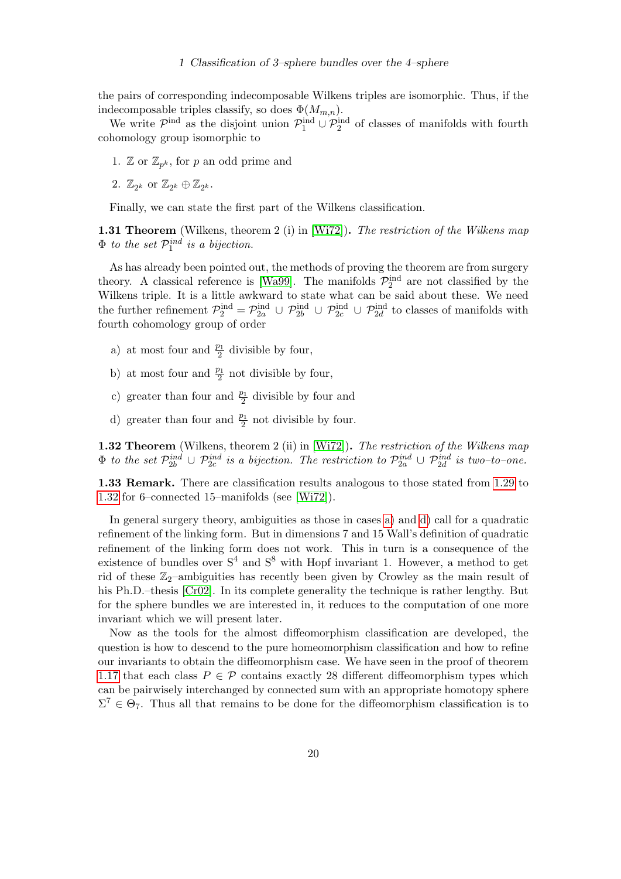the pairs of corresponding indecomposable Wilkens triples are isomorphic. Thus, if the indecomposable triples classify, so does $\Phi(M_{m,n})$.

We write $\mathcal{P}^{\mathrm{ind}}$ as the disjoint union $\mathcal{P}^{\mathrm{ind}}_1 \cup \mathcal{P}^{\mathrm{ind}}_2$ of classes of manifolds with fourth cohomology group isomorphic to

1. $\mathbb{Z}$ or $\mathbb{Z}_{p^k}$, for $p$ an odd prime and
2. $\mathbb{Z}_{2^k}$ or $\mathbb{Z}_{2^k} \oplus \mathbb{Z}_{2^k}$.

Finally, we can state the first part of the Wilkens classification.

**1.31 Theorem** (Wilkens, theorem 2 (i) in [Wi72]). *The restriction of the Wilkens map $\Phi$ to the set $\mathcal{P}^{ind}_1$ is a bijection.*

As has already been pointed out, the methods of proving the theorem are from surgery theory. A classical reference is [Wa99]. The manifolds $\mathcal{P}^{\mathrm{ind}}_2$ are not classified by the Wilkens triple. It is a little awkward to state what can be said about these. We need the further refinement $\mathcal{P}^{\mathrm{ind}}_2 = \mathcal{P}^{\mathrm{ind}}_{2a} \cup \mathcal{P}^{\mathrm{ind}}_{2b} \cup \mathcal{P}^{\mathrm{ind}}_{2c} \cup \mathcal{P}^{\mathrm{ind}}_{2d}$ to classes of manifolds with fourth cohomology group of order

a) at most four and $\frac{p_1}{2}$ divisible by four,

b) at most four and $\frac{p_1}{2}$ not divisible by four,

c) greater than four and $\frac{p_1}{2}$ divisible by four and

d) greater than four and $\frac{p_1}{2}$ not divisible by four.

**1.32 Theorem** (Wilkens, theorem 2 (ii) in [Wi72]). *The restriction of the Wilkens map $\Phi$ to the set $\mathcal{P}^{ind}_{2b} \cup \mathcal{P}^{ind}_{2c}$ is a bijection. The restriction to $\mathcal{P}^{ind}_{2a} \cup \mathcal{P}^{ind}_{2d}$ is two–to–one.*

**1.33 Remark.** There are classification results analogous to those stated from 1.29 to 1.32 for 6–connected 15–manifolds (see [Wi72]).

In general surgery theory, ambiguities as those in cases a) and d) call for a quadratic refinement of the linking form. But in dimensions 7 and 15 Wall's definition of quadratic refinement of the linking form does not work. This in turn is a consequence of the existence of bundles over $\mathrm{S}^4$ and $\mathrm{S}^8$ with Hopf invariant 1. However, a method to get rid of these $\mathbb{Z}_2$–ambiguities has recently been given by Crowley as the main result of his Ph.D.–thesis [Cr02]. In its complete generality the technique is rather lengthy. But for the sphere bundles we are interested in, it reduces to the computation of one more invariant which we will present later.

Now as the tools for the almost diffeomorphism classification are developed, the question is how to descend to the pure homeomorphism classification and how to refine our invariants to obtain the diffeomorphism case. We have seen in the proof of theorem 1.17 that each class $P \in \mathcal{P}$ contains exactly 28 different diffeomorphism types which can be pairwisely interchanged by connected sum with an appropriate homotopy sphere $\Sigma^7 \in \Theta_7$. Thus all that remains to be done for the diffeomorphism classification is to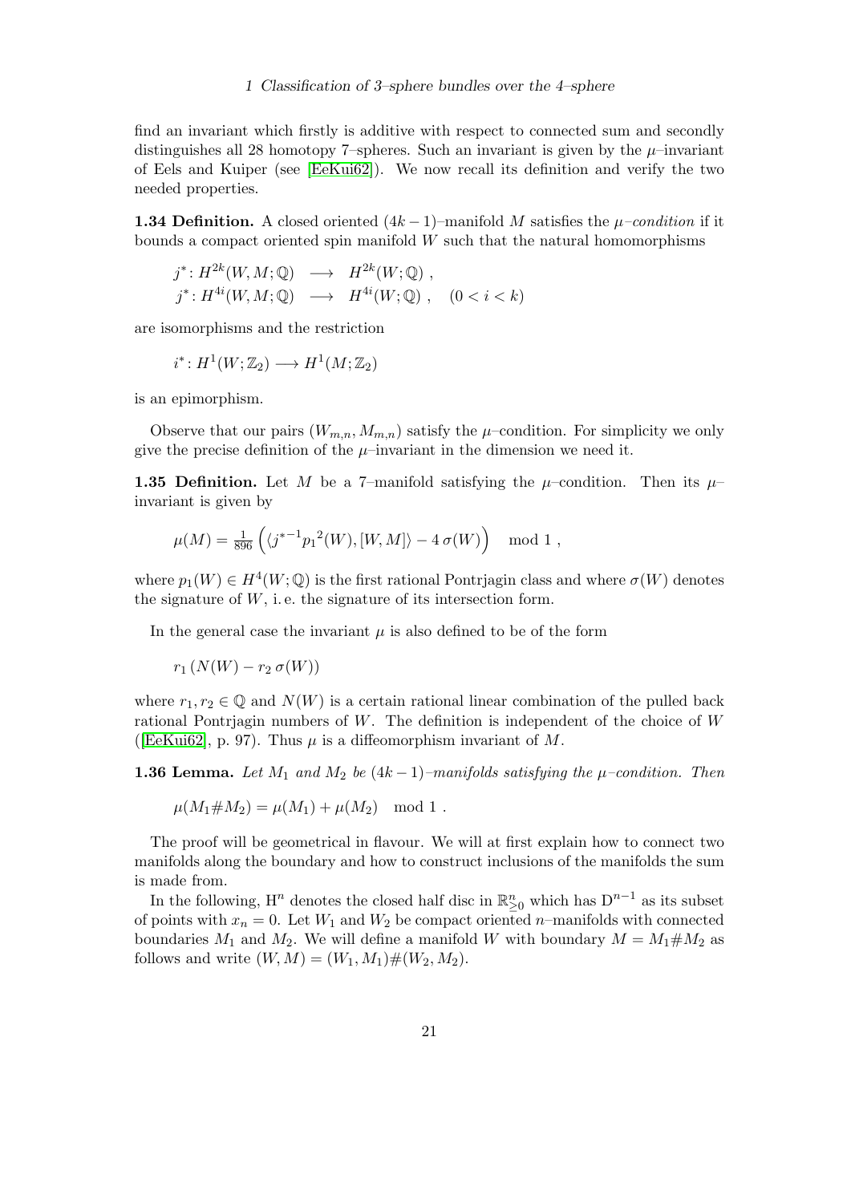find an invariant which firstly is additive with respect to connected sum and secondly distinguishes all 28 homotopy 7–spheres. Such an invariant is given by the $\mu$–invariant of Eels and Kuiper (see [EeKui62]). We now recall its definition and verify the two needed properties.

**1.34 Definition.** A closed oriented $(4k-1)$–manifold $M$ satisfies the *$\mu$–condition* if it bounds a compact oriented spin manifold $W$ such that the natural homomorphisms

$$
\begin{aligned}
j^* \colon H^{2k}(W, M; \mathbb{Q}) &\longrightarrow H^{2k}(W; \mathbb{Q}) \ , \\
j^* \colon H^{4i}(W, M; \mathbb{Q}) &\longrightarrow H^{4i}(W; \mathbb{Q}) \ , \quad (0 < i < k)
\end{aligned}
$$

are isomorphisms and the restriction

$$
i^* \colon H^1(W; \mathbb{Z}_2) \longrightarrow H^1(M; \mathbb{Z}_2)
$$

is an epimorphism.

Observe that our pairs $(W_{m,n}, M_{m,n})$ satisfy the $\mu$–condition. For simplicity we only give the precise definition of the $\mu$–invariant in the dimension we need it.

**1.35 Definition.** Let $M$ be a 7–manifold satisfying the $\mu$–condition. Then its $\mu$–invariant is given by

$$
\mu(M) = \tfrac{1}{896} \left( \langle {j^*}^{-1} {p_1}^2(W), [W, M] \rangle - 4\, \sigma(W) \right) \mod 1 \ ,
$$

where $p_1(W) \in H^4(W; \mathbb{Q})$ is the first rational Pontrjagin class and where $\sigma(W)$ denotes the signature of $W$, i. e. the signature of its intersection form.

In the general case the invariant $\mu$ is also defined to be of the form

$$
r_1 \left( N(W) - r_2\, \sigma(W) \right)
$$

where $r_1, r_2 \in \mathbb{Q}$ and $N(W)$ is a certain rational linear combination of the pulled back rational Pontrjagin numbers of $W$. The definition is independent of the choice of $W$ ([EeKui62], p. 97). Thus $\mu$ is a diffeomorphism invariant of $M$.

**1.36 Lemma.** *Let $M_1$ and $M_2$ be $(4k-1)$–manifolds satisfying the $\mu$–condition. Then*

$$
\mu(M_1 \# M_2) = \mu(M_1) + \mu(M_2) \mod 1 \ .
$$

The proof will be geometrical in flavour. We will at first explain how to connect two manifolds along the boundary and how to construct inclusions of the manifolds the sum is made from.

In the following, $\mathrm{H}^n$ denotes the closed half disc in $\mathbb{R}^n_{\geq 0}$ which has $\mathrm{D}^{n-1}$ as its subset of points with $x_n = 0$. Let $W_1$ and $W_2$ be compact oriented $n$–manifolds with connected boundaries $M_1$ and $M_2$. We will define a manifold $W$ with boundary $M = M_1 \# M_2$ as follows and write $(W, M) = (W_1, M_1) \# (W_2, M_2)$.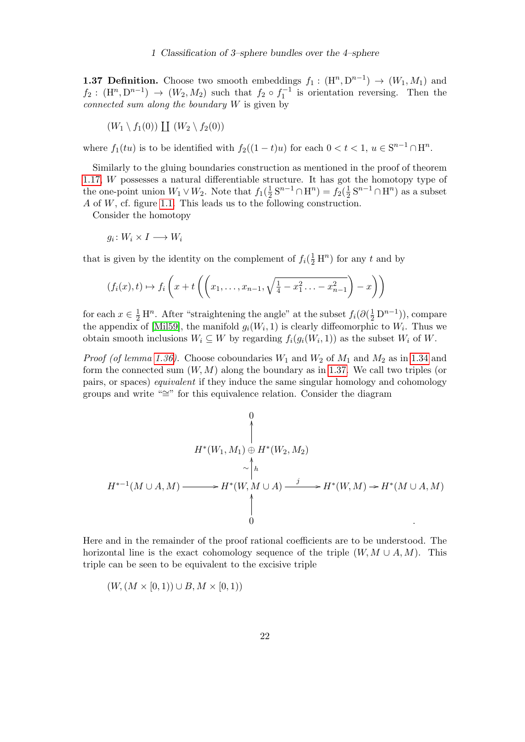**1.37 Definition.** Choose two smooth embeddings $f_1 : (\mathrm{H}^n, \mathrm{D}^{n-1}) \to (W_1, M_1)$ and $f_2 : (\mathrm{H}^n, \mathrm{D}^{n-1}) \to (W_2, M_2)$ such that $f_2 \circ f_1^{-1}$ is orientation reversing. Then the *connected sum along the boundary* $W$ is given by

$$(W_1 \setminus f_1(0)) \coprod (W_2 \setminus f_2(0))$$

where $f_1(tu)$ is to be identified with $f_2((1-t)u)$ for each $0 < t < 1$, $u \in \mathrm{S}^{n-1} \cap \mathrm{H}^n$.

Similarly to the gluing boundaries construction as mentioned in the proof of theorem 1.17, $W$ possesses a natural differentiable structure. It has got the homotopy type of the one-point union $W_1 \vee W_2$. Note that $f_1(\frac{1}{2}\,\mathrm{S}^{n-1} \cap \mathrm{H}^n) = f_2(\frac{1}{2}\,\mathrm{S}^{n-1} \cap \mathrm{H}^n)$ as a subset $A$ of $W$, cf. figure 1.1. This leads us to the following construction.

Consider the homotopy

$$g_i : W_i \times I \longrightarrow W_i$$

that is given by the identity on the complement of $f_i(\frac{1}{2}\,\mathrm{H}^n)$ for any $t$ and by

$$(f_i(x), t) \mapsto f_i\left(x + t\left(\left(x_1, \ldots, x_{n-1}, \sqrt{\tfrac{1}{4} - x_1^2 \ldots - x_{n-1}^2}\right) - x\right)\right)$$

for each $x \in \frac{1}{2}\,\mathrm{H}^n$. After "straightening the angle" at the subset $f_i(\partial(\frac{1}{2}\,\mathrm{D}^{n-1}))$, compare the appendix of [Mil59], the manifold $g_i(W_i, 1)$ is clearly diffeomorphic to $W_i$. Thus we obtain smooth inclusions $W_i \subseteq W$ by regarding $f_i(g_i(W_i, 1))$ as the subset $W_i$ of $W$.

*Proof (of lemma 1.36).* Choose coboundaries $W_1$ and $W_2$ of $M_1$ and $M_2$ as in 1.34 and form the connected sum $(W, M)$ along the boundary as in 1.37. We call two triples (or pairs, or spaces) *equivalent* if they induce the same singular homology and cohomology groups and write "$\cong$" for this equivalence relation. Consider the diagram

$$\begin{array}{ccccccc}
 & & 0 & & & & \\
 & & \uparrow & & & & \\
 & & H^*(W_1, M_1) \oplus H^*(W_2, M_2) & & & & \\
 & & \sim\uparrow h & & & & \\
H^{*-1}(M \cup A, M) & \longrightarrow & H^*(W, M \cup A) & \xrightarrow{\;j\;} & H^*(W, M) & \to & H^*(M \cup A, M) \\
 & & \uparrow & & & & \\
 & & 0 & & & & .
\end{array}$$

Here and in the remainder of the proof rational coefficients are to be understood. The horizontal line is the exact cohomology sequence of the triple $(W, M \cup A, M)$. This triple can be seen to be equivalent to the excisive triple

$$(W, (M \times [0,1)) \cup B, M \times [0,1))$$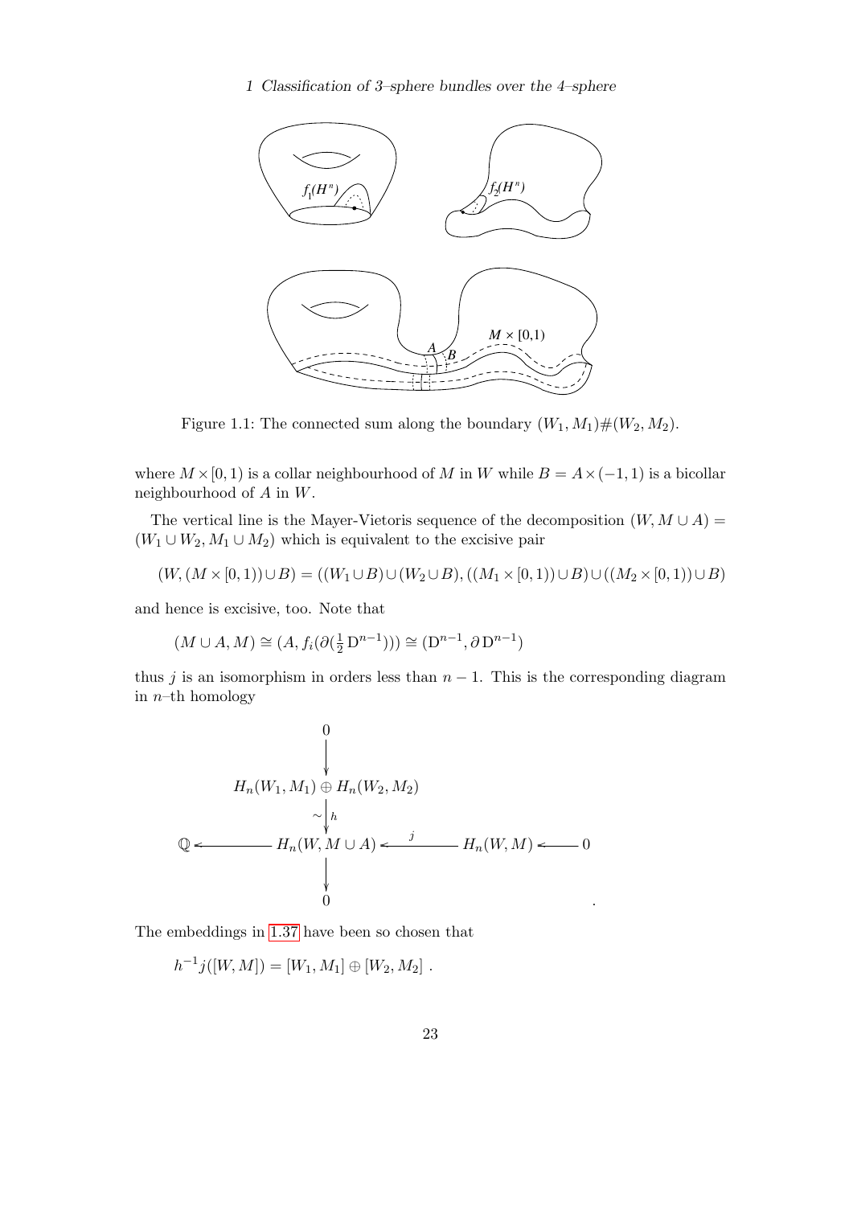Figure 1.1: The connected sum along the boundary $(W_1, M_1)\#(W_2, M_2)$.

where $M \times [0,1)$ is a collar neighbourhood of $M$ in $W$ while $B = A \times (-1,1)$ is a bicollar neighbourhood of $A$ in $W$.

The vertical line is the Mayer-Vietoris sequence of the decomposition $(W, M \cup A) = (W_1 \cup W_2, M_1 \cup M_2)$ which is equivalent to the excisive pair

$$(W, (M \times [0,1)) \cup B) = ((W_1 \cup B) \cup (W_2 \cup B), ((M_1 \times [0,1)) \cup B) \cup ((M_2 \times [0,1)) \cup B)$$

and hence is excisive, too. Note that

$$(M \cup A, M) \cong (A, f_i(\partial(\tfrac{1}{2}\,\mathrm{D}^{n-1}))) \cong (\mathrm{D}^{n-1}, \partial\,\mathrm{D}^{n-1})$$

thus $j$ is an isomorphism in orders less than $n-1$. This is the corresponding diagram in $n$–th homology

$$\begin{array}{ccccc}
 & & 0 & & \\
 & & \downarrow & & \\
 & & H_n(W_1, M_1) \oplus H_n(W_2, M_2) & & \\
 & & \sim\downarrow h & & \\
\mathbb{Q} & \longleftarrow & H_n(W, M \cup A) & \xleftarrow{\;j\;} & H_n(W, M) \longleftarrow 0 \\
 & & \downarrow & & \\
 & & 0 & &
\end{array}$$

The embeddings in 1.37 have been so chosen that

$$h^{-1}j([W, M]) = [W_1, M_1] \oplus [W_2, M_2]\ .$$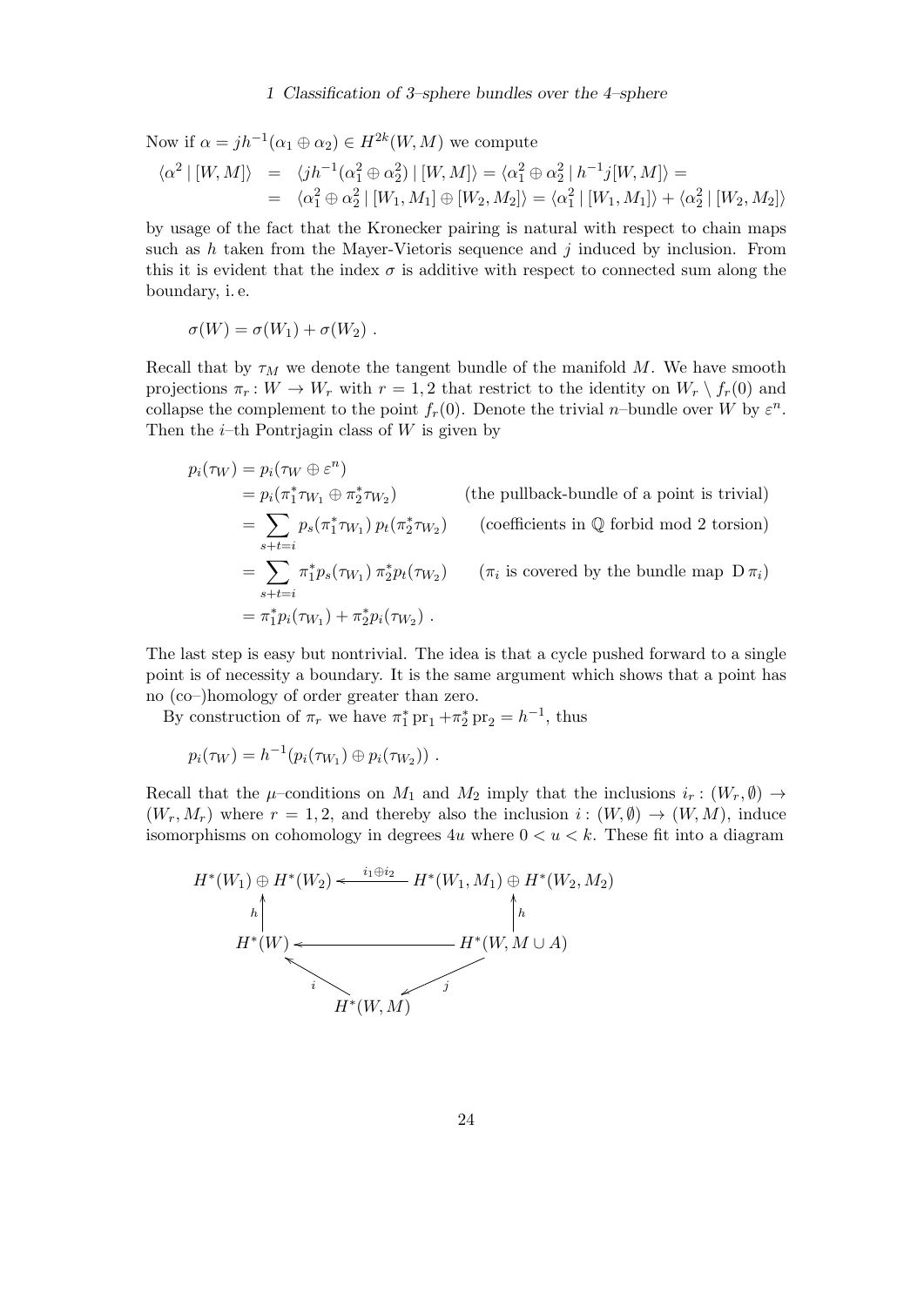Now if $\alpha = jh^{-1}(\alpha_1 \oplus \alpha_2) \in H^{2k}(W, M)$ we compute

$$\begin{aligned}
\langle \alpha^2 \mid [W, M] \rangle &= \langle jh^{-1}(\alpha_1^2 \oplus \alpha_2^2) \mid [W, M] \rangle = \langle \alpha_1^2 \oplus \alpha_2^2 \mid h^{-1}j[W, M] \rangle = \\
&= \langle \alpha_1^2 \oplus \alpha_2^2 \mid [W_1, M_1] \oplus [W_2, M_2] \rangle = \langle \alpha_1^2 \mid [W_1, M_1] \rangle + \langle \alpha_2^2 \mid [W_2, M_2] \rangle
\end{aligned}$$

by usage of the fact that the Kronecker pairing is natural with respect to chain maps such as $h$ taken from the Mayer-Vietoris sequence and $j$ induced by inclusion. From this it is evident that the index $\sigma$ is additive with respect to connected sum along the boundary, i. e.

$$\sigma(W) = \sigma(W_1) + \sigma(W_2) \ .$$

Recall that by $\tau_M$ we denote the tangent bundle of the manifold $M$. We have smooth projections $\pi_r \colon W \to W_r$ with $r = 1, 2$ that restrict to the identity on $W_r \setminus f_r(0)$ and collapse the complement to the point $f_r(0)$. Denote the trivial $n$–bundle over $W$ by $\varepsilon^n$. Then the $i$–th Pontrjagin class of $W$ is given by

$$\begin{aligned}
p_i(\tau_W) &= p_i(\tau_W \oplus \varepsilon^n) \\
&= p_i(\pi_1^* \tau_{W_1} \oplus \pi_2^* \tau_{W_2}) && \text{(the pullback-bundle of a point is trivial)} \\
&= \sum_{s+t=i} p_s(\pi_1^* \tau_{W_1})\, p_t(\pi_2^* \tau_{W_2}) && \text{(coefficients in } \mathbb{Q} \text{ forbid mod 2 torsion)} \\
&= \sum_{s+t=i} \pi_1^* p_s(\tau_{W_1})\, \pi_2^* p_t(\tau_{W_2}) && (\pi_i \text{ is covered by the bundle map } \mathrm{D}\,\pi_i) \\
&= \pi_1^* p_i(\tau_{W_1}) + \pi_2^* p_i(\tau_{W_2}) \ .
\end{aligned}$$

The last step is easy but nontrivial. The idea is that a cycle pushed forward to a single point is of necessity a boundary. It is the same argument which shows that a point has no (co–)homology of order greater than zero.

By construction of $\pi_r$ we have $\pi_1^* \operatorname{pr}_1 + \pi_2^* \operatorname{pr}_2 = h^{-1}$, thus

$$p_i(\tau_W) = h^{-1}(p_i(\tau_{W_1}) \oplus p_i(\tau_{W_2})) \ .$$

Recall that the $\mu$–conditions on $M_1$ and $M_2$ imply that the inclusions $i_r \colon (W_r, \emptyset) \to (W_r, M_r)$ where $r = 1, 2$, and thereby also the inclusion $i \colon (W, \emptyset) \to (W, M)$, induce isomorphisms on cohomology in degrees $4u$ where $0 < u < k$. These fit into a diagram

$$\begin{array}{ccc}
H^*(W_1) \oplus H^*(W_2) & \xleftarrow{\ i_1 \oplus i_2\ } & H^*(W_1, M_1) \oplus H^*(W_2, M_2) \\
\uparrow h & & \uparrow h \\
H^*(W) & \longleftarrow & H^*(W, M \cup A) \\
& {}_{i}\nwarrow \quad \swarrow_{j} & \\
& H^*(W, M) &
\end{array}$$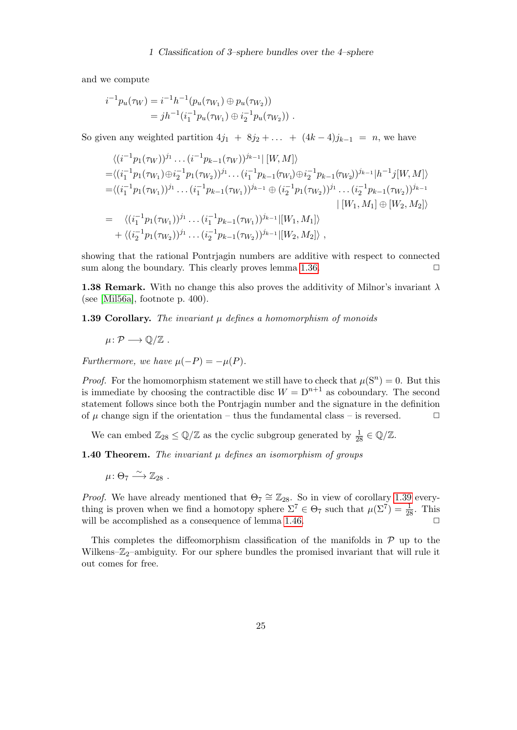and we compute

$$
\begin{aligned}
i^{-1}p_u(\tau_W) &= i^{-1}h^{-1}(p_u(\tau_{W_1}) \oplus p_u(\tau_{W_2})) \\
&= jh^{-1}(i_1^{-1}p_u(\tau_{W_1}) \oplus i_2^{-1}p_u(\tau_{W_2}))\ .
\end{aligned}
$$

So given any weighted partition $4j_1 + 8j_2 + \ldots + (4k-4)j_{k-1} = n$, we have

$$
\begin{aligned}
&\langle (i^{-1}p_1(\tau_W))^{j_1} \ldots (i^{-1}p_{k-1}(\tau_W))^{j_{k-1}} |\, [W, M] \rangle \\
=&\langle (i_1^{-1}p_1(\tau_{W_1}) \oplus i_2^{-1}p_1(\tau_{W_2}))^{j_1} \ldots (i_1^{-1}p_{k-1}(\tau_{W_1}) \oplus i_2^{-1}p_{k-1}(\tau_{W_2}))^{j_{k-1}} | h^{-1}j[W, M] \rangle \\
=&\langle (i_1^{-1}p_1(\tau_{W_1}))^{j_1} \ldots (i_1^{-1}p_{k-1}(\tau_{W_1}))^{j_{k-1}} \oplus (i_2^{-1}p_1(\tau_{W_2}))^{j_1} \ldots (i_2^{-1}p_{k-1}(\tau_{W_2}))^{j_{k-1}} \\
&\qquad\qquad\qquad\qquad\qquad\qquad\qquad\qquad\qquad\qquad\qquad\qquad | \, [W_1, M_1] \oplus [W_2, M_2] \rangle \\
=& \quad \langle (i_1^{-1}p_1(\tau_{W_1}))^{j_1} \ldots (i_1^{-1}p_{k-1}(\tau_{W_1}))^{j_{k-1}} | [W_1, M_1] \rangle \\
&+ \langle (i_2^{-1}p_1(\tau_{W_2}))^{j_1} \ldots (i_2^{-1}p_{k-1}(\tau_{W_2}))^{j_{k-1}} | [W_2, M_2] \rangle\ ,
\end{aligned}
$$

showing that the rational Pontrjagin numbers are additive with respect to connected sum along the boundary. This clearly proves lemma 1.36. □

**1.38 Remark.** With no change this also proves the additivity of Milnor's invariant $\lambda$ (see [Mil56a], footnote p. 400).

**1.39 Corollary.** *The invariant $\mu$ defines a homomorphism of monoids*

$$\mu \colon \mathcal{P} \longrightarrow \mathbb{Q}/\mathbb{Z}\ .$$

*Furthermore, we have $\mu(-P) = -\mu(P)$.*

*Proof.* For the homomorphism statement we still have to check that $\mu(\mathrm{S}^n) = 0$. But this is immediate by choosing the contractible disc $W = \mathrm{D}^{n+1}$ as coboundary. The second statement follows since both the Pontrjagin number and the signature in the definition of $\mu$ change sign if the orientation – thus the fundamental class – is reversed. □

We can embed $\mathbb{Z}_{28} \leq \mathbb{Q}/\mathbb{Z}$ as the cyclic subgroup generated by $\frac{1}{28} \in \mathbb{Q}/\mathbb{Z}$.

**1.40 Theorem.** *The invariant $\mu$ defines an isomorphism of groups*

$$\mu \colon \Theta_7 \xrightarrow{\sim} \mathbb{Z}_{28}\ .$$

*Proof.* We have already mentioned that $\Theta_7 \cong \mathbb{Z}_{28}$. So in view of corollary 1.39 everything is proven when we find a homotopy sphere $\Sigma^7 \in \Theta_7$ such that $\mu(\Sigma^7) = \frac{1}{28}$. This will be accomplished as a consequence of lemma 1.46. □

This completes the diffeomorphism classification of the manifolds in $\mathcal{P}$ up to the Wilkens–$\mathbb{Z}_2$–ambiguity. For our sphere bundles the promised invariant that will rule it out comes for free.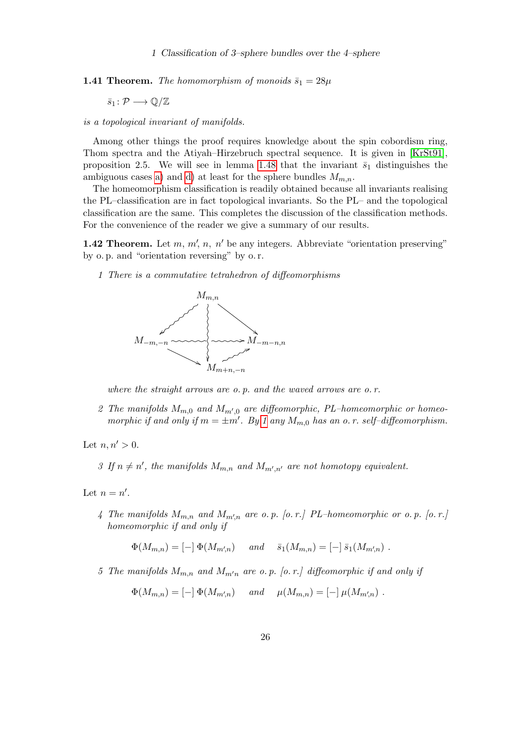**1.41 Theorem.** *The homomorphism of monoids $\bar{s}_1 = 28\mu$*

$$\bar{s}_1 \colon \mathcal{P} \longrightarrow \mathbb{Q}/\mathbb{Z}$$

*is a topological invariant of manifolds.*

Among other things the proof requires knowledge about the spin cobordism ring, Thom spectra and the Atiyah–Hirzebruch spectral sequence. It is given in [KrSt91], proposition 2.5. We will see in lemma 1.48 that the invariant $\bar{s}_1$ distinguishes the ambiguous cases a) and d) at least for the sphere bundles $M_{m,n}$.

The homeomorphism classification is readily obtained because all invariants realising the PL–classification are in fact topological invariants. So the PL– and the topological classification are the same. This completes the discussion of the classification methods. For the convenience of the reader we give a summary of our results.

**1.42 Theorem.** Let $m$, $m'$, $n$, $n'$ be any integers. Abbreviate "orientation preserving" by o. p. and "orientation reversing" by o. r.

1 *There is a commutative tetrahedron of diffeomorphisms*

$$\begin{array}{ccccc} & & M_{m,n} & & \\ & \swarrow & \downarrow & \searrow & \\ M_{-m,-n} & \longrightarrow & & \longrightarrow & M_{-m-n,n} \\ & \searrow & \downarrow & \nearrow & \\ & & M_{m+n,-n} & & \end{array}$$

*where the straight arrows are o. p. and the waved arrows are o. r.*

2 *The manifolds $M_{m,0}$ and $M_{m',0}$ are diffeomorphic, PL–homeomorphic or homeomorphic if and only if $m = \pm m'$. By 1 any $M_{m,0}$ has an o. r. self–diffeomorphism.*

Let $n, n' > 0$.

3 *If $n \neq n'$, the manifolds $M_{m,n}$ and $M_{m',n'}$ are not homotopy equivalent.*

Let $n = n'$.

4 *The manifolds $M_{m,n}$ and $M_{m',n}$ are o. p. [o. r.] PL–homeomorphic or o. p. [o. r.] homeomorphic if and only if*

$$\Phi(M_{m,n}) = [-]\, \Phi(M_{m',n}) \quad \text{ and } \quad \bar{s}_1(M_{m,n}) = [-]\, \bar{s}_1(M_{m',n}) \ .$$

5 *The manifolds $M_{m,n}$ and $M_{m'n}$ are o. p. [o. r.] diffeomorphic if and only if*

$$\Phi(M_{m,n}) = [-]\, \Phi(M_{m',n}) \quad \text{ and } \quad \mu(M_{m,n}) = [-]\, \mu(M_{m',n}) \ .$$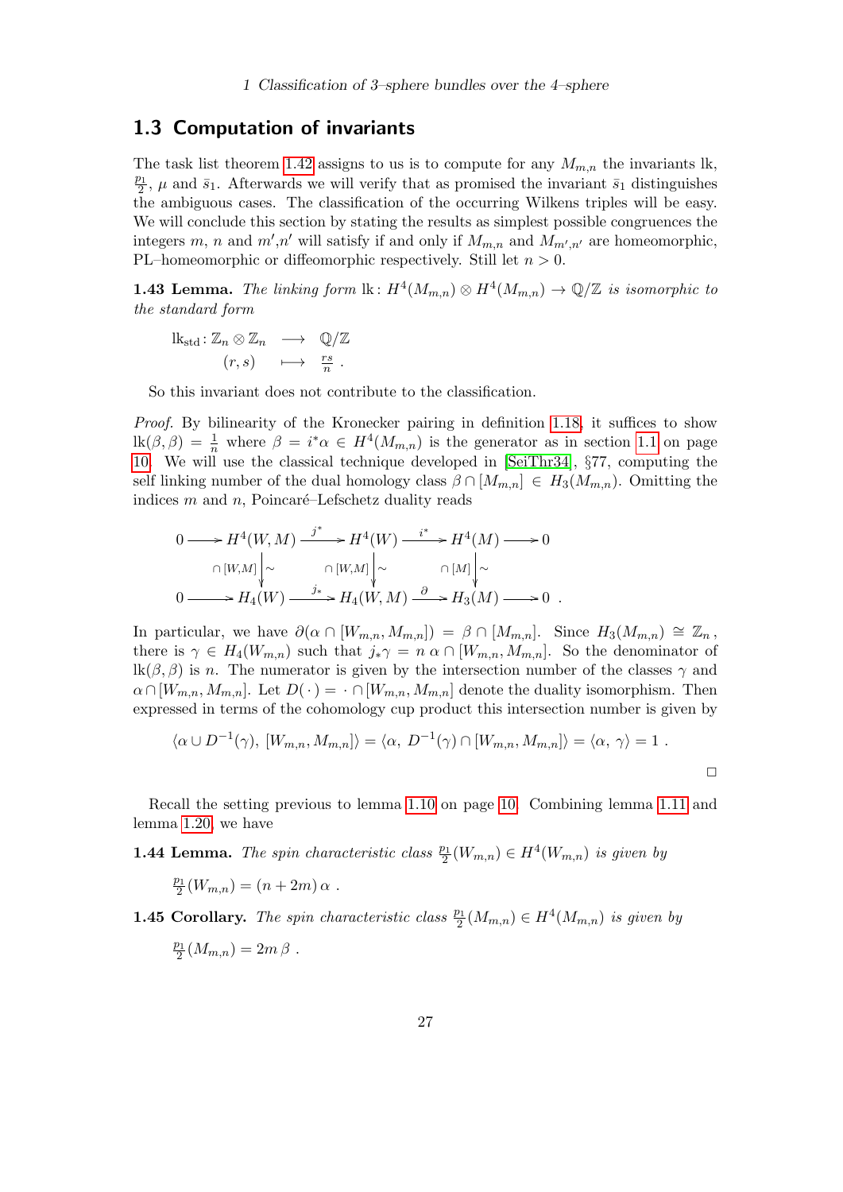## 1.3 Computation of invariants

The task list theorem 1.42 assigns to us is to compute for any $M_{m,n}$ the invariants lk, $\frac{p_1}{2}$, $\mu$ and $\bar{s}_1$. Afterwards we will verify that as promised the invariant $\bar{s}_1$ distinguishes the ambiguous cases. The classification of the occurring Wilkens triples will be easy. We will conclude this section by stating the results as simplest possible congruences the integers $m$, $n$ and $m'$,$n'$ will satisfy if and only if $M_{m,n}$ and $M_{m',n'}$ are homeomorphic, PL–homeomorphic or diffeomorphic respectively. Still let $n > 0$.

**1.43 Lemma.** *The linking form* $\mathrm{lk}\colon H^4(M_{m,n}) \otimes H^4(M_{m,n}) \to \mathbb{Q}/\mathbb{Z}$ *is isomorphic to the standard form*

$$\begin{array}{rcl} \mathrm{lk}_{\mathrm{std}}\colon \mathbb{Z}_n \otimes \mathbb{Z}_n & \longrightarrow & \mathbb{Q}/\mathbb{Z} \\ (r,s) & \longmapsto & \frac{rs}{n}\ . \end{array}$$

So this invariant does not contribute to the classification.

*Proof.* By bilinearity of the Kronecker pairing in definition 1.18, it suffices to show $\mathrm{lk}(\beta,\beta) = \frac{1}{n}$ where $\beta = i^*\alpha \in H^4(M_{m,n})$ is the generator as in section 1.1 on page 10. We will use the classical technique developed in [SeiThr34], §77, computing the self linking number of the dual homology class $\beta \cap [M_{m,n}] \in H_3(M_{m,n})$. Omitting the indices $m$ and $n$, Poincaré–Lefschetz duality reads

$$\begin{array}{ccccccccc} 0 & \longrightarrow & H^4(W,M) & \xrightarrow{j^*} & H^4(W) & \xrightarrow{i^*} & H^4(M) & \longrightarrow & 0 \\ & & \downarrow{\scriptstyle \cap[W,M]}\ \wr & & \downarrow{\scriptstyle \cap[W,M]}\ \wr & & \downarrow{\scriptstyle \cap[M]}\ \wr & & \\ 0 & \longrightarrow & H_4(W) & \xrightarrow{j_*} & H_4(W,M) & \xrightarrow{\partial} & H_3(M) & \longrightarrow & 0\ . \end{array}$$

In particular, we have $\partial(\alpha \cap [W_{m,n}, M_{m,n}]) = \beta \cap [M_{m,n}]$. Since $H_3(M_{m,n}) \cong \mathbb{Z}_n$, there is $\gamma \in H_4(W_{m,n})$ such that $j_*\gamma = n\,\alpha \cap [W_{m,n}, M_{m,n}]$. So the denominator of $\mathrm{lk}(\beta,\beta)$ is $n$. The numerator is given by the intersection number of the classes $\gamma$ and $\alpha \cap [W_{m,n}, M_{m,n}]$. Let $D(\,\cdot\,) = \cdot \cap [W_{m,n}, M_{m,n}]$ denote the duality isomorphism. Then expressed in terms of the cohomology cup product this intersection number is given by

$$\langle \alpha \cup D^{-1}(\gamma),\ [W_{m,n}, M_{m,n}]\rangle = \langle \alpha,\ D^{-1}(\gamma) \cap [W_{m,n}, M_{m,n}]\rangle = \langle \alpha,\ \gamma\rangle = 1\ .$$

□

Recall the setting previous to lemma 1.10 on page 10. Combining lemma 1.11 and lemma 1.20, we have

**1.44 Lemma.** *The spin characteristic class* $\frac{p_1}{2}(W_{m,n}) \in H^4(W_{m,n})$ *is given by*

$$\tfrac{p_1}{2}(W_{m,n}) = (n + 2m)\,\alpha\ .$$

**1.45 Corollary.** *The spin characteristic class* $\frac{p_1}{2}(M_{m,n}) \in H^4(M_{m,n})$ *is given by*

$$\tfrac{p_1}{2}(M_{m,n}) = 2m\,\beta\ .$$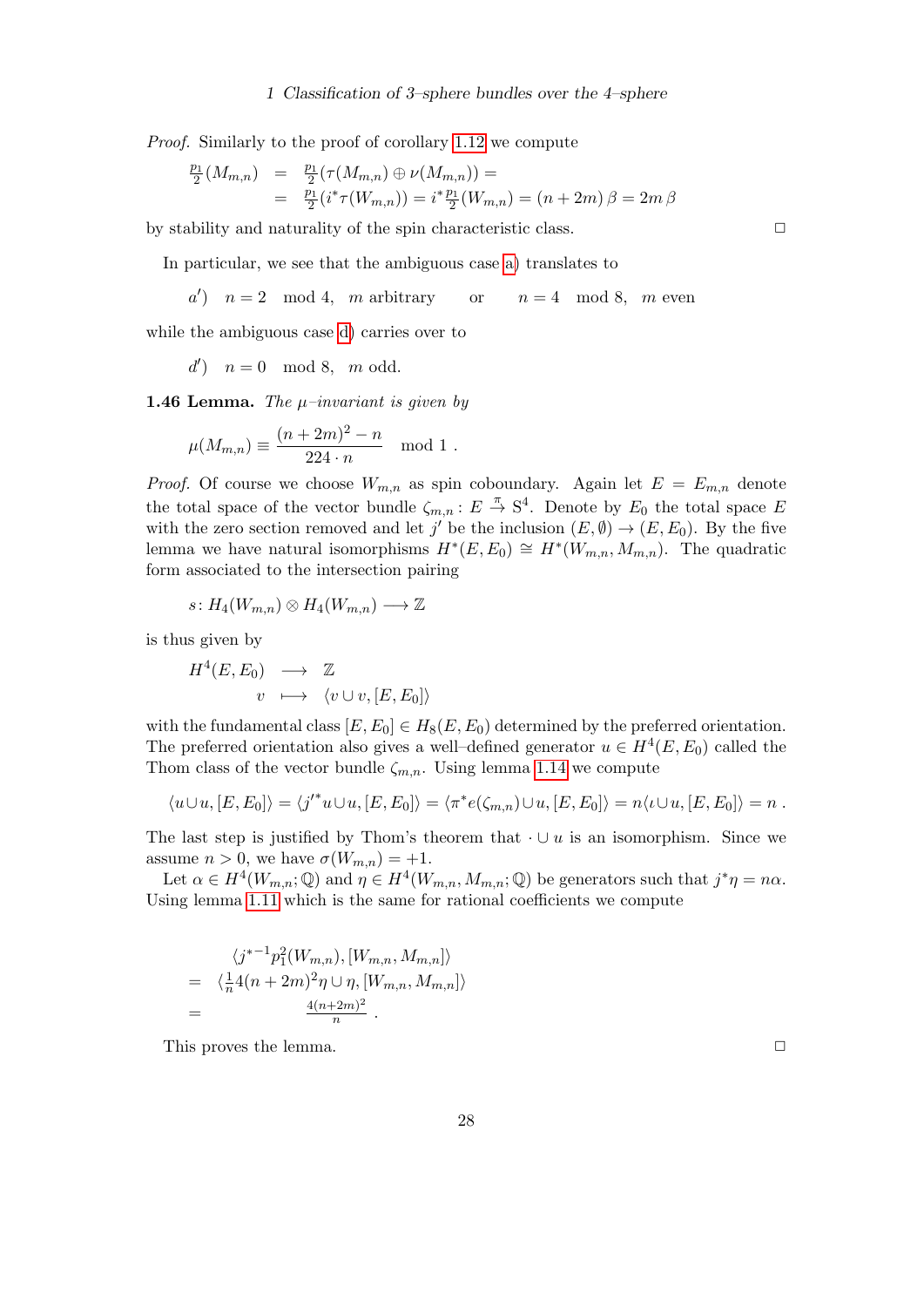*Proof.* Similarly to the proof of corollary 1.12 we compute

$$\begin{aligned}
\tfrac{p_1}{2}(M_{m,n}) &= \tfrac{p_1}{2}(\tau(M_{m,n}) \oplus \nu(M_{m,n})) = \\
&= \tfrac{p_1}{2}(i^*\tau(W_{m,n})) = i^*\tfrac{p_1}{2}(W_{m,n}) = (n+2m)\,\beta = 2m\,\beta
\end{aligned}$$

by stability and naturality of the spin characteristic class. □

In particular, we see that the ambiguous case a) translates to

$a')$ $\quad n = 2 \mod 4, \quad m$ arbitrary $\quad$ or $\quad n = 4 \mod 8, \quad m$ even

while the ambiguous case d) carries over to

$d')$ $\quad n = 0 \mod 8, \quad m$ odd.

**1.46 Lemma.** *The $\mu$–invariant is given by*

$$\mu(M_{m,n}) \equiv \frac{(n+2m)^2 - n}{224 \cdot n} \mod 1 .$$

*Proof.* Of course we choose $W_{m,n}$ as spin coboundary. Again let $E = E_{m,n}$ denote the total space of the vector bundle $\zeta_{m,n} \colon E \xrightarrow{\pi} S^4$. Denote by $E_0$ the total space $E$ with the zero section removed and let $j'$ be the inclusion $(E, \emptyset) \to (E, E_0)$. By the five lemma we have natural isomorphisms $H^*(E, E_0) \cong H^*(W_{m,n}, M_{m,n})$. The quadratic form associated to the intersection pairing

$$s \colon H_4(W_{m,n}) \otimes H_4(W_{m,n}) \longrightarrow \mathbb{Z}$$

is thus given by

$$\begin{aligned}
H^4(E, E_0) &\longrightarrow \mathbb{Z} \\
v &\longmapsto \langle v \cup v, [E, E_0] \rangle
\end{aligned}$$

with the fundamental class $[E, E_0] \in H_8(E, E_0)$ determined by the preferred orientation. The preferred orientation also gives a well–defined generator $u \in H^4(E, E_0)$ called the Thom class of the vector bundle $\zeta_{m,n}$. Using lemma 1.14 we compute

$$\langle u \cup u, [E, E_0] \rangle = \langle j'^* u \cup u, [E, E_0] \rangle = \langle \pi^* e(\zeta_{m,n}) \cup u, [E, E_0] \rangle = n \langle \iota \cup u, [E, E_0] \rangle = n \,.$$

The last step is justified by Thom's theorem that $\cdot \cup u$ is an isomorphism. Since we assume $n > 0$, we have $\sigma(W_{m,n}) = +1$.

Let $\alpha \in H^4(W_{m,n}; \mathbb{Q})$ and $\eta \in H^4(W_{m,n}, M_{m,n}; \mathbb{Q})$ be generators such that $j^*\eta = n\alpha$. Using lemma 1.11 which is the same for rational coefficients we compute

$$\begin{aligned}
& \langle j^{*-1} p_1^2(W_{m,n}), [W_{m,n}, M_{m,n}] \rangle \\
=\; & \langle \tfrac{1}{n} 4(n+2m)^2 \eta \cup \eta, [W_{m,n}, M_{m,n}] \rangle \\
=\; & \tfrac{4(n+2m)^2}{n} \,.
\end{aligned}$$

This proves the lemma. □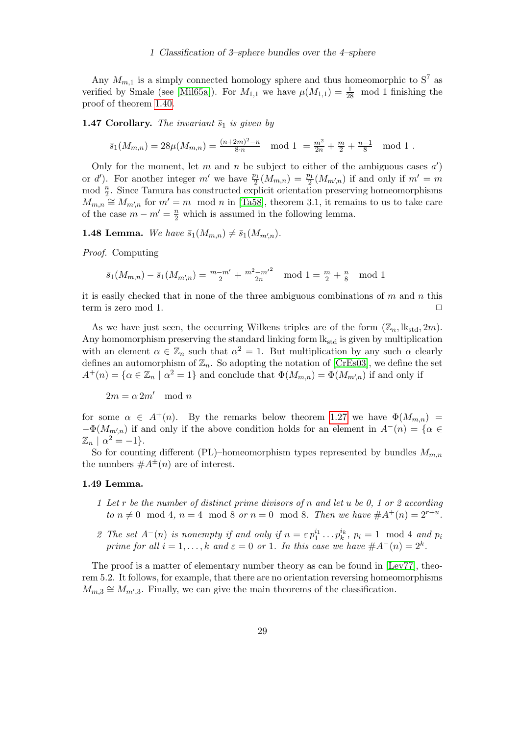Any $M_{m,1}$ is a simply connected homology sphere and thus homeomorphic to $S^7$ as verified by Smale (see [Mil65a]). For $M_{1,1}$ we have $\mu(M_{1,1}) = \frac{1}{28} \mod 1$ finishing the proof of theorem 1.40.

**1.47 Corollary.** *The invariant* $\bar{s}_1$ *is given by*

$$\bar{s}_1(M_{m,n}) = 28\mu(M_{m,n}) = \tfrac{(n+2m)^2-n}{8\cdot n} \mod 1 \; = \tfrac{m^2}{2n} + \tfrac{m}{2} + \tfrac{n-1}{8} \mod 1 \; .$$

Only for the moment, let $m$ and $n$ be subject to either of the ambiguous cases $a')$ or $d')$. For another integer $m'$ we have $\frac{p_1}{2}(M_{m,n}) = \frac{p_1}{2}(M_{m',n})$ if and only if $m' = m \mod \frac{n}{2}$. Since Tamura has constructed explicit orientation preserving homeomorphisms $M_{m,n} \cong M_{m',n}$ for $m' = m \mod n$ in [Ta58], theorem 3.1, it remains to us to take care of the case $m - m' = \frac{n}{2}$ which is assumed in the following lemma.

**1.48 Lemma.** *We have* $\bar{s}_1(M_{m,n}) \neq \bar{s}_1(M_{m',n})$.

*Proof.* Computing

$$\bar{s}_1(M_{m,n}) - \bar{s}_1(M_{m',n}) = \tfrac{m-m'}{2} + \tfrac{m^2-m'^2}{2n} \mod 1 = \tfrac{m}{2} + \tfrac{n}{8} \mod 1$$

it is easily checked that in none of the three ambiguous combinations of $m$ and $n$ this term is zero mod 1. □

As we have just seen, the occurring Wilkens triples are of the form $(\mathbb{Z}_n, \mathrm{lk}_{\mathrm{std}}, 2m)$. Any homomorphism preserving the standard linking form $\mathrm{lk}_{\mathrm{std}}$ is given by multiplication with an element $\alpha \in \mathbb{Z}_n$ such that $\alpha^2 = 1$. But multiplication by any such $\alpha$ clearly defines an automorphism of $\mathbb{Z}_n$. So adopting the notation of [CrEs03], we define the set $A^+(n) = \{\alpha \in \mathbb{Z}_n \mid \alpha^2 = 1\}$ and conclude that $\Phi(M_{m,n}) = \Phi(M_{m',n})$ if and only if

$$2m = \alpha \, 2m' \mod n$$

for some $\alpha \in A^+(n)$. By the remarks below theorem 1.27 we have $\Phi(M_{m,n}) = -\Phi(M_{m',n})$ if and only if the above condition holds for an element in $A^-(n) = \{\alpha \in \mathbb{Z}_n \mid \alpha^2 = -1\}$.

So for counting different (PL)–homeomorphism types represented by bundles $M_{m,n}$ the numbers $\#A^{\pm}(n)$ are of interest.

**1.49 Lemma.**

1. *Let $r$ be the number of distinct prime divisors of $n$ and let $u$ be 0, 1 or 2 according to $n \neq 0 \mod 4$, $n = 4 \mod 8$ or $n = 0 \mod 8$. Then we have $\#A^+(n) = 2^{r+u}$.*
2. *The set $A^-(n)$ is nonempty if and only if $n = \varepsilon \, p_1^{i_1} \dots p_k^{i_k}$, $p_i = 1 \mod 4$ and $p_i$ prime for all $i = 1, \dots, k$ and $\varepsilon = 0$ or $1$. In this case we have $\#A^-(n) = 2^k$.*

The proof is a matter of elementary number theory as can be found in [Lev77], theorem 5.2. It follows, for example, that there are no orientation reversing homeomorphisms $M_{m,3} \cong M_{m',3}$. Finally, we can give the main theorems of the classification.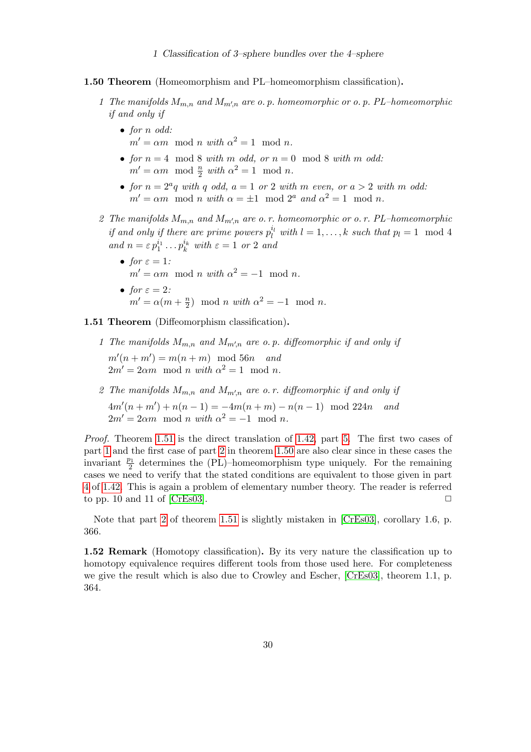**1.50 Theorem** (Homeomorphism and PL–homeomorphism classification)**.**

1. *The manifolds $M_{m,n}$ and $M_{m',n}$ are o. p. homeomorphic or o. p. PL–homeomorphic if and only if*
   - *for $n$ odd:*
     $m' = \alpha m \mod n$ *with* $\alpha^2 = 1 \mod n$.
   - *for $n = 4 \mod 8$ with $m$ odd, or $n = 0 \mod 8$ with $m$ odd:*
     $m' = \alpha m \mod \frac{n}{2}$ *with* $\alpha^2 = 1 \mod n$.
   - *for $n = 2^a q$ with $q$ odd, $a = 1$ or $2$ with $m$ even, or $a > 2$ with $m$ odd:*
     $m' = \alpha m \mod n$ *with* $\alpha = \pm 1 \mod 2^a$ *and* $\alpha^2 = 1 \mod n$.

2. *The manifolds $M_{m,n}$ and $M_{m',n}$ are o. r. homeomorphic or o. r. PL–homeomorphic if and only if there are prime powers $p_l^{i_l}$ with $l = 1, \dots, k$ such that $p_l = 1 \mod 4$ and $n = \varepsilon\, p_1^{i_1} \dots p_k^{i_k}$ with $\varepsilon = 1$ or $2$ and*
   - *for $\varepsilon = 1$:*
     $m' = \alpha m \mod n$ *with* $\alpha^2 = -1 \mod n$.
   - *for $\varepsilon = 2$:*
     $m' = \alpha(m + \frac{n}{2}) \mod n$ *with* $\alpha^2 = -1 \mod n$.

**1.51 Theorem** (Diffeomorphism classification)**.**

1. *The manifolds $M_{m,n}$ and $M_{m',n}$ are o. p. diffeomorphic if and only if*
   $m'(n + m') = m(n + m) \mod 56n$ *and*
   $2m' = 2\alpha m \mod n$ *with* $\alpha^2 = 1 \mod n$.

2. *The manifolds $M_{m,n}$ and $M_{m',n}$ are o. r. diffeomorphic if and only if*
   $4m'(n + m') + n(n-1) = -4m(n + m) - n(n-1) \mod 224n$ *and*
   $2m' = 2\alpha m \mod n$ *with* $\alpha^2 = -1 \mod n$.

*Proof.* Theorem 1.51 is the direct translation of 1.42, part 5. The first two cases of part 1 and the first case of part 2 in theorem 1.50 are also clear since in these cases the invariant $\frac{p_1}{2}$ determines the (PL)–homeomorphism type uniquely. For the remaining cases we need to verify that the stated conditions are equivalent to those given in part 4 of 1.42. This is again a problem of elementary number theory. The reader is referred to pp. 10 and 11 of [CrEs03]. □

Note that part 2 of theorem 1.51 is slightly mistaken in [CrEs03], corollary 1.6, p. 366.

**1.52 Remark** (Homotopy classification)**.** By its very nature the classification up to homotopy equivalence requires different tools from those used here. For completeness we give the result which is also due to Crowley and Escher, [CrEs03], theorem 1.1, p. 364.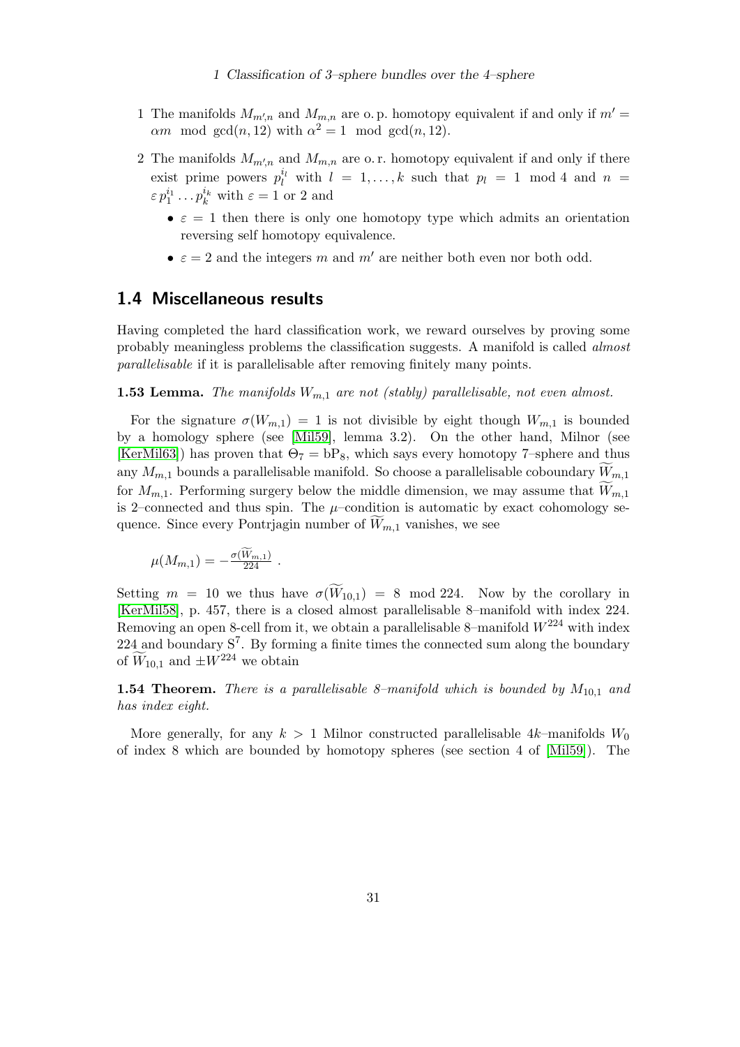1 The manifolds $M_{m',n}$ and $M_{m,n}$ are o. p. homotopy equivalent if and only if $m' = \alpha m \mod \gcd(n, 12)$ with $\alpha^2 = 1 \mod \gcd(n, 12)$.

2 The manifolds $M_{m',n}$ and $M_{m,n}$ are o. r. homotopy equivalent if and only if there exist prime powers $p_l^{i_l}$ with $l = 1, \ldots, k$ such that $p_l = 1 \mod 4$ and $n = \varepsilon\, p_1^{i_1} \ldots p_k^{i_k}$ with $\varepsilon = 1$ or $2$ and

- $\varepsilon = 1$ then there is only one homotopy type which admits an orientation reversing self homotopy equivalence.
- $\varepsilon = 2$ and the integers $m$ and $m'$ are neither both even nor both odd.

## 1.4 Miscellaneous results

Having completed the hard classification work, we reward ourselves by proving some probably meaningless problems the classification suggests. A manifold is called *almost parallelisable* if it is parallelisable after removing finitely many points.

**1.53 Lemma.** *The manifolds $W_{m,1}$ are not (stably) parallelisable, not even almost.*

For the signature $\sigma(W_{m,1}) = 1$ is not divisible by eight though $W_{m,1}$ is bounded by a homology sphere (see [Mil59], lemma 3.2). On the other hand, Milnor (see [KerMil63]) has proven that $\Theta_7 = \mathrm{bP}_8$, which says every homotopy 7–sphere and thus any $M_{m,1}$ bounds a parallelisable manifold. So choose a parallelisable coboundary $\widetilde{W}_{m,1}$ for $M_{m,1}$. Performing surgery below the middle dimension, we may assume that $\widetilde{W}_{m,1}$ is 2–connected and thus spin. The $\mu$–condition is automatic by exact cohomology sequence. Since every Pontrjagin number of $\widetilde{W}_{m,1}$ vanishes, we see

$$\mu(M_{m,1}) = -\tfrac{\sigma(\widetilde{W}_{m,1})}{224} \ .$$

Setting $m = 10$ we thus have $\sigma(\widetilde{W}_{10,1}) = 8 \mod 224$. Now by the corollary in [KerMil58], p. 457, there is a closed almost parallelisable 8–manifold with index 224. Removing an open 8-cell from it, we obtain a parallelisable 8–manifold $W^{224}$ with index 224 and boundary $\mathrm{S}^7$. By forming a finite times the connected sum along the boundary of $\widetilde{W}_{10,1}$ and $\pm W^{224}$ we obtain

**1.54 Theorem.** *There is a parallelisable 8–manifold which is bounded by $M_{10,1}$ and has index eight.*

More generally, for any $k > 1$ Milnor constructed parallelisable $4k$–manifolds $W_0$ of index 8 which are bounded by homotopy spheres (see section 4 of [Mil59]). The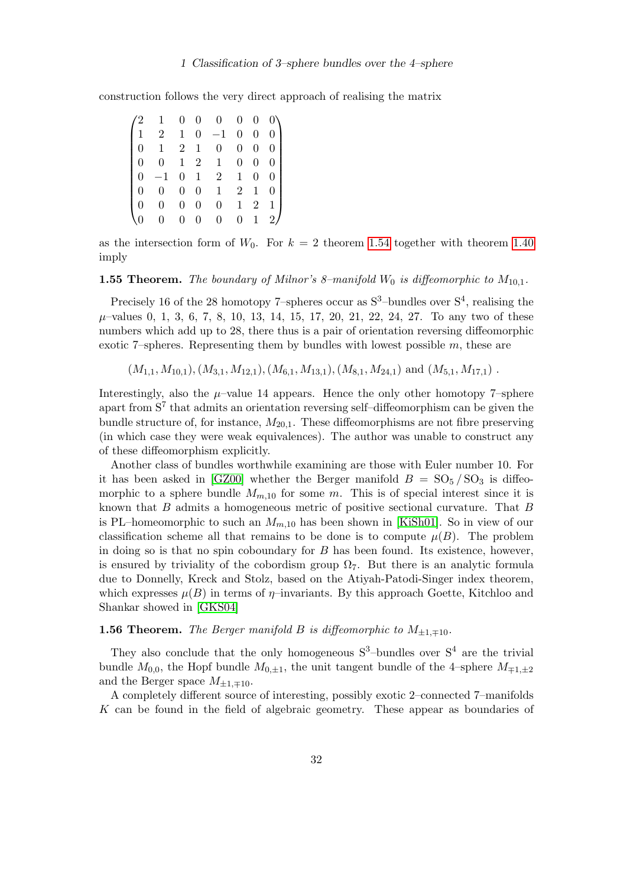construction follows the very direct approach of realising the matrix

$$\begin{pmatrix} 2 & 1 & 0 & 0 & 0 & 0 & 0 & 0 \\ 1 & 2 & 1 & 0 & -1 & 0 & 0 & 0 \\ 0 & 1 & 2 & 1 & 0 & 0 & 0 & 0 \\ 0 & 0 & 1 & 2 & 1 & 0 & 0 & 0 \\ 0 & -1 & 0 & 1 & 2 & 1 & 0 & 0 \\ 0 & 0 & 0 & 0 & 1 & 2 & 1 & 0 \\ 0 & 0 & 0 & 0 & 0 & 1 & 2 & 1 \\ 0 & 0 & 0 & 0 & 0 & 0 & 1 & 2 \end{pmatrix}$$

as the intersection form of $W_0$. For $k = 2$ theorem 1.54 together with theorem 1.40 imply

**1.55 Theorem.** *The boundary of Milnor's 8–manifold $W_0$ is diffeomorphic to $M_{10,1}$.*

Precisely 16 of the 28 homotopy 7–spheres occur as $S^3$–bundles over $S^4$, realising the $\mu$–values 0, 1, 3, 6, 7, 8, 10, 13, 14, 15, 17, 20, 21, 22, 24, 27. To any two of these numbers which add up to 28, there thus is a pair of orientation reversing diffeomorphic exotic 7–spheres. Representing them by bundles with lowest possible $m$, these are

$$(M_{1,1}, M_{10,1}), (M_{3,1}, M_{12,1}), (M_{6,1}, M_{13,1}), (M_{8,1}, M_{24,1}) \text{ and } (M_{5,1}, M_{17,1}) .$$

Interestingly, also the $\mu$–value 14 appears. Hence the only other homotopy 7–sphere apart from $S^7$ that admits an orientation reversing self–diffeomorphism can be given the bundle structure of, for instance, $M_{20,1}$. These diffeomorphisms are not fibre preserving (in which case they were weak equivalences). The author was unable to construct any of these diffeomorphism explicitly.

Another class of bundles worthwhile examining are those with Euler number 10. For it has been asked in [GZ00] whether the Berger manifold $B = SO_5 / SO_3$ is diffeomorphic to a sphere bundle $M_{m,10}$ for some $m$. This is of special interest since it is known that $B$ admits a homogeneous metric of positive sectional curvature. That $B$ is PL–homeomorphic to such an $M_{m,10}$ has been shown in [KiSh01]. So in view of our classification scheme all that remains to be done is to compute $\mu(B)$. The problem in doing so is that no spin coboundary for $B$ has been found. Its existence, however, is ensured by triviality of the cobordism group $\Omega_7$. But there is an analytic formula due to Donnelly, Kreck and Stolz, based on the Atiyah-Patodi-Singer index theorem, which expresses $\mu(B)$ in terms of $\eta$–invariants. By this approach Goette, Kitchloo and Shankar showed in [GKS04]

**1.56 Theorem.** *The Berger manifold $B$ is diffeomorphic to $M_{\pm1,\mp10}$.*

They also conclude that the only homogeneous $S^3$–bundles over $S^4$ are the trivial bundle $M_{0,0}$, the Hopf bundle $M_{0,\pm1}$, the unit tangent bundle of the 4–sphere $M_{\mp1,\pm2}$ and the Berger space $M_{\pm1,\mp10}$.

A completely different source of interesting, possibly exotic 2–connected 7–manifolds $K$ can be found in the field of algebraic geometry. These appear as boundaries of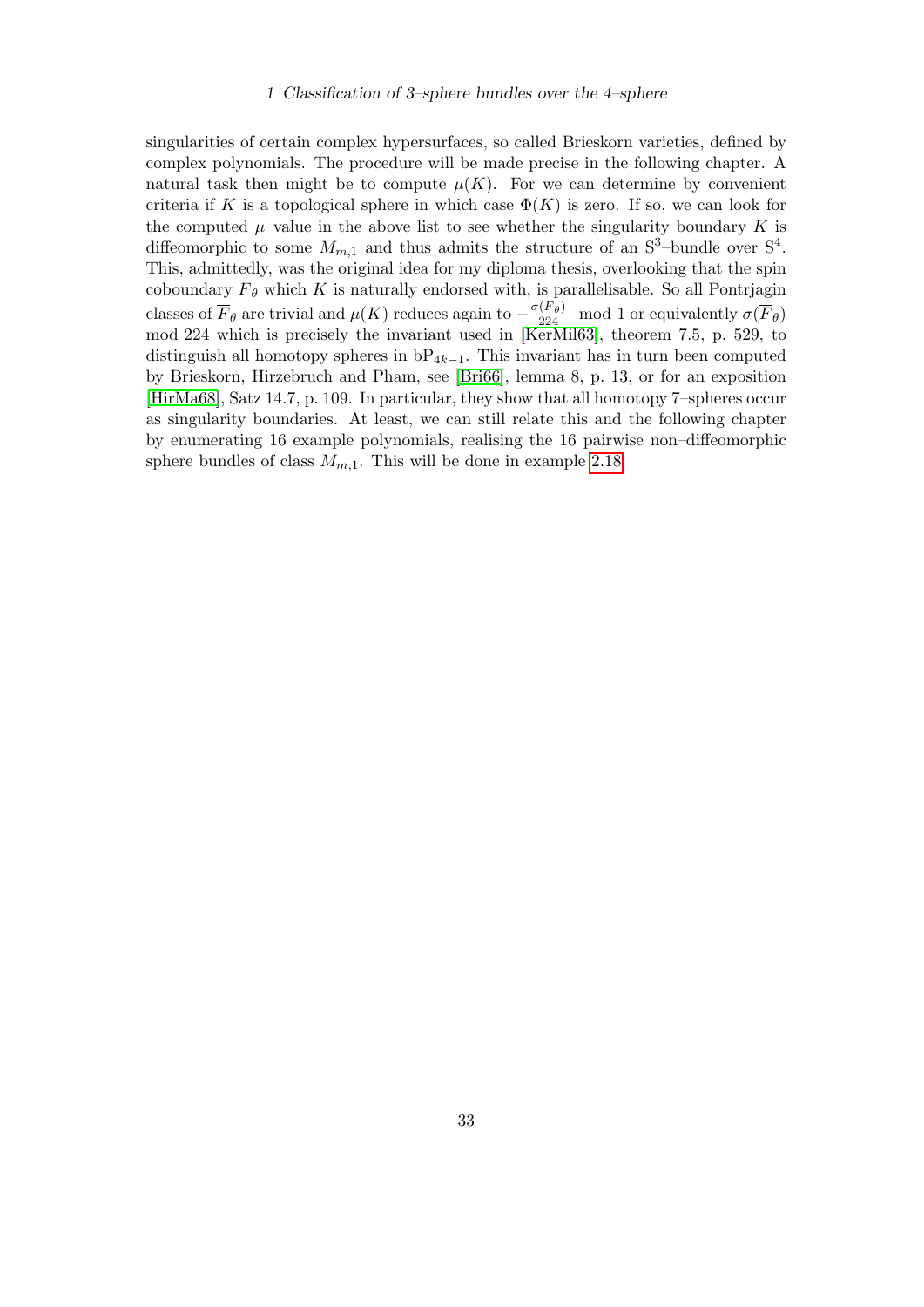singularities of certain complex hypersurfaces, so called Brieskorn varieties, defined by complex polynomials. The procedure will be made precise in the following chapter. A natural task then might be to compute $\mu(K)$. For we can determine by convenient criteria if $K$ is a topological sphere in which case $\Phi(K)$ is zero. If so, we can look for the computed $\mu$–value in the above list to see whether the singularity boundary $K$ is diffeomorphic to some $M_{m,1}$ and thus admits the structure of an $\mathrm{S}^3$–bundle over $\mathrm{S}^4$. This, admittedly, was the original idea for my diploma thesis, overlooking that the spin coboundary $\overline{F}_\theta$ which $K$ is naturally endorsed with, is parallelisable. So all Pontrjagin classes of $\overline{F}_\theta$ are trivial and $\mu(K)$ reduces again to $-\frac{\sigma(\overline{F}_\theta)}{224} \mod 1$ or equivalently $\sigma(\overline{F}_\theta)$ mod 224 which is precisely the invariant used in [KerMil63], theorem 7.5, p. 529, to distinguish all homotopy spheres in $\mathrm{bP}_{4k-1}$. This invariant has in turn been computed by Brieskorn, Hirzebruch and Pham, see [Bri66], lemma 8, p. 13, or for an exposition [HirMa68], Satz 14.7, p. 109. In particular, they show that all homotopy 7–spheres occur as singularity boundaries. At least, we can still relate this and the following chapter by enumerating 16 example polynomials, realising the 16 pairwise non–diffeomorphic sphere bundles of class $M_{m,1}$. This will be done in example 2.18.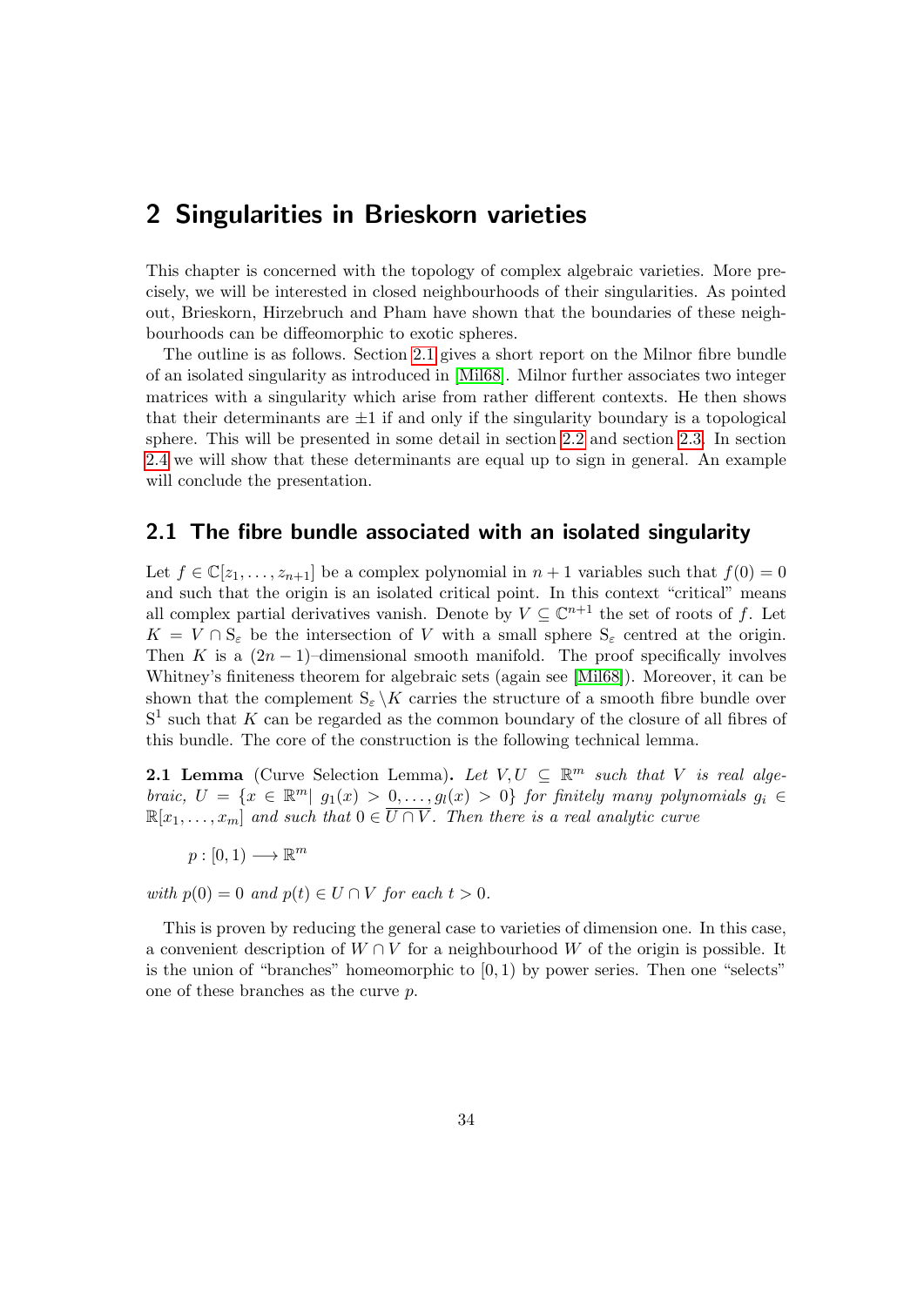// Chapter heading
# 2 Singularities in Brieskorn varieties

This chapter is concerned with the topology of complex algebraic varieties. More precisely, we will be interested in closed neighbourhoods of their singularities. As pointed out, Brieskorn, Hirzebruch and Pham have shown that the boundaries of these neighbourhoods can be diffeomorphic to exotic spheres.

The outline is as follows. Section 2.1 gives a short report on the Milnor fibre bundle of an isolated singularity as introduced in [Mil68]. Milnor further associates two integer matrices with a singularity which arise from rather different contexts. He then shows that their determinants are $\pm 1$ if and only if the singularity boundary is a topological sphere. This will be presented in some detail in section 2.2 and section 2.3. In section 2.4 we will show that these determinants are equal up to sign in general. An example will conclude the presentation.

## 2.1 The fibre bundle associated with an isolated singularity

Let $f \in \mathbb{C}[z_1, \ldots, z_{n+1}]$ be a complex polynomial in $n+1$ variables such that $f(0) = 0$ and such that the origin is an isolated critical point. In this context "critical" means all complex partial derivatives vanish. Denote by $V \subseteq \mathbb{C}^{n+1}$ the set of roots of $f$. Let $K = V \cap \mathrm{S}_\varepsilon$ be the intersection of $V$ with a small sphere $\mathrm{S}_\varepsilon$ centred at the origin. Then $K$ is a $(2n-1)$–dimensional smooth manifold. The proof specifically involves Whitney's finiteness theorem for algebraic sets (again see [Mil68]). Moreover, it can be shown that the complement $\mathrm{S}_\varepsilon \setminus K$ carries the structure of a smooth fibre bundle over $\mathrm{S}^1$ such that $K$ can be regarded as the common boundary of the closure of all fibres of this bundle. The core of the construction is the following technical lemma.

**2.1 Lemma** (Curve Selection Lemma)**.** *Let $V, U \subseteq \mathbb{R}^m$ such that $V$ is real algebraic, $U = \{x \in \mathbb{R}^m |\ g_1(x) > 0, \ldots, g_l(x) > 0\}$ for finitely many polynomials $g_i \in \mathbb{R}[x_1, \ldots, x_m]$ and such that $0 \in \overline{U \cap V}$. Then there is a real analytic curve*

$$p : [0,1) \longrightarrow \mathbb{R}^m$$

*with $p(0) = 0$ and $p(t) \in U \cap V$ for each $t > 0$.*

This is proven by reducing the general case to varieties of dimension one. In this case, a convenient description of $W \cap V$ for a neighbourhood $W$ of the origin is possible. It is the union of "branches" homeomorphic to $[0,1)$ by power series. Then one "selects" one of these branches as the curve $p$.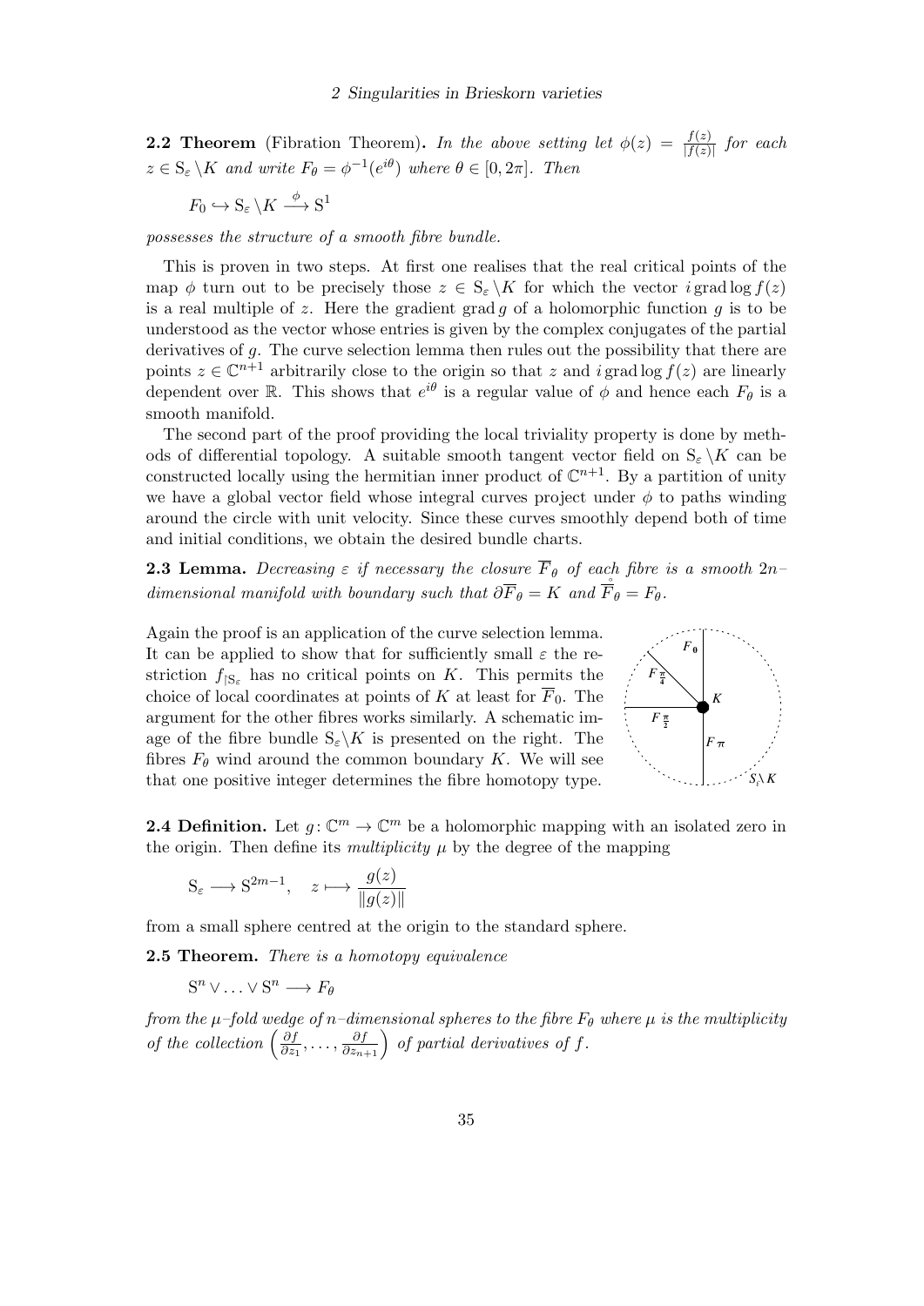**2.2 Theorem** (Fibration Theorem)**.** *In the above setting let $\phi(z) = \frac{f(z)}{|f(z)|}$ for each $z \in \mathrm{S}_\varepsilon \setminus K$ and write $F_\theta = \phi^{-1}(e^{i\theta})$ where $\theta \in [0, 2\pi]$. Then*

$$F_0 \hookrightarrow \mathrm{S}_\varepsilon \setminus K \xrightarrow{\ \phi\ } \mathrm{S}^1$$

*possesses the structure of a smooth fibre bundle.*

This is proven in two steps. At first one realises that the real critical points of the map $\phi$ turn out to be precisely those $z \in \mathrm{S}_\varepsilon \setminus K$ for which the vector $i \operatorname{grad} \log f(z)$ is a real multiple of $z$. Here the gradient $\operatorname{grad} g$ of a holomorphic function $g$ is to be understood as the vector whose entries is given by the complex conjugates of the partial derivatives of $g$. The curve selection lemma then rules out the possibility that there are points $z \in \mathbb{C}^{n+1}$ arbitrarily close to the origin so that $z$ and $i \operatorname{grad} \log f(z)$ are linearly dependent over $\mathbb{R}$. This shows that $e^{i\theta}$ is a regular value of $\phi$ and hence each $F_\theta$ is a smooth manifold.

The second part of the proof providing the local triviality property is done by methods of differential topology. A suitable smooth tangent vector field on $\mathrm{S}_\varepsilon \setminus K$ can be constructed locally using the hermitian inner product of $\mathbb{C}^{n+1}$. By a partition of unity we have a global vector field whose integral curves project under $\phi$ to paths winding around the circle with unit velocity. Since these curves smoothly depend both of time and initial conditions, we obtain the desired bundle charts.

**2.3 Lemma.** *Decreasing $\varepsilon$ if necessary the closure $\overline{F}_\theta$ of each fibre is a smooth $2n$–dimensional manifold with boundary such that $\partial \overline{F}_\theta = K$ and $\mathring{\overline{F}}_\theta = F_\theta$.*

Again the proof is an application of the curve selection lemma. It can be applied to show that for sufficiently small $\varepsilon$ the restriction $f_{\restriction \mathrm{S}_\varepsilon}$ has no critical points on $K$. This permits the choice of local coordinates at points of $K$ at least for $\overline{F}_0$. The argument for the other fibres works similarly. A schematic image of the fibre bundle $\mathrm{S}_\varepsilon \setminus K$ is presented on the right. The fibres $F_\theta$ wind around the common boundary $K$. We will see that one positive integer determines the fibre homotopy type.

**2.4 Definition.** Let $g \colon \mathbb{C}^m \to \mathbb{C}^m$ be a holomorphic mapping with an isolated zero in the origin. Then define its *multiplicity* $\mu$ by the degree of the mapping

$$\mathrm{S}_\varepsilon \longrightarrow \mathrm{S}^{2m-1}, \quad z \longmapsto \frac{g(z)}{\|g(z)\|}$$

from a small sphere centred at the origin to the standard sphere.

**2.5 Theorem.** *There is a homotopy equivalence*

$$\mathrm{S}^n \vee \ldots \vee \mathrm{S}^n \longrightarrow F_\theta$$

*from the $\mu$–fold wedge of $n$–dimensional spheres to the fibre $F_\theta$ where $\mu$ is the multiplicity of the collection $\left(\frac{\partial f}{\partial z_1}, \ldots, \frac{\partial f}{\partial z_{n+1}}\right)$ of partial derivatives of $f$.*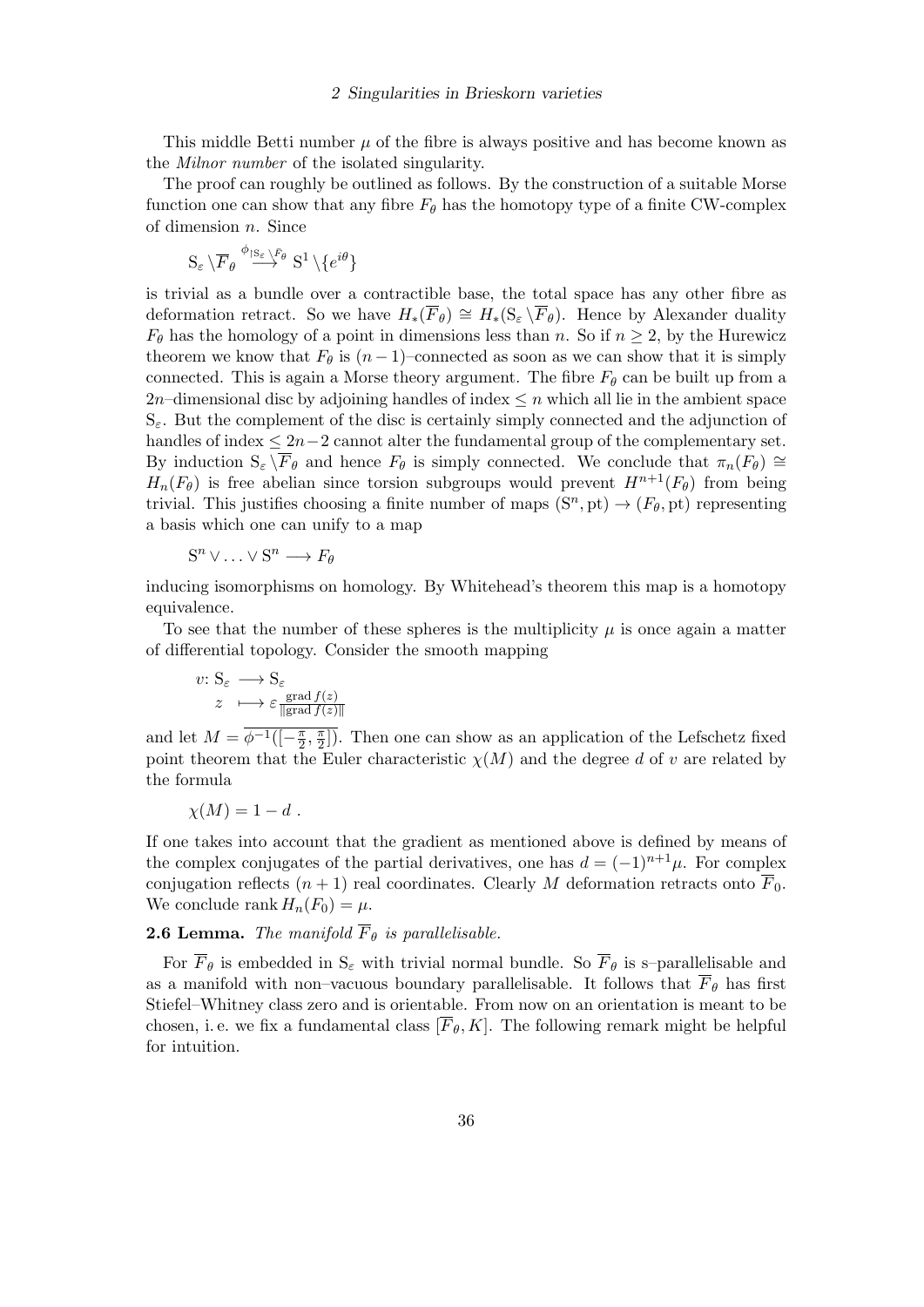This middle Betti number $\mu$ of the fibre is always positive and has become known as the *Milnor number* of the isolated singularity.

The proof can roughly be outlined as follows. By the construction of a suitable Morse function one can show that any fibre $F_\theta$ has the homotopy type of a finite CW-complex of dimension $n$. Since

$$\mathrm{S}_\varepsilon \setminus \overline{F}_\theta \overset{\phi_{|\mathrm{S}_\varepsilon \setminus F_\theta}}{\longrightarrow} \mathrm{S}^1 \setminus \{e^{i\theta}\}$$

is trivial as a bundle over a contractible base, the total space has any other fibre as deformation retract. So we have $H_*(\overline{F}_\theta) \cong H_*(\mathrm{S}_\varepsilon \setminus \overline{F}_\theta)$. Hence by Alexander duality $F_\theta$ has the homology of a point in dimensions less than $n$. So if $n \geq 2$, by the Hurewicz theorem we know that $F_\theta$ is $(n-1)$–connected as soon as we can show that it is simply connected. This is again a Morse theory argument. The fibre $F_\theta$ can be built up from a $2n$–dimensional disc by adjoining handles of index $\leq n$ which all lie in the ambient space $\mathrm{S}_\varepsilon$. But the complement of the disc is certainly simply connected and the adjunction of handles of index $\leq 2n-2$ cannot alter the fundamental group of the complementary set. By induction $\mathrm{S}_\varepsilon \setminus \overline{F}_\theta$ and hence $F_\theta$ is simply connected. We conclude that $\pi_n(F_\theta) \cong H_n(F_\theta)$ is free abelian since torsion subgroups would prevent $H^{n+1}(F_\theta)$ from being trivial. This justifies choosing a finite number of maps $(\mathrm{S}^n, \mathrm{pt}) \to (F_\theta, \mathrm{pt})$ representing a basis which one can unify to a map

$$\mathrm{S}^n \vee \ldots \vee \mathrm{S}^n \longrightarrow F_\theta$$

inducing isomorphisms on homology. By Whitehead's theorem this map is a homotopy equivalence.

To see that the number of these spheres is the multiplicity $\mu$ is once again a matter of differential topology. Consider the smooth mapping

$$\begin{aligned} v\colon \mathrm{S}_\varepsilon &\longrightarrow \mathrm{S}_\varepsilon \\ z &\longmapsto \varepsilon \tfrac{\operatorname{grad} f(z)}{\|\operatorname{grad} f(z)\|} \end{aligned}$$

and let $M = \overline{\phi^{-1}([-\frac{\pi}{2}, \frac{\pi}{2}])}$. Then one can show as an application of the Lefschetz fixed point theorem that the Euler characteristic $\chi(M)$ and the degree $d$ of $v$ are related by the formula

$$\chi(M) = 1 - d \;.$$

If one takes into account that the gradient as mentioned above is defined by means of the complex conjugates of the partial derivatives, one has $d = (-1)^{n+1}\mu$. For complex conjugation reflects $(n+1)$ real coordinates. Clearly $M$ deformation retracts onto $\overline{F}_0$. We conclude $\operatorname{rank} H_n(F_0) = \mu$.

**2.6 Lemma.** *The manifold $\overline{F}_\theta$ is parallelisable.*

For $\overline{F}_\theta$ is embedded in $\mathrm{S}_\varepsilon$ with trivial normal bundle. So $\overline{F}_\theta$ is s–parallelisable and as a manifold with non–vacuous boundary parallelisable. It follows that $\overline{F}_\theta$ has first Stiefel–Whitney class zero and is orientable. From now on an orientation is meant to be chosen, i. e. we fix a fundamental class $[\overline{F}_\theta, K]$. The following remark might be helpful for intuition.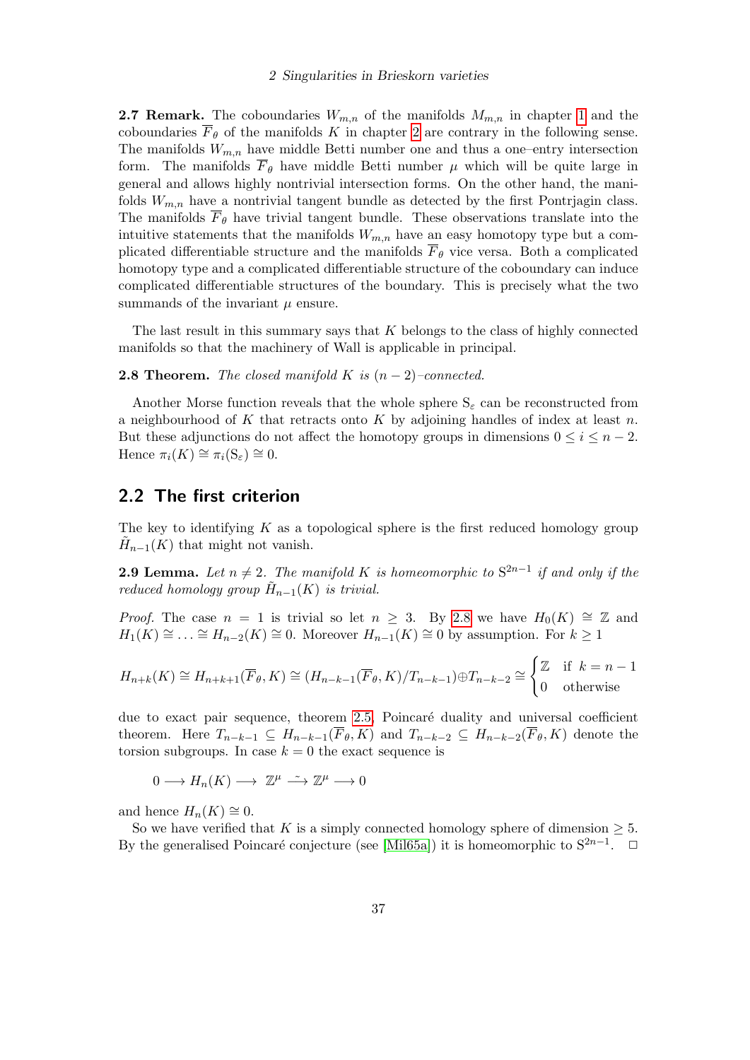**2.7 Remark.** The coboundaries $W_{m,n}$ of the manifolds $M_{m,n}$ in chapter 1 and the coboundaries $\overline{F}_\theta$ of the manifolds $K$ in chapter 2 are contrary in the following sense. The manifolds $W_{m,n}$ have middle Betti number one and thus a one–entry intersection form. The manifolds $\overline{F}_\theta$ have middle Betti number $\mu$ which will be quite large in general and allows highly nontrivial intersection forms. On the other hand, the manifolds $W_{m,n}$ have a nontrivial tangent bundle as detected by the first Pontrjagin class. The manifolds $\overline{F}_\theta$ have trivial tangent bundle. These observations translate into the intuitive statements that the manifolds $W_{m,n}$ have an easy homotopy type but a complicated differentiable structure and the manifolds $\overline{F}_\theta$ vice versa. Both a complicated homotopy type and a complicated differentiable structure of the coboundary can induce complicated differentiable structures of the boundary. This is precisely what the two summands of the invariant $\mu$ ensure.

The last result in this summary says that $K$ belongs to the class of highly connected manifolds so that the machinery of Wall is applicable in principal.

**2.8 Theorem.** *The closed manifold $K$ is $(n-2)$–connected.*

Another Morse function reveals that the whole sphere $S_\varepsilon$ can be reconstructed from a neighbourhood of $K$ that retracts onto $K$ by adjoining handles of index at least $n$. But these adjunctions do not affect the homotopy groups in dimensions $0 \leq i \leq n-2$. Hence $\pi_i(K) \cong \pi_i(S_\varepsilon) \cong 0$.

## 2.2 The first criterion

The key to identifying $K$ as a topological sphere is the first reduced homology group $\tilde{H}_{n-1}(K)$ that might not vanish.

**2.9 Lemma.** *Let $n \neq 2$. The manifold $K$ is homeomorphic to $S^{2n-1}$ if and only if the reduced homology group $\tilde{H}_{n-1}(K)$ is trivial.*

*Proof.* The case $n = 1$ is trivial so let $n \geq 3$. By 2.8 we have $H_0(K) \cong \mathbb{Z}$ and $H_1(K) \cong \ldots \cong H_{n-2}(K) \cong 0$. Moreover $H_{n-1}(K) \cong 0$ by assumption. For $k \geq 1$

$$H_{n+k}(K) \cong H_{n+k+1}(\overline{F}_\theta, K) \cong (H_{n-k-1}(\overline{F}_\theta, K)/T_{n-k-1}) \oplus T_{n-k-2} \cong \begin{cases} \mathbb{Z} & \text{if } k = n-1 \\ 0 & \text{otherwise} \end{cases}$$

due to exact pair sequence, theorem 2.5, Poincaré duality and universal coefficient theorem. Here $T_{n-k-1} \subseteq H_{n-k-1}(\overline{F}_\theta, K)$ and $T_{n-k-2} \subseteq H_{n-k-2}(\overline{F}_\theta, K)$ denote the torsion subgroups. In case $k = 0$ the exact sequence is

$$0 \longrightarrow H_n(K) \longrightarrow \mathbb{Z}^\mu \xrightarrow{\sim} \mathbb{Z}^\mu \longrightarrow 0$$

and hence $H_n(K) \cong 0$.

So we have verified that $K$ is a simply connected homology sphere of dimension $\geq 5$. By the generalised Poincaré conjecture (see [Mil65a]) it is homeomorphic to $S^{2n-1}$. $\square$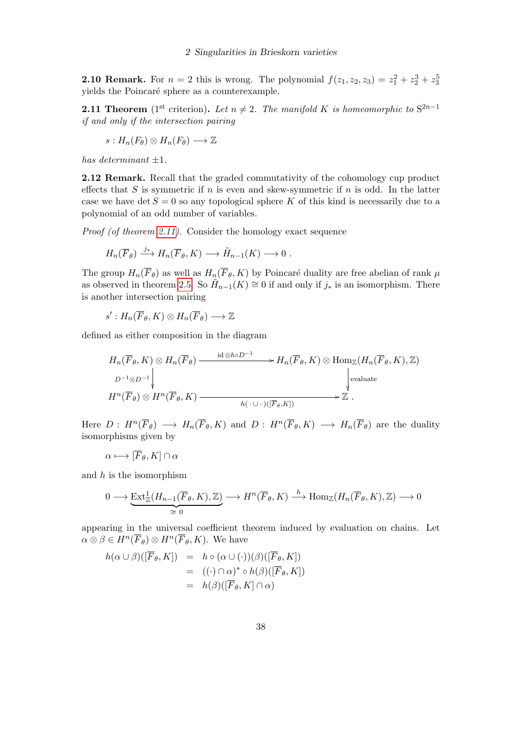**2.10 Remark.** For $n = 2$ this is wrong. The polynomial $f(z_1, z_2, z_3) = z_1^2 + z_2^3 + z_3^5$ yields the Poincaré sphere as a counterexample.

**2.11 Theorem** ($1^{\text{st}}$ criterion)**.** *Let $n \neq 2$. The manifold $K$ is homeomorphic to $S^{2n-1}$ if and only if the intersection pairing*

$$s : H_n(F_\theta) \otimes H_n(F_\theta) \longrightarrow \mathbb{Z}$$

*has determinant $\pm 1$.*

**2.12 Remark.** Recall that the graded commutativity of the cohomology cup product effects that $S$ is symmetric if $n$ is even and skew-symmetric if $n$ is odd. In the latter case we have $\det S = 0$ so any topological sphere $K$ of this kind is necessarily due to a polynomial of an odd number of variables.

*Proof (of theorem 2.11).* Consider the homology exact sequence

$$H_n(\overline{F}_\theta) \xrightarrow{j_*} H_n(\overline{F}_\theta, K) \longrightarrow \tilde{H}_{n-1}(K) \longrightarrow 0 \; .$$

The group $H_n(\overline{F}_\theta)$ as well as $H_n(\overline{F}_\theta, K)$ by Poincaré duality are free abelian of rank $\mu$ as observed in theorem 2.5. So $\tilde{H}_{n-1}(K) \cong 0$ if and only if $j_*$ is an isomorphism. There is another intersection pairing

$$s' : H_n(\overline{F}_\theta, K) \otimes H_n(\overline{F}_\theta) \longrightarrow \mathbb{Z}$$

defined as either composition in the diagram

$$\begin{array}{ccc}
H_n(\overline{F}_\theta, K) \otimes H_n(\overline{F}_\theta) & \xrightarrow{\text{id} \otimes h \circ D^{-1}} & H_n(\overline{F}_\theta, K) \otimes \operatorname{Hom}_{\mathbb{Z}}(H_n(\overline{F}_\theta, K), \mathbb{Z}) \\
\Big\downarrow {\scriptstyle D^{-1} \otimes D^{-1}} & & \Big\downarrow {\scriptstyle \text{evaluate}} \\
H^n(\overline{F}_\theta) \otimes H^n(\overline{F}_\theta, K) & \xrightarrow[h(\,\cdot\, \cup \,\cdot\,)([\overline{F}_\theta, K])]{} & \mathbb{Z} \; .
\end{array}$$

Here $D : H^n(\overline{F}_\theta) \longrightarrow H_n(\overline{F}_\theta, K)$ and $D : H^n(\overline{F}_\theta, K) \longrightarrow H_n(\overline{F}_\theta)$ are the duality isomorphisms given by

$$\alpha \longmapsto [\overline{F}_\theta, K] \cap \alpha$$

and $h$ is the isomorphism

$$0 \longrightarrow \underbrace{\operatorname{Ext}^1_{\mathbb{Z}}(H_{n-1}(\overline{F}_\theta, K), \mathbb{Z})}_{\cong\, 0} \longrightarrow H^n(\overline{F}_\theta, K) \xrightarrow{h} \operatorname{Hom}_{\mathbb{Z}}(H_n(\overline{F}_\theta, K), \mathbb{Z}) \longrightarrow 0$$

appearing in the universal coefficient theorem induced by evaluation on chains. Let $\alpha \otimes \beta \in H^n(\overline{F}_\theta) \otimes H^n(\overline{F}_\theta, K)$. We have

$$\begin{aligned}
h(\alpha \cup \beta)([\overline{F}_\theta, K]) &= h \circ (\alpha \cup (\cdot))(\beta)([\overline{F}_\theta, K]) \\
&= ((\cdot) \cap \alpha)^* \circ h(\beta)([\overline{F}_\theta, K]) \\
&= h(\beta)([\overline{F}_\theta, K] \cap \alpha)
\end{aligned}$$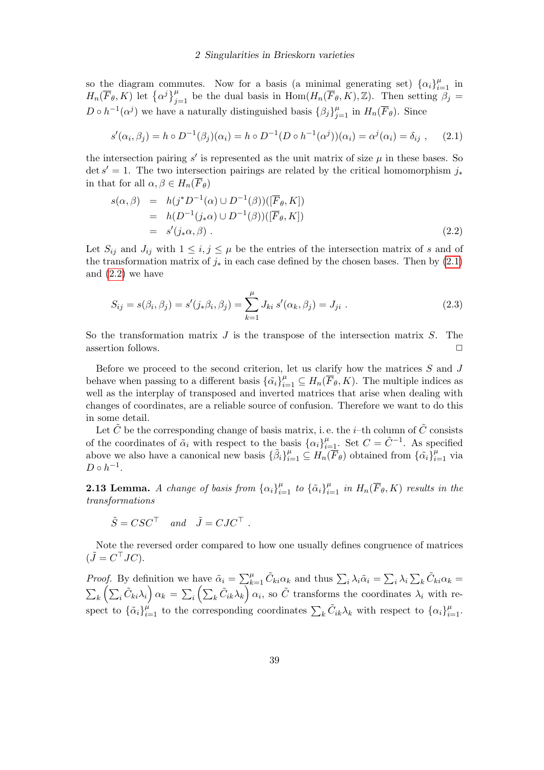so the diagram commutes. Now for a basis (a minimal generating set) $\{\alpha_i\}_{i=1}^{\mu}$ in $H_n(\overline{F}_\theta, K)$ let $\{\alpha^j\}_{j=1}^{\mu}$ be the dual basis in $\mathrm{Hom}(H_n(\overline{F}_\theta, K), \mathbb{Z})$. Then setting $\beta_j = D \circ h^{-1}(\alpha^j)$ we have a naturally distinguished basis $\{\beta_j\}_{j=1}^{\mu}$ in $H_n(\overline{F}_\theta)$. Since

$$s'(\alpha_i, \beta_j) = h \circ D^{-1}(\beta_j)(\alpha_i) = h \circ D^{-1}(D \circ h^{-1}(\alpha^j))(\alpha_i) = \alpha^j(\alpha_i) = \delta_{ij} \ , \tag{2.1}$$

the intersection pairing $s'$ is represented as the unit matrix of size $\mu$ in these bases. So $\det s' = 1$. The two intersection pairings are related by the critical homomorphism $j_*$ in that for all $\alpha, \beta \in H_n(\overline{F}_\theta)$

$$\begin{aligned} s(\alpha, \beta) &= h(j^* D^{-1}(\alpha) \cup D^{-1}(\beta))([\overline{F}_\theta, K]) \\ &= h(D^{-1}(j_*\alpha) \cup D^{-1}(\beta))([\overline{F}_\theta, K]) \\ &= s'(j_*\alpha, \beta) \ . \end{aligned} \tag{2.2}$$

Let $S_{ij}$ and $J_{ij}$ with $1 \le i, j \le \mu$ be the entries of the intersection matrix of $s$ and of the transformation matrix of $j_*$ in each case defined by the chosen bases. Then by (2.1) and (2.2) we have

$$S_{ij} = s(\beta_i, \beta_j) = s'(j_*\beta_i, \beta_j) = \sum_{k=1}^{\mu} J_{ki}\, s'(\alpha_k, \beta_j) = J_{ji} \ . \tag{2.3}$$

So the transformation matrix $J$ is the transpose of the intersection matrix $S$. The assertion follows. □

Before we proceed to the second criterion, let us clarify how the matrices $S$ and $J$ behave when passing to a different basis $\{\tilde{\alpha}_i\}_{i=1}^{\mu} \subseteq H_n(\overline{F}_\theta, K)$. The multiple indices as well as the interplay of transposed and inverted matrices that arise when dealing with changes of coordinates, are a reliable source of confusion. Therefore we want to do this in some detail.

Let $\tilde{C}$ be the corresponding change of basis matrix, i. e. the $i$–th column of $\tilde{C}$ consists of the coordinates of $\tilde{\alpha}_i$ with respect to the basis $\{\alpha_i\}_{i=1}^{\mu}$. Set $C = \tilde{C}^{-1}$. As specified above we also have a canonical new basis $\{\tilde{\beta}_i\}_{i=1}^{\mu} \subseteq H_n(\overline{F}_\theta)$ obtained from $\{\tilde{\alpha}_i\}_{i=1}^{\mu}$ via $D \circ h^{-1}$.

**2.13 Lemma.** *A change of basis from $\{\alpha_i\}_{i=1}^{\mu}$ to $\{\tilde{\alpha}_i\}_{i=1}^{\mu}$ in $H_n(\overline{F}_\theta, K)$ results in the transformations*

$$\tilde{S} = CSC^\top \quad \text{and} \quad \tilde{J} = CJC^\top \ .$$

Note the reversed order compared to how one usually defines congruence of matrices ($\tilde{J} = C^\top JC$).

*Proof.* By definition we have $\tilde{\alpha}_i = \sum_{k=1}^{\mu} \tilde{C}_{ki}\alpha_k$ and thus $\sum_i \lambda_i \tilde{\alpha}_i = \sum_i \lambda_i \sum_k \tilde{C}_{ki}\alpha_k = \sum_k \left(\sum_i \tilde{C}_{ki}\lambda_i\right)\alpha_k = \sum_i \left(\sum_k \tilde{C}_{ik}\lambda_k\right)\alpha_i$, so $\tilde{C}$ transforms the coordinates $\lambda_i$ with respect to $\{\tilde{\alpha}_i\}_{i=1}^{\mu}$ to the corresponding coordinates $\sum_k \tilde{C}_{ik}\lambda_k$ with respect to $\{\alpha_i\}_{i=1}^{\mu}$.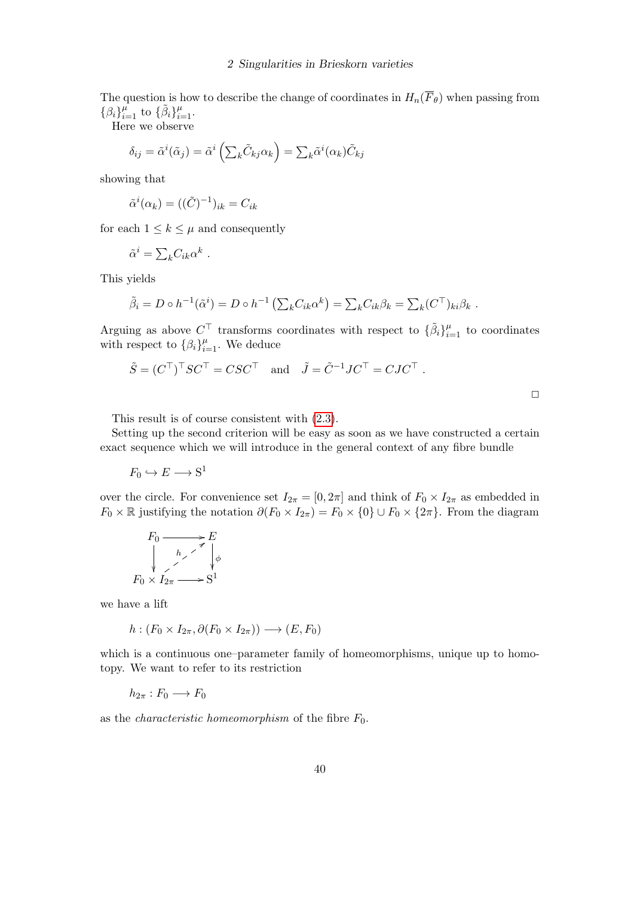The question is how to describe the change of coordinates in $H_n(\overline{F}_\theta)$ when passing from $\{\beta_i\}_{i=1}^{\mu}$ to $\{\tilde{\beta}_i\}_{i=1}^{\mu}$.

Here we observe

$$\delta_{ij} = \tilde{\alpha}^i(\tilde{\alpha}_j) = \tilde{\alpha}^i\left(\textstyle\sum_k \tilde{C}_{kj}\alpha_k\right) = \textstyle\sum_k \tilde{\alpha}^i(\alpha_k)\tilde{C}_{kj}$$

showing that

$$\tilde{\alpha}^i(\alpha_k) = ((\tilde{C})^{-1})_{ik} = C_{ik}$$

for each $1 \leq k \leq \mu$ and consequently

$$\tilde{\alpha}^i = \textstyle\sum_k C_{ik}\alpha^k \ .$$

This yields

$$\tilde{\beta}_i = D \circ h^{-1}(\tilde{\alpha}^i) = D \circ h^{-1}\left(\textstyle\sum_k C_{ik}\alpha^k\right) = \textstyle\sum_k C_{ik}\beta_k = \textstyle\sum_k (C^\top)_{ki}\beta_k \ .$$

Arguing as above $C^\top$ transforms coordinates with respect to $\{\tilde{\beta}_i\}_{i=1}^{\mu}$ to coordinates with respect to $\{\beta_i\}_{i=1}^{\mu}$. We deduce

$$\tilde{S} = (C^\top)^\top S C^\top = CSC^\top \quad \text{and} \quad \tilde{J} = \tilde{C}^{-1}JC^\top = CJC^\top \ .$$

□

This result is of course consistent with (2.3).

Setting up the second criterion will be easy as soon as we have constructed a certain exact sequence which we will introduce in the general context of any fibre bundle

$$F_0 \hookrightarrow E \longrightarrow \mathrm{S}^1$$

over the circle. For convenience set $I_{2\pi} = [0, 2\pi]$ and think of $F_0 \times I_{2\pi}$ as embedded in $F_0 \times \mathbb{R}$ justifying the notation $\partial(F_0 \times I_{2\pi}) = F_0 \times \{0\} \cup F_0 \times \{2\pi\}$. From the diagram

$$\begin{array}{ccc} F_0 & \longrightarrow & E \\ \big\downarrow & \overset{h}{\nearrow} & \big\downarrow \phi \\ F_0 \times I_{2\pi} & \longrightarrow & \mathrm{S}^1 \end{array}$$

we have a lift

$$h : (F_0 \times I_{2\pi}, \partial(F_0 \times I_{2\pi})) \longrightarrow (E, F_0)$$

which is a continuous one–parameter family of homeomorphisms, unique up to homotopy. We want to refer to its restriction

$$h_{2\pi} : F_0 \longrightarrow F_0$$

as the *characteristic homeomorphism* of the fibre $F_0$.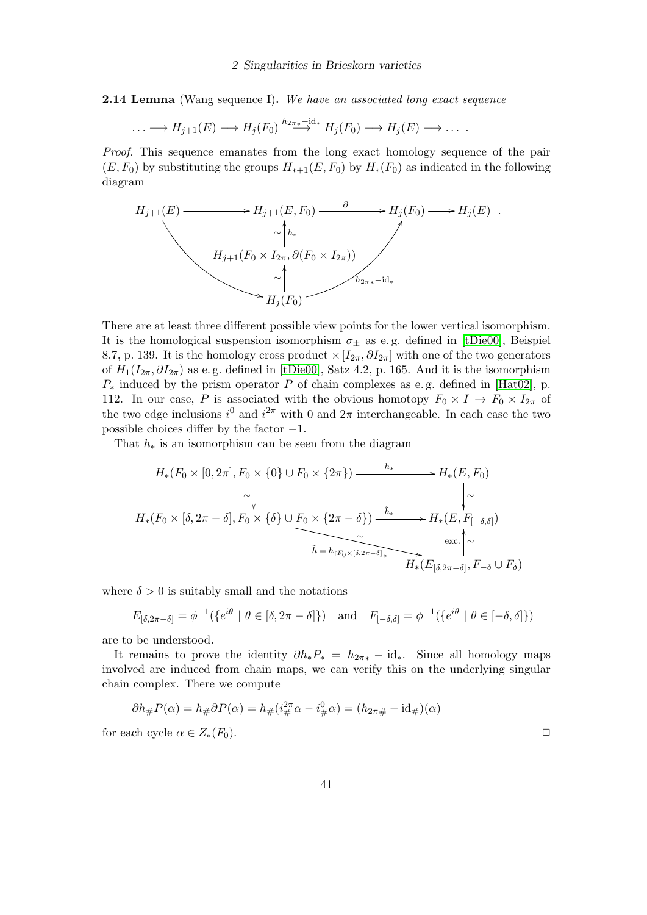**2.14 Lemma** (Wang sequence I)**.** *We have an associated long exact sequence*

$$\ldots \longrightarrow H_{j+1}(E) \longrightarrow H_j(F_0) \stackrel{h_{2\pi *}-\mathrm{id}_*}{\longrightarrow} H_j(F_0) \longrightarrow H_j(E) \longrightarrow \ldots \ .$$

*Proof.* This sequence emanates from the long exact homology sequence of the pair $(E, F_0)$ by substituting the groups $H_{*+1}(E, F_0)$ by $H_*(F_0)$ as indicated in the following diagram

$$\begin{array}{ccccccc}
H_{j+1}(E) & \longrightarrow & H_{j+1}(E, F_0) & \stackrel{\partial}{\longrightarrow} & H_j(F_0) & \longrightarrow & H_j(E) \\
 & & \sim \uparrow h_* & & & & \\
 & & H_{j+1}(F_0 \times I_{2\pi}, \partial(F_0 \times I_{2\pi})) & & & & \\
 & & \sim \uparrow & & & & \\
 & & H_j(F_0) & & & &
\end{array}$$

(with a curved arrow $H_{j+1}(E) \to H_j(F_0)$ and a curved arrow $H_j(F_0) \xrightarrow{h_{2\pi *}-\mathrm{id}_*} H_j(F_0)$).

There are at least three different possible view points for the lower vertical isomorphism. It is the homological suspension isomorphism $\sigma_\pm$ as e. g. defined in [tDie00], Beispiel 8.7, p. 139. It is the homology cross product $\times[I_{2\pi}, \partial I_{2\pi}]$ with one of the two generators of $H_1(I_{2\pi}, \partial I_{2\pi})$ as e. g. defined in [tDie00], Satz 4.2, p. 165. And it is the isomorphism $P_*$ induced by the prism operator $P$ of chain complexes as e. g. defined in [Hat02], p. 112. In our case, $P$ is associated with the obvious homotopy $F_0 \times I \to F_0 \times I_{2\pi}$ of the two edge inclusions $i^0$ and $i^{2\pi}$ with 0 and $2\pi$ interchangeable. In each case the two possible choices differ by the factor $-1$.

That $h_*$ is an isomorphism can be seen from the diagram

$$\begin{array}{ccc}
H_*(F_0 \times [0, 2\pi], F_0 \times \{0\} \cup F_0 \times \{2\pi\}) & \stackrel{h_*}{\longrightarrow} & H_*(E, F_0) \\
\sim \downarrow & & \downarrow \sim \\
H_*(F_0 \times [\delta, 2\pi - \delta], F_0 \times \{\delta\} \cup F_0 \times \{2\pi - \delta\}) & \stackrel{\tilde{h}_*}{\longrightarrow} & H_*(E, F_{[-\delta,\delta]}) \\
 & \searrow^{\sim}_{\tilde{h} = h_{\restriction F_0 \times [\delta, 2\pi-\delta]_*}} & \text{exc.} \uparrow \sim \\
 & & H_*(E_{[\delta,2\pi-\delta]}, F_{-\delta} \cup F_\delta)
\end{array}$$

where $\delta > 0$ is suitably small and the notations

$$E_{[\delta,2\pi-\delta]} = \phi^{-1}(\{e^{i\theta} \mid \theta \in [\delta, 2\pi - \delta]\}) \quad \text{and} \quad F_{[-\delta,\delta]} = \phi^{-1}(\{e^{i\theta} \mid \theta \in [-\delta, \delta]\})$$

are to be understood.

It remains to prove the identity $\partial h_* P_* = h_{2\pi *} - \mathrm{id}_*$. Since all homology maps involved are induced from chain maps, we can verify this on the underlying singular chain complex. There we compute

$$\partial h_\# P(\alpha) = h_\# \partial P(\alpha) = h_\#(i^{2\pi}_\# \alpha - i^0_\# \alpha) = (h_{2\pi\#} - \mathrm{id}_\#)(\alpha)$$

for each cycle $\alpha \in Z_*(F_0)$. □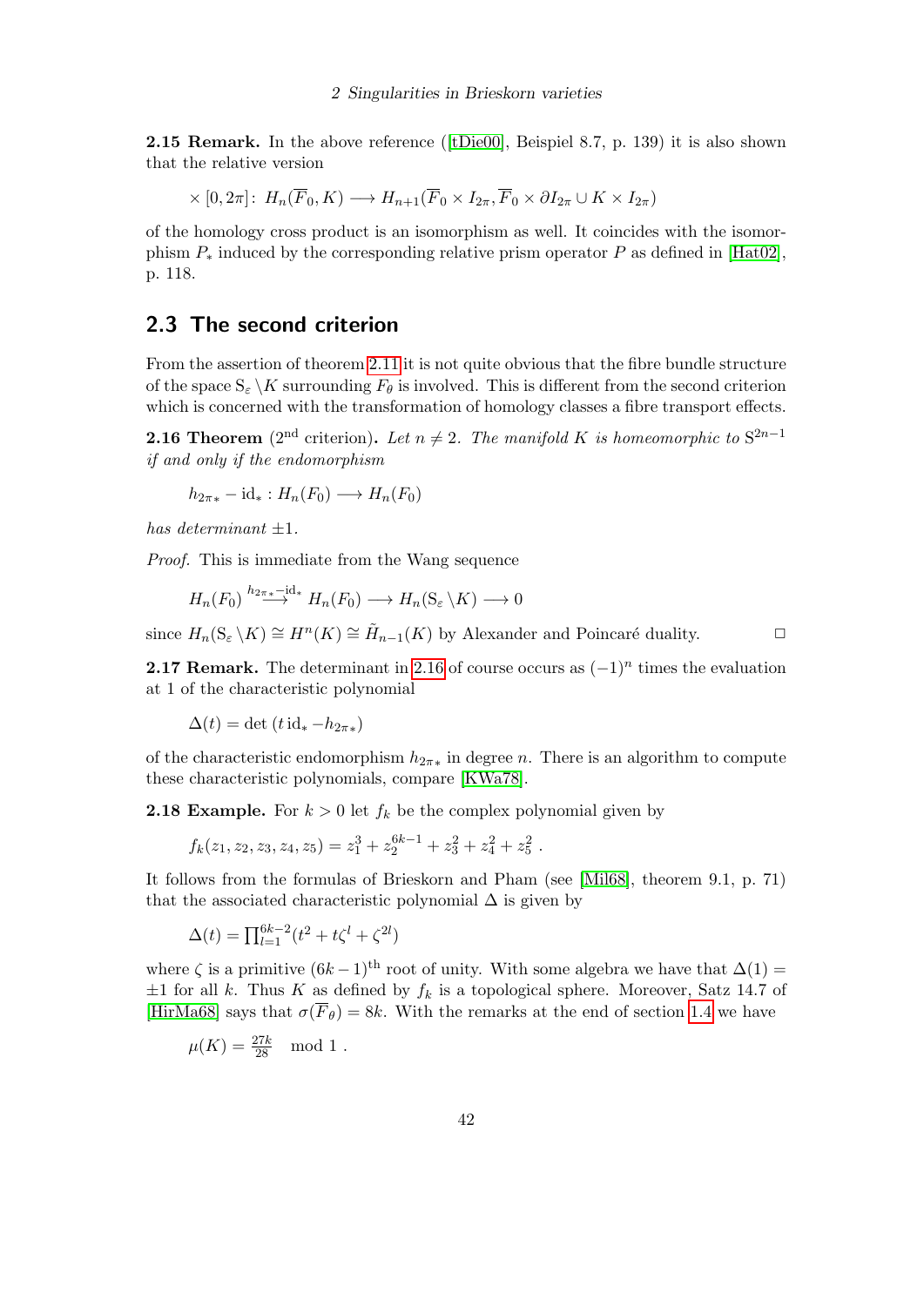**2.15 Remark.** In the above reference ([tDie00], Beispiel 8.7, p. 139) it is also shown that the relative version

$$\times [0, 2\pi]\colon H_n(\overline{F}_0, K) \longrightarrow H_{n+1}(\overline{F}_0 \times I_{2\pi}, \overline{F}_0 \times \partial I_{2\pi} \cup K \times I_{2\pi})$$

of the homology cross product is an isomorphism as well. It coincides with the isomorphism $P_*$ induced by the corresponding relative prism operator $P$ as defined in [Hat02], p. 118.

## 2.3 The second criterion

From the assertion of theorem 2.11 it is not quite obvious that the fibre bundle structure of the space $\mathrm{S}_\varepsilon \setminus K$ surrounding $F_\theta$ is involved. This is different from the second criterion which is concerned with the transformation of homology classes a fibre transport effects.

**2.16 Theorem** (2nd criterion)**.** *Let $n \neq 2$. The manifold $K$ is homeomorphic to $\mathrm{S}^{2n-1}$ if and only if the endomorphism*

$$h_{2\pi *} - \mathrm{id}_* : H_n(F_0) \longrightarrow H_n(F_0)$$

*has determinant $\pm 1$.*

*Proof.* This is immediate from the Wang sequence

$$H_n(F_0) \overset{h_{2\pi *} - \mathrm{id}_*}{\longrightarrow} H_n(F_0) \longrightarrow H_n(\mathrm{S}_\varepsilon \setminus K) \longrightarrow 0$$

since $H_n(\mathrm{S}_\varepsilon \setminus K) \cong H^n(K) \cong \tilde{H}_{n-1}(K)$ by Alexander and Poincaré duality. □

**2.17 Remark.** The determinant in 2.16 of course occurs as $(-1)^n$ times the evaluation at 1 of the characteristic polynomial

$$\Delta(t) = \det\,(t\,\mathrm{id}_* - h_{2\pi *})$$

of the characteristic endomorphism $h_{2\pi *}$ in degree $n$. There is an algorithm to compute these characteristic polynomials, compare [KWa78].

**2.18 Example.** For $k > 0$ let $f_k$ be the complex polynomial given by

$$f_k(z_1, z_2, z_3, z_4, z_5) = z_1^3 + z_2^{6k-1} + z_3^2 + z_4^2 + z_5^2 \;.$$

It follows from the formulas of Brieskorn and Pham (see [Mil68], theorem 9.1, p. 71) that the associated characteristic polynomial $\Delta$ is given by

$$\Delta(t) = \textstyle\prod_{l=1}^{6k-2} (t^2 + t\zeta^l + \zeta^{2l})$$

where $\zeta$ is a primitive $(6k-1)^{\text{th}}$ root of unity. With some algebra we have that $\Delta(1) = \pm 1$ for all $k$. Thus $K$ as defined by $f_k$ is a topological sphere. Moreover, Satz 14.7 of [HirMa68] says that $\sigma(\overline{F}_\theta) = 8k$. With the remarks at the end of section 1.4 we have

$$\mu(K) = \tfrac{27k}{28} \mod 1 \;.$$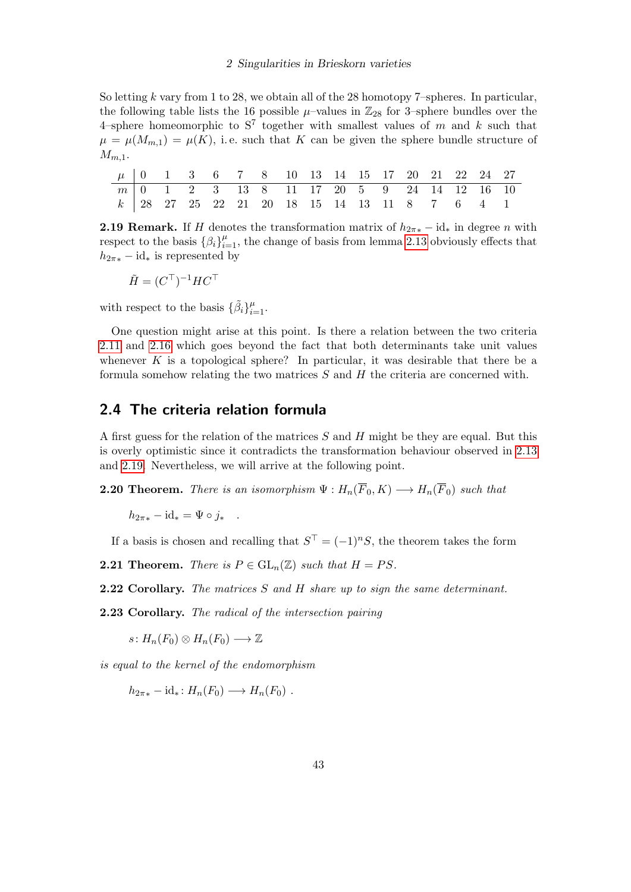So letting $k$ vary from 1 to 28, we obtain all of the 28 homotopy 7–spheres. In particular, the following table lists the 16 possible $\mu$–values in $\mathbb{Z}_{28}$ for 3–sphere bundles over the 4–sphere homeomorphic to $S^7$ together with smallest values of $m$ and $k$ such that $\mu = \mu(M_{m,1}) = \mu(K)$, i.e. such that $K$ can be given the sphere bundle structure of $M_{m,1}$.

| $\mu$ | 0 | 1 | 3 | 6 | 7 | 8 | 10 | 13 | 14 | 15 | 17 | 20 | 21 | 22 | 24 | 27 |
|---|---|---|---|---|---|---|---|---|---|---|---|---|---|---|---|---|
| $m$ | 0 | 1 | 2 | 3 | 13 | 8 | 11 | 17 | 20 | 5 | 9 | 24 | 14 | 12 | 16 | 10 |
| $k$ | 28 | 27 | 25 | 22 | 21 | 20 | 18 | 15 | 14 | 13 | 11 | 8 | 7 | 6 | 4 | 1 |

**2.19 Remark.** If $H$ denotes the transformation matrix of $h_{2\pi*} - \mathrm{id}_*$ in degree $n$ with respect to the basis $\{\beta_i\}_{i=1}^{\mu}$, the change of basis from lemma 2.13 obviously effects that $h_{2\pi*} - \mathrm{id}_*$ is represented by

$$\tilde{H} = (C^\top)^{-1} H C^\top$$

with respect to the basis $\{\tilde{\beta}_i\}_{i=1}^{\mu}$.

One question might arise at this point. Is there a relation between the two criteria 2.11 and 2.16 which goes beyond the fact that both determinants take unit values whenever $K$ is a topological sphere? In particular, it was desirable that there be a formula somehow relating the two matrices $S$ and $H$ the criteria are concerned with.

## 2.4 The criteria relation formula

A first guess for the relation of the matrices $S$ and $H$ might be they are equal. But this is overly optimistic since it contradicts the transformation behaviour observed in 2.13 and 2.19. Nevertheless, we will arrive at the following point.

**2.20 Theorem.** *There is an isomorphism $\Psi : H_n(\overline{F}_0, K) \longrightarrow H_n(\overline{F}_0)$ such that*

$$h_{2\pi*} - \mathrm{id}_* = \Psi \circ j_* \quad .$$

If a basis is chosen and recalling that $S^\top = (-1)^n S$, the theorem takes the form

**2.21 Theorem.** *There is $P \in \mathrm{GL}_n(\mathbb{Z})$ such that $H = PS$.*

**2.22 Corollary.** *The matrices $S$ and $H$ share up to sign the same determinant.*

**2.23 Corollary.** *The radical of the intersection pairing*

$$s \colon H_n(F_0) \otimes H_n(F_0) \longrightarrow \mathbb{Z}$$

*is equal to the kernel of the endomorphism*

$$h_{2\pi*} - \mathrm{id}_* \colon H_n(F_0) \longrightarrow H_n(F_0) \ .$$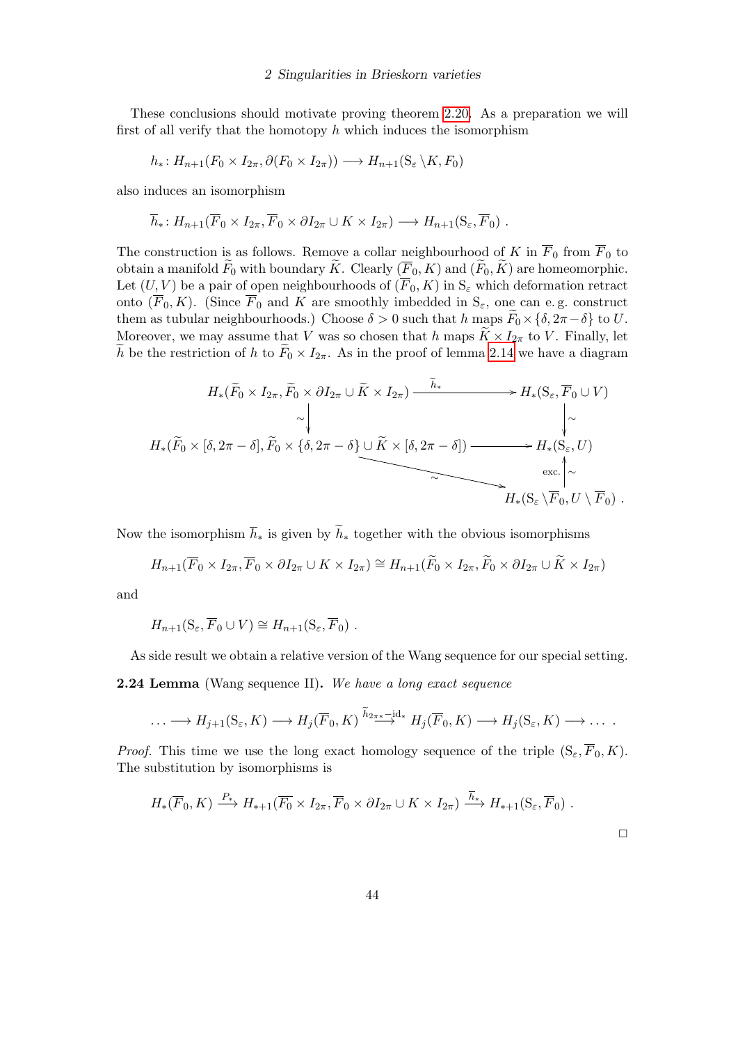These conclusions should motivate proving theorem 2.20. As a preparation we will first of all verify that the homotopy $h$ which induces the isomorphism

$$h_*\colon H_{n+1}(F_0 \times I_{2\pi}, \partial(F_0 \times I_{2\pi})) \longrightarrow H_{n+1}(\mathrm{S}_\varepsilon \setminus K, F_0)$$

also induces an isomorphism

$$\overline{h}_*\colon H_{n+1}(\overline{F}_0 \times I_{2\pi}, \overline{F}_0 \times \partial I_{2\pi} \cup K \times I_{2\pi}) \longrightarrow H_{n+1}(\mathrm{S}_\varepsilon, \overline{F}_0)\ .$$

The construction is as follows. Remove a collar neighbourhood of $K$ in $\overline{F}_0$ from $\overline{F}_0$ to obtain a manifold $\widetilde{F}_0$ with boundary $\widetilde{K}$. Clearly $(\overline{F}_0, K)$ and $(\widetilde{F}_0, \widetilde{K})$ are homeomorphic. Let $(U, V)$ be a pair of open neighbourhoods of $(\overline{F}_0, K)$ in $\mathrm{S}_\varepsilon$ which deformation retract onto $(\overline{F}_0, K)$. (Since $\overline{F}_0$ and $K$ are smoothly imbedded in $\mathrm{S}_\varepsilon$, one can e. g. construct them as tubular neighbourhoods.) Choose $\delta > 0$ such that $h$ maps $\widetilde{F}_0 \times \{\delta, 2\pi - \delta\}$ to $U$. Moreover, we may assume that $V$ was so chosen that $h$ maps $\widetilde{K} \times I_{2\pi}$ to $V$. Finally, let $\widetilde{h}$ be the restriction of $h$ to $\widetilde{F}_0 \times I_{2\pi}$. As in the proof of lemma 2.14 we have a diagram

$$\begin{array}{ccc}
H_*(\widetilde{F}_0 \times I_{2\pi}, \widetilde{F}_0 \times \partial I_{2\pi} \cup \widetilde{K} \times I_{2\pi}) & \xrightarrow{\ \widetilde{h}_*\ } & H_*(\mathrm{S}_\varepsilon, \overline{F}_0 \cup V) \\
\big\downarrow \sim & & \big\downarrow \sim \\
H_*(\widetilde{F}_0 \times [\delta, 2\pi - \delta], \widetilde{F}_0 \times \{\delta, 2\pi - \delta\} \cup \widetilde{K} \times [\delta, 2\pi - \delta]) & \longrightarrow & H_*(\mathrm{S}_\varepsilon, U) \\
& \searrow \sim & \big\uparrow \sim \ \text{exc.} \\
& & H_*(\mathrm{S}_\varepsilon \setminus \overline{F}_0, U \setminus \overline{F}_0)\ .
\end{array}$$

Now the isomorphism $\overline{h}_*$ is given by $\widetilde{h}_*$ together with the obvious isomorphisms

$$H_{n+1}(\overline{F}_0 \times I_{2\pi}, \overline{F}_0 \times \partial I_{2\pi} \cup K \times I_{2\pi}) \cong H_{n+1}(\widetilde{F}_0 \times I_{2\pi}, \widetilde{F}_0 \times \partial I_{2\pi} \cup \widetilde{K} \times I_{2\pi})$$

and

$$H_{n+1}(\mathrm{S}_\varepsilon, \overline{F}_0 \cup V) \cong H_{n+1}(\mathrm{S}_\varepsilon, \overline{F}_0)\ .$$

As side result we obtain a relative version of the Wang sequence for our special setting.

**2.24 Lemma** (Wang sequence II)**.** *We have a long exact sequence*

$$\ldots \longrightarrow H_{j+1}(\mathrm{S}_\varepsilon, K) \longrightarrow H_j(\overline{F}_0, K) \xrightarrow{\widetilde{h}_{2\pi *} - \mathrm{id}_*} H_j(\overline{F}_0, K) \longrightarrow H_j(\mathrm{S}_\varepsilon, K) \longrightarrow \ldots\ .$$

*Proof.* This time we use the long exact homology sequence of the triple $(\mathrm{S}_\varepsilon, \overline{F}_0, K)$. The substitution by isomorphisms is

$$H_*(\overline{F}_0, K) \xrightarrow{P_*} H_{*+1}(\overline{F_0} \times I_{2\pi}, \overline{F}_0 \times \partial I_{2\pi} \cup K \times I_{2\pi}) \xrightarrow{\overline{h}_*} H_{*+1}(\mathrm{S}_\varepsilon, \overline{F}_0)\ .$$

$\square$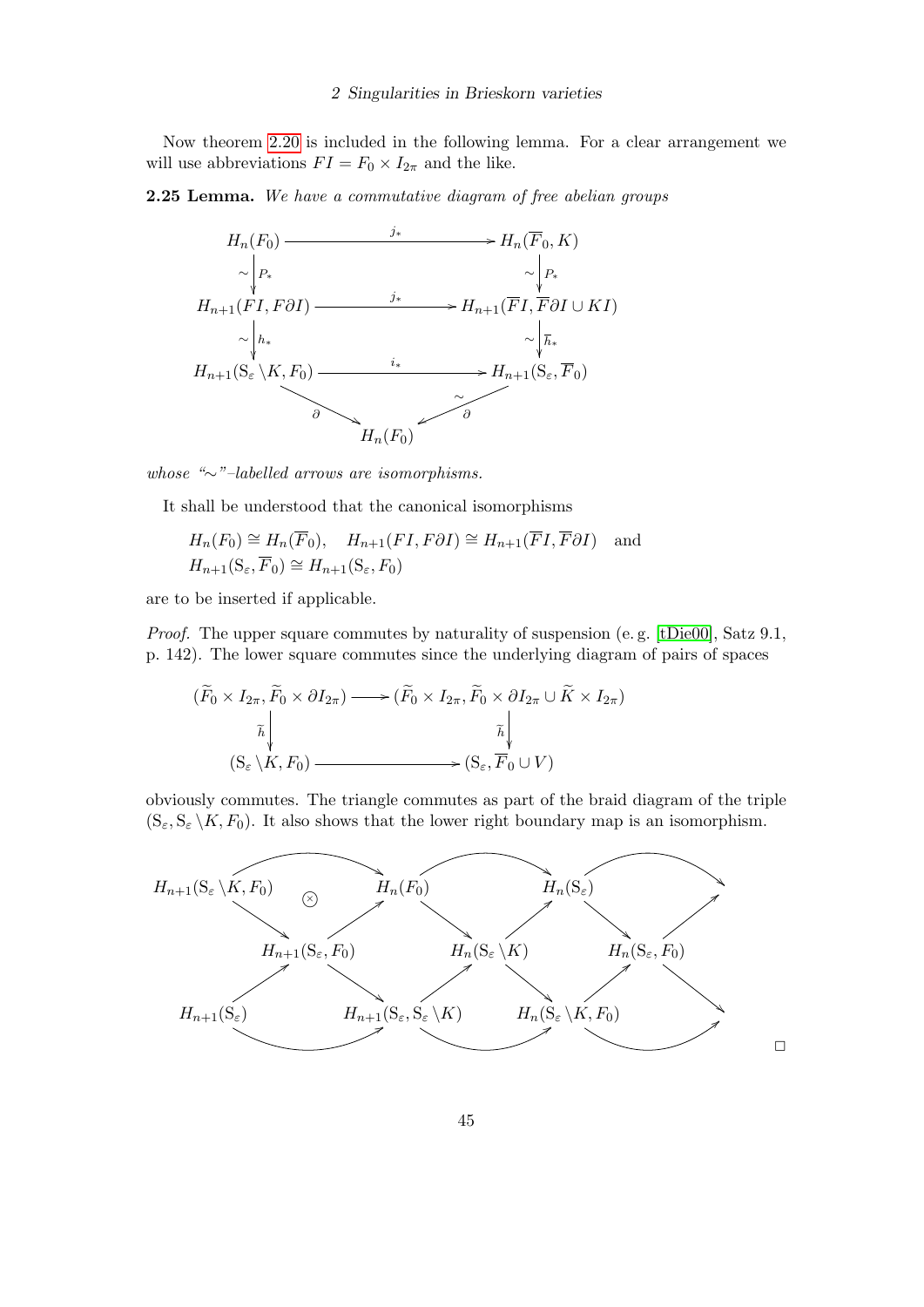Now theorem 2.20 is included in the following lemma. For a clear arrangement we will use abbreviations $FI = F_0 \times I_{2\pi}$ and the like.

**2.25 Lemma.** *We have a commutative diagram of free abelian groups*

$$
\begin{array}{ccc}
H_n(F_0) & \xrightarrow{\quad j_* \quad} & H_n(\overline{F}_0, K) \\
\sim \big\downarrow P_* & & \sim \big\downarrow P_* \\
H_{n+1}(FI, F\partial I) & \xrightarrow{\quad j_* \quad} & H_{n+1}(\overline{F}I, \overline{F}\partial I \cup KI) \\
\sim \big\downarrow h_* & & \sim \big\downarrow \overline{h}_* \\
H_{n+1}(\mathrm{S}_\varepsilon \setminus K, F_0) & \xrightarrow{\quad i_* \quad} & H_{n+1}(\mathrm{S}_\varepsilon, \overline{F}_0) \\
& \searrow^{\partial} \qquad \qquad {}^{\sim}_{\partial}\swarrow & \\
& H_n(F_0) &
\end{array}
$$

*whose "$\sim$"–labelled arrows are isomorphisms.*

It shall be understood that the canonical isomorphisms

$$
\begin{aligned}
&H_n(F_0) \cong H_n(\overline{F}_0), \quad H_{n+1}(FI, F\partial I) \cong H_{n+1}(\overline{F}I, \overline{F}\partial I) \quad \text{and} \\
&H_{n+1}(\mathrm{S}_\varepsilon, \overline{F}_0) \cong H_{n+1}(\mathrm{S}_\varepsilon, F_0)
\end{aligned}
$$

are to be inserted if applicable.

*Proof.* The upper square commutes by naturality of suspension (e. g. [tDie00], Satz 9.1, p. 142). The lower square commutes since the underlying diagram of pairs of spaces

$$
\begin{array}{ccc}
(\widetilde{F}_0 \times I_{2\pi}, \widetilde{F}_0 \times \partial I_{2\pi}) & \longrightarrow & (\widetilde{F}_0 \times I_{2\pi}, \widetilde{F}_0 \times \partial I_{2\pi} \cup \widetilde{K} \times I_{2\pi}) \\
\widetilde{h} \big\downarrow & & \widetilde{h} \big\downarrow \\
(\mathrm{S}_\varepsilon \setminus K, F_0) & \longrightarrow & (\mathrm{S}_\varepsilon, \overline{F}_0 \cup V)
\end{array}
$$

obviously commutes. The triangle commutes as part of the braid diagram of the triple $(\mathrm{S}_\varepsilon, \mathrm{S}_\varepsilon \setminus K, F_0)$. It also shows that the lower right boundary map is an isomorphism.

$$
\begin{array}{ccccccccc}
H_{n+1}(\mathrm{S}_\varepsilon \setminus K, F_0) & \otimes & & H_n(F_0) & & H_n(\mathrm{S}_\varepsilon) & & & \\
& \searrow & \nearrow & & \searrow \quad \nearrow & & \searrow \quad \nearrow & & \\
& & H_{n+1}(\mathrm{S}_\varepsilon, F_0) & & H_n(\mathrm{S}_\varepsilon \setminus K) & & H_n(\mathrm{S}_\varepsilon, F_0) & & \\
& \nearrow & \searrow & & \nearrow \quad \searrow & & \nearrow \quad \searrow & & \\
H_{n+1}(\mathrm{S}_\varepsilon) & & & H_{n+1}(\mathrm{S}_\varepsilon, \mathrm{S}_\varepsilon \setminus K) & & H_n(\mathrm{S}_\varepsilon \setminus K, F_0) & & &
\end{array}
$$

$\square$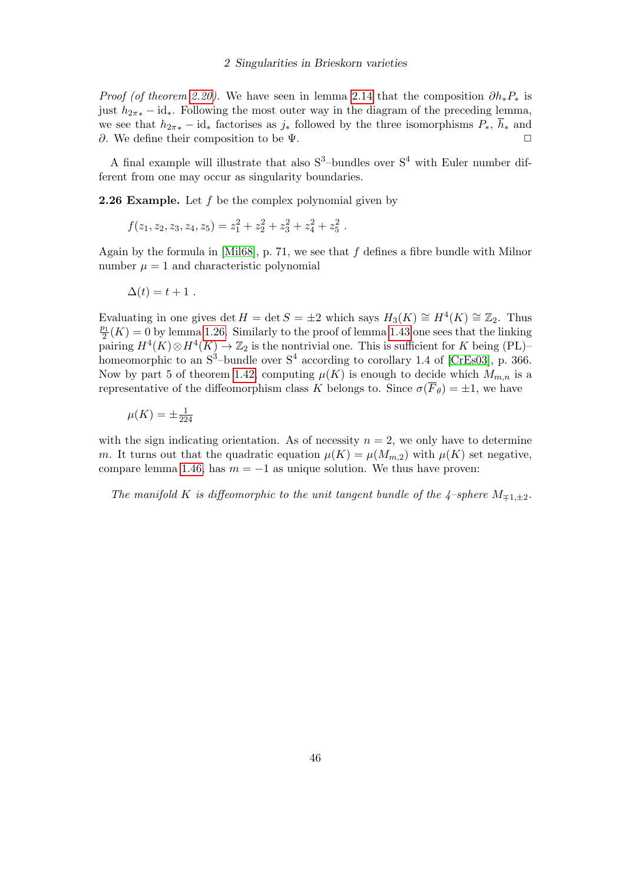*Proof (of theorem 2.20).* We have seen in lemma 2.14 that the composition $\partial h_* P_*$ is just $h_{2\pi *} - \mathrm{id}_*$. Following the most outer way in the diagram of the preceding lemma, we see that $h_{2\pi *} - \mathrm{id}_*$ factorises as $j_*$ followed by the three isomorphisms $P_*$, $\overline{h}_*$ and $\partial$. We define their composition to be $\Psi$. □

A final example will illustrate that also $\mathrm{S}^3$–bundles over $\mathrm{S}^4$ with Euler number different from one may occur as singularity boundaries.

**2.26 Example.** Let $f$ be the complex polynomial given by

$$f(z_1, z_2, z_3, z_4, z_5) = z_1^2 + z_2^2 + z_3^2 + z_4^2 + z_5^2 \ .$$

Again by the formula in [Mil68], p. 71, we see that $f$ defines a fibre bundle with Milnor number $\mu = 1$ and characteristic polynomial

$$\Delta(t) = t + 1 \ .$$

Evaluating in one gives $\det H = \det S = \pm 2$ which says $H_3(K) \cong H^4(K) \cong \mathbb{Z}_2$. Thus $\frac{p_1}{2}(K) = 0$ by lemma 1.26. Similarly to the proof of lemma 1.43 one sees that the linking pairing $H^4(K) \otimes H^4(K) \to \mathbb{Z}_2$ is the nontrivial one. This is sufficient for $K$ being (PL)–homeomorphic to an $\mathrm{S}^3$–bundle over $\mathrm{S}^4$ according to corollary 1.4 of [CrEs03], p. 366. Now by part 5 of theorem 1.42, computing $\mu(K)$ is enough to decide which $M_{m,n}$ is a representative of the diffeomorphism class $K$ belongs to. Since $\sigma(\overline{F}_\theta) = \pm 1$, we have

$$\mu(K) = \pm \tfrac{1}{224}$$

with the sign indicating orientation. As of necessity $n = 2$, we only have to determine $m$. It turns out that the quadratic equation $\mu(K) = \mu(M_{m,2})$ with $\mu(K)$ set negative, compare lemma 1.46, has $m = -1$ as unique solution. We thus have proven:

*The manifold $K$ is diffeomorphic to the unit tangent bundle of the 4–sphere $M_{\mp 1, \pm 2}$.*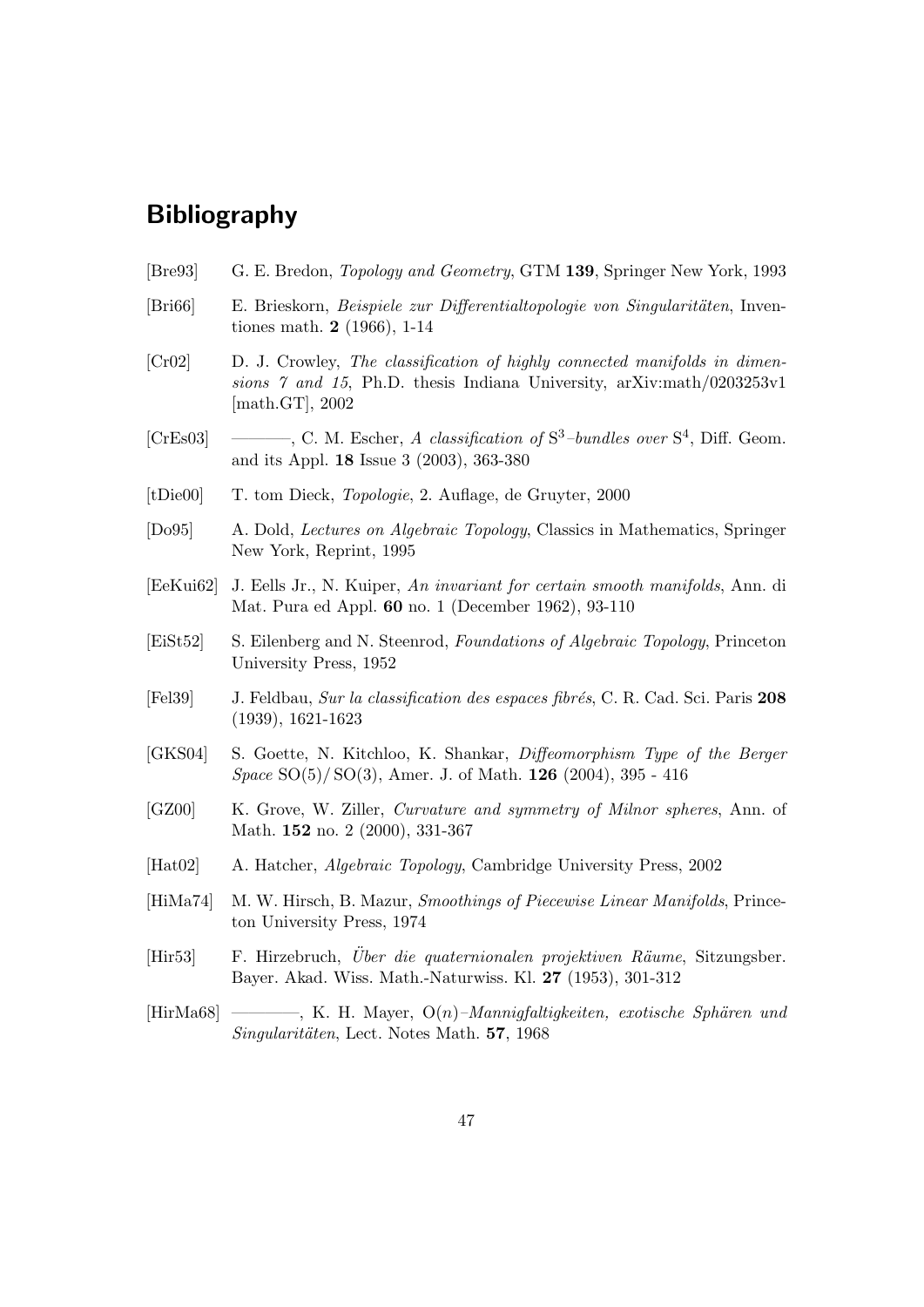# Bibliography

[Bre93] G. E. Bredon, *Topology and Geometry*, GTM **139**, Springer New York, 1993

[Bri66] E. Brieskorn, *Beispiele zur Differentialtopologie von Singularitäten*, Inventiones math. **2** (1966), 1-14

[Cr02] D. J. Crowley, *The classification of highly connected manifolds in dimensions 7 and 15*, Ph.D. thesis Indiana University, arXiv:math/0203253v1 [math.GT], 2002

[CrEs03] ———, C. M. Escher, *A classification of* $S^3$*–bundles over* $S^4$, Diff. Geom. and its Appl. **18** Issue 3 (2003), 363-380

[tDie00] T. tom Dieck, *Topologie*, 2. Auflage, de Gruyter, 2000

[Do95] A. Dold, *Lectures on Algebraic Topology*, Classics in Mathematics, Springer New York, Reprint, 1995

[EeKui62] J. Eells Jr., N. Kuiper, *An invariant for certain smooth manifolds*, Ann. di Mat. Pura ed Appl. **60** no. 1 (December 1962), 93-110

[EiSt52] S. Eilenberg and N. Steenrod, *Foundations of Algebraic Topology*, Princeton University Press, 1952

[Fel39] J. Feldbau, *Sur la classification des espaces fibrés*, C. R. Cad. Sci. Paris **208** (1939), 1621-1623

[GKS04] S. Goette, N. Kitchloo, K. Shankar, *Diffeomorphism Type of the Berger Space* $SO(5)/SO(3)$, Amer. J. of Math. **126** (2004), 395 - 416

[GZ00] K. Grove, W. Ziller, *Curvature and symmetry of Milnor spheres*, Ann. of Math. **152** no. 2 (2000), 331-367

[Hat02] A. Hatcher, *Algebraic Topology*, Cambridge University Press, 2002

[HiMa74] M. W. Hirsch, B. Mazur, *Smoothings of Piecewise Linear Manifolds*, Princeton University Press, 1974

[Hir53] F. Hirzebruch, *Über die quaternionalen projektiven Räume*, Sitzungsber. Bayer. Akad. Wiss. Math.-Naturwiss. Kl. **27** (1953), 301-312

[HirMa68] ———, K. H. Mayer, $O(n)$*–Mannigfaltigkeiten, exotische Sphären und Singularitäten*, Lect. Notes Math. **57**, 1968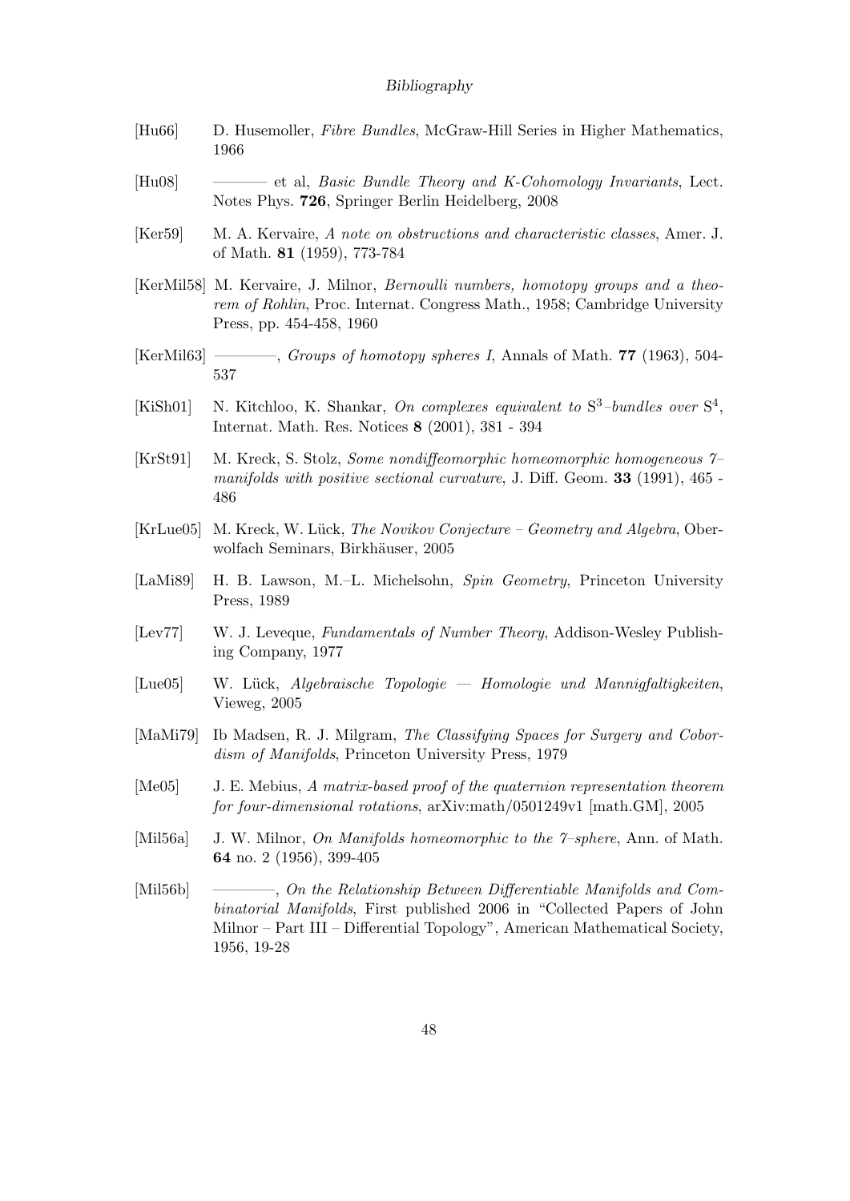[Hu66] D. Husemoller, *Fibre Bundles*, McGraw-Hill Series in Higher Mathematics, 1966

[Hu08] ——— et al, *Basic Bundle Theory and K-Cohomology Invariants*, Lect. Notes Phys. **726**, Springer Berlin Heidelberg, 2008

[Ker59] M. A. Kervaire, *A note on obstructions and characteristic classes*, Amer. J. of Math. **81** (1959), 773-784

[KerMil58] M. Kervaire, J. Milnor, *Bernoulli numbers, homotopy groups and a theorem of Rohlin*, Proc. Internat. Congress Math., 1958; Cambridge University Press, pp. 454-458, 1960

[KerMil63] ————, *Groups of homotopy spheres I*, Annals of Math. **77** (1963), 504-537

[KiSh01] N. Kitchloo, K. Shankar, *On complexes equivalent to $S^3$–bundles over $S^4$*, Internat. Math. Res. Notices **8** (2001), 381 - 394

[KrSt91] M. Kreck, S. Stolz, *Some nondiffeomorphic homeomorphic homogeneous 7–manifolds with positive sectional curvature*, J. Diff. Geom. **33** (1991), 465 - 486

[KrLue05] M. Kreck, W. Lück, *The Novikov Conjecture – Geometry and Algebra*, Oberwolfach Seminars, Birkhäuser, 2005

[LaMi89] H. B. Lawson, M.–L. Michelsohn, *Spin Geometry*, Princeton University Press, 1989

[Lev77] W. J. Leveque, *Fundamentals of Number Theory*, Addison-Wesley Publishing Company, 1977

[Lue05] W. Lück, *Algebraische Topologie — Homologie und Mannigfaltigkeiten*, Vieweg, 2005

[MaMi79] Ib Madsen, R. J. Milgram, *The Classifying Spaces for Surgery and Cobordism of Manifolds*, Princeton University Press, 1979

[Me05] J. E. Mebius, *A matrix-based proof of the quaternion representation theorem for four-dimensional rotations*, arXiv:math/0501249v1 [math.GM], 2005

[Mil56a] J. W. Milnor, *On Manifolds homeomorphic to the 7–sphere*, Ann. of Math. **64** no. 2 (1956), 399-405

[Mil56b] ————, *On the Relationship Between Differentiable Manifolds and Combinatorial Manifolds*, First published 2006 in "Collected Papers of John Milnor – Part III – Differential Topology", American Mathematical Society, 1956, 19-28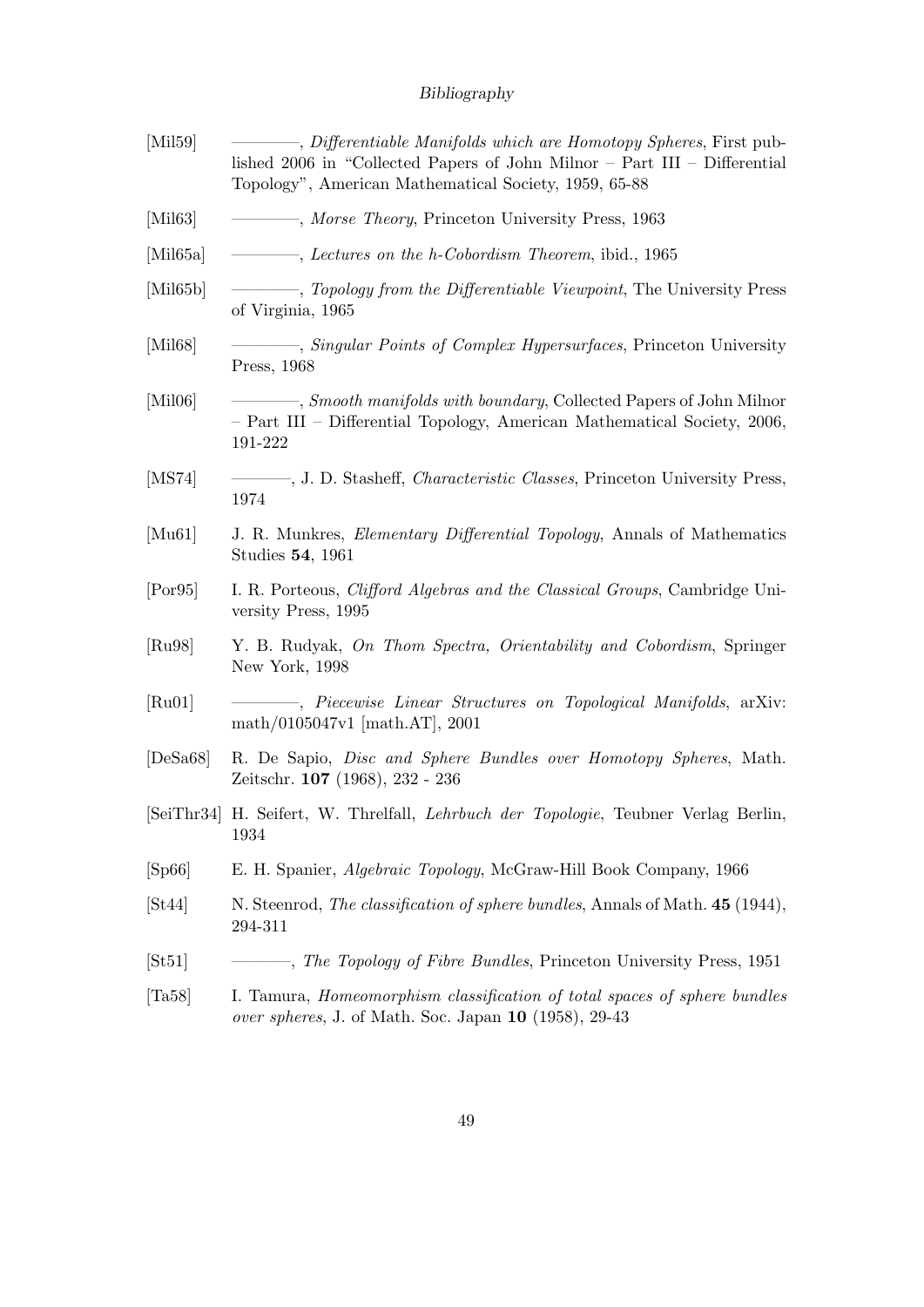[Mil59] ————, *Differentiable Manifolds which are Homotopy Spheres*, First published 2006 in “Collected Papers of John Milnor – Part III – Differential Topology”, American Mathematical Society, 1959, 65-88

[Mil63] ————, *Morse Theory*, Princeton University Press, 1963

[Mil65a] ————, *Lectures on the h-Cobordism Theorem*, ibid., 1965

[Mil65b] ————, *Topology from the Differentiable Viewpoint*, The University Press of Virginia, 1965

[Mil68] ————, *Singular Points of Complex Hypersurfaces*, Princeton University Press, 1968

[Mil06] ————, *Smooth manifolds with boundary*, Collected Papers of John Milnor – Part III – Differential Topology, American Mathematical Society, 2006, 191-222

[MS74] ————, J. D. Stasheff, *Characteristic Classes*, Princeton University Press, 1974

[Mu61] J. R. Munkres, *Elementary Differential Topology*, Annals of Mathematics Studies **54**, 1961

[Por95] I. R. Porteous, *Clifford Algebras and the Classical Groups*, Cambridge University Press, 1995

[Ru98] Y. B. Rudyak, *On Thom Spectra, Orientability and Cobordism*, Springer New York, 1998

[Ru01] ————, *Piecewise Linear Structures on Topological Manifolds*, arXiv: math/0105047v1 [math.AT], 2001

[DeSa68] R. De Sapio, *Disc and Sphere Bundles over Homotopy Spheres*, Math. Zeitschr. **107** (1968), 232 - 236

[SeiThr34] H. Seifert, W. Threlfall, *Lehrbuch der Topologie*, Teubner Verlag Berlin, 1934

[Sp66] E. H. Spanier, *Algebraic Topology*, McGraw-Hill Book Company, 1966

[St44] N. Steenrod, *The classification of sphere bundles*, Annals of Math. **45** (1944), 294-311

[St51] ————, *The Topology of Fibre Bundles*, Princeton University Press, 1951

[Ta58] I. Tamura, *Homeomorphism classification of total spaces of sphere bundles over spheres*, J. of Math. Soc. Japan **10** (1958), 29-43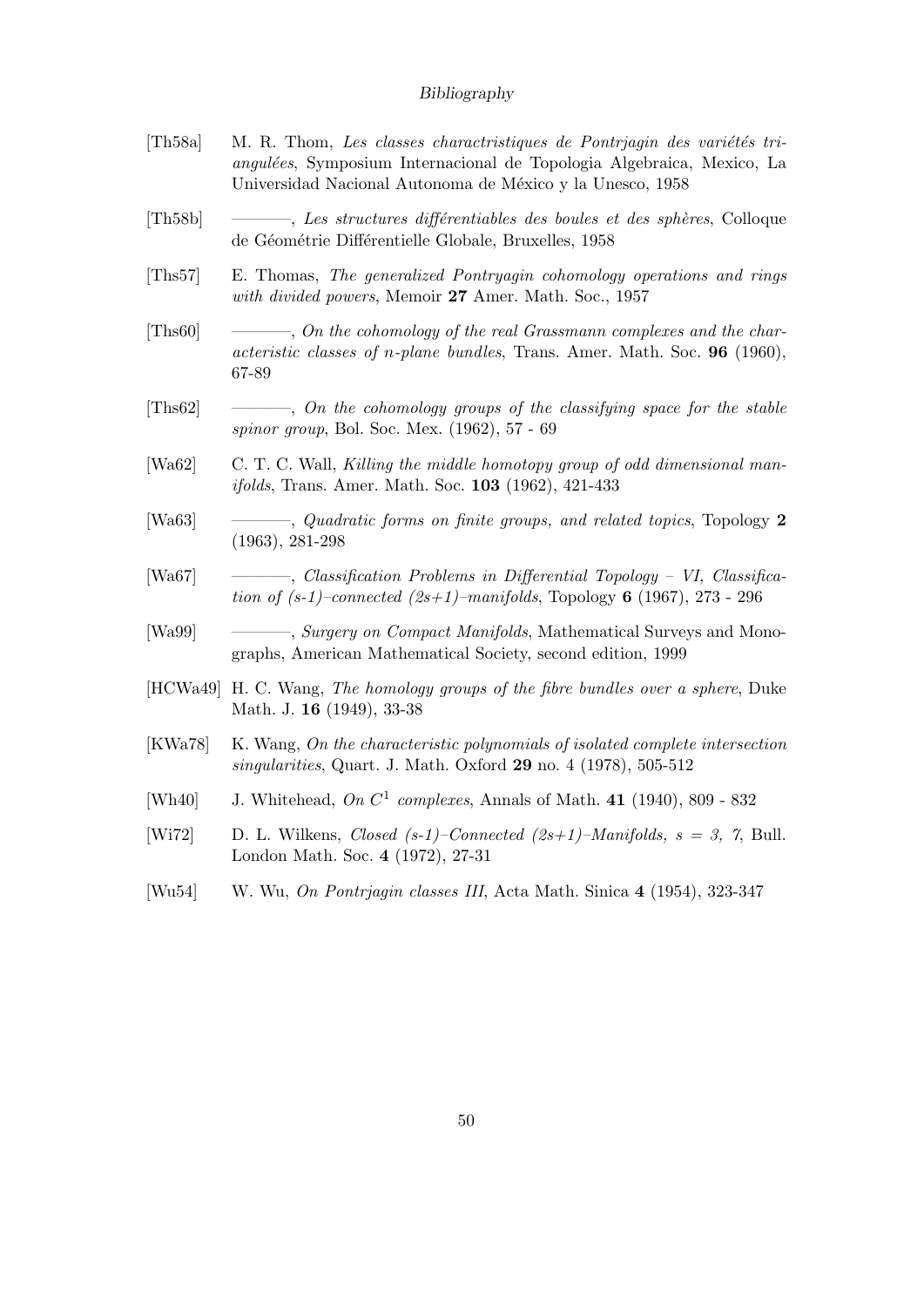[Th58a] M. R. Thom, *Les classes charactristiques de Pontrjagin des variétés triangulées*, Symposium Internacional de Topologia Algebraica, Mexico, La Universidad Nacional Autonoma de México y la Unesco, 1958

[Th58b] ———, *Les structures différentiables des boules et des sphères*, Colloque de Géométrie Différentielle Globale, Bruxelles, 1958

[Ths57] E. Thomas, *The generalized Pontryagin cohomology operations and rings with divided powers*, Memoir **27** Amer. Math. Soc., 1957

[Ths60] ———, *On the cohomology of the real Grassmann complexes and the characteristic classes of n-plane bundles*, Trans. Amer. Math. Soc. **96** (1960), 67-89

[Ths62] ———, *On the cohomology groups of the classifying space for the stable spinor group*, Bol. Soc. Mex. (1962), 57 - 69

[Wa62] C. T. C. Wall, *Killing the middle homotopy group of odd dimensional manifolds*, Trans. Amer. Math. Soc. **103** (1962), 421-433

[Wa63] ———, *Quadratic forms on finite groups, and related topics*, Topology **2** (1963), 281-298

[Wa67] ———, *Classification Problems in Differential Topology – VI, Classification of (s-1)–connected (2s+1)–manifolds*, Topology **6** (1967), 273 - 296

[Wa99] ———, *Surgery on Compact Manifolds*, Mathematical Surveys and Monographs, American Mathematical Society, second edition, 1999

[HCWa49] H. C. Wang, *The homology groups of the fibre bundles over a sphere*, Duke Math. J. **16** (1949), 33-38

[KWa78] K. Wang, *On the characteristic polynomials of isolated complete intersection singularities*, Quart. J. Math. Oxford **29** no. 4 (1978), 505-512

[Wh40] J. Whitehead, *On $C^1$ complexes*, Annals of Math. **41** (1940), 809 - 832

[Wi72] D. L. Wilkens, *Closed (s-1)–Connected (2s+1)–Manifolds, s = 3, 7*, Bull. London Math. Soc. **4** (1972), 27-31

[Wu54] W. Wu, *On Pontrjagin classes III*, Acta Math. Sinica **4** (1954), 323-347